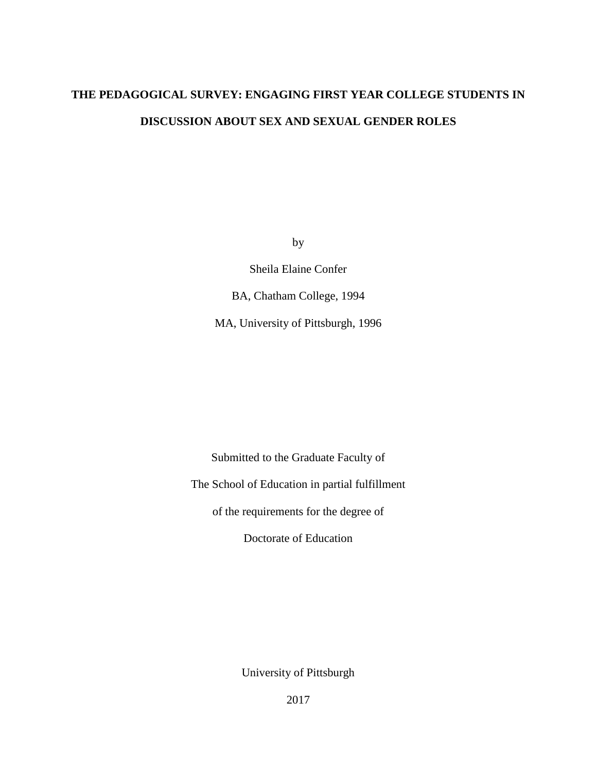# THE PEDAGOGICAL SURVEY: ENGAGING FIRST YEAR COLLEGE STUDENTS IN DISCUSSION ABOUT SEX AND SEXUAL GENDER ROLES

by

Sheila Elaine Confer

BA, Chatham College, 1994

MA, University of Pittsburgh, 1996

Submitted to the Graduate Faculty of

The School of Education in partial fulfillment

of the requirements for the degree of

Doctorate of Education

University of Pittsburgh

2017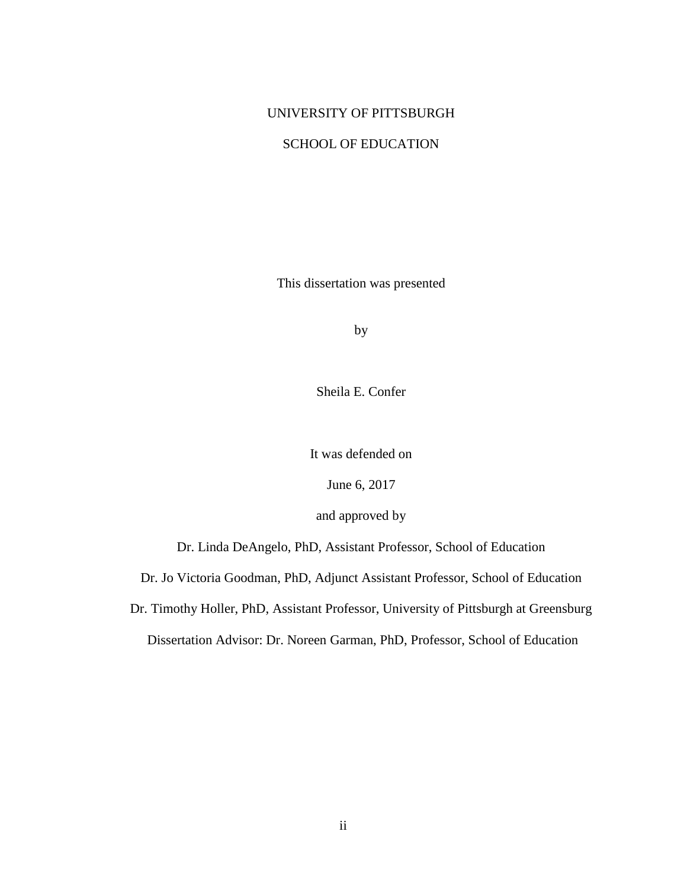UNIVERSITY OF PITTSBURGH

SCHOOL OF EDUCATION

This dissertation was presented

by

Sheila E. Confer

It was defended on

June 6, 2017

and approved by

Dr. Linda DeAngelo, PhD, Assistant Professor, School of Education

Dr. Jo Victoria Goodman, PhD, Adjunct Assistant Professor, School of Education

Dr. Timothy Holler, PhD, Assistant Professor, University of Pittsburgh at Greensburg

Dissertation Advisor: Dr. Noreen Garman, PhD, Professor, School of Education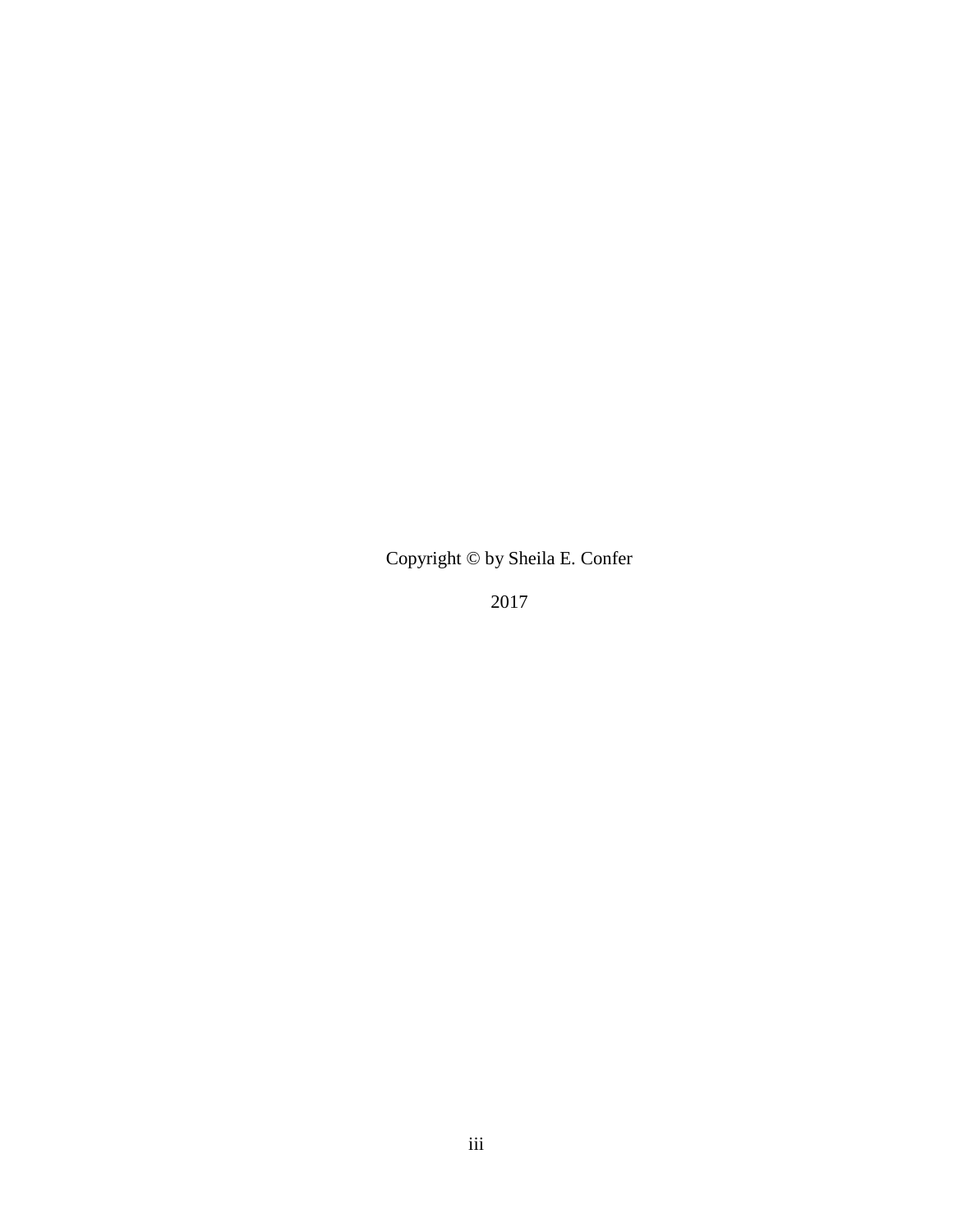Copyright © by Sheila E. Confer

2017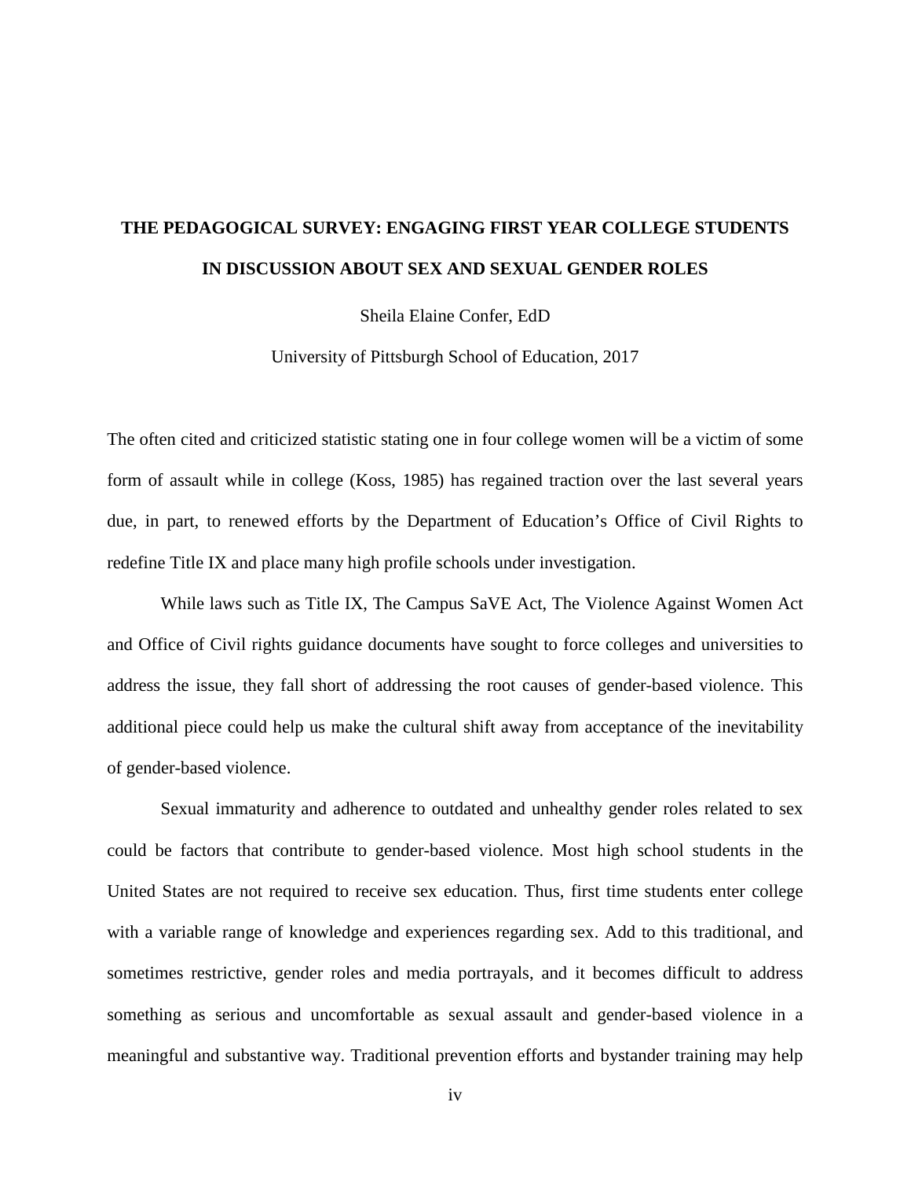**THE PEDAGOGICAL SURVEY: ENGAGING FIRST YEAR COLLEGE STUDENTS IN DISCUSSION ABOUT SEX AND SEXUAL GENDER ROLES**

Sheila Elaine Confer, EdD

University of Pittsburgh School of Education, 2017

The often cited and criticized statistic stating one in four college women will be a victim of some form of assault while in college (Koss, 1985) has regained traction over the last several years due, in part, to renewed efforts by the Department of Education's Office of Civil Rights to redefine Title IX and place many high profile schools under investigation.

While laws such as Title IX, The Campus SaVE Act, The Violence Against Women Act and Office of Civil rights guidance documents have sought to force colleges and universities to address the issue, they fall short of addressing the root causes of gender-based violence. This additional piece could help us make the cultural shift away from acceptance of the inevitability of gender-based violence.

Sexual immaturity and adherence to outdated and unhealthy gender roles related to sex could be factors that contribute to gender-based violence. Most high school students in the United States are not required to receive sex education. Thus, first time students enter college with a variable range of knowledge and experiences regarding sex. Add to this traditional, and sometimes restrictive, gender roles and media portrayals, and it becomes difficult to address something as serious and uncomfortable as sexual assault and gender-based violence in a meaningful and substantive way. Traditional prevention efforts and bystander training may help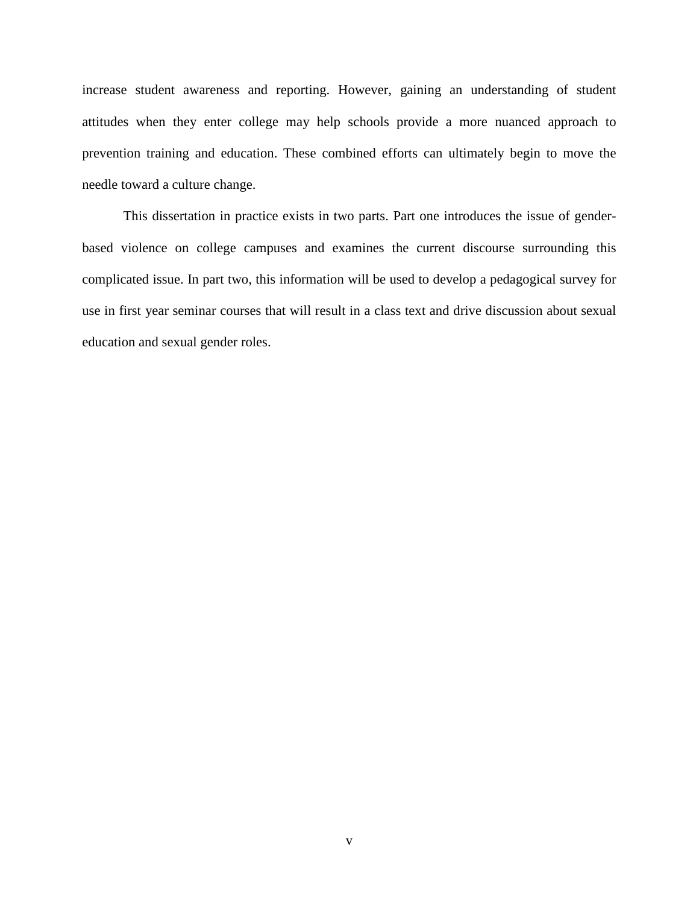increase student awareness and reporting. However, gaining an understanding of student attitudes when they enter college may help schools provide a more nuanced approach to prevention training and education. These combined efforts can ultimately begin to move the needle toward a culture change.

This dissertation in practice exists in two parts. Part one introduces the issue of gender-based violence on college campuses and examines the current discourse surrounding this complicated issue. In part two, this information will be used to develop a pedagogical survey for use in first year seminar courses that will result in a class text and drive discussion about sexual education and sexual gender roles.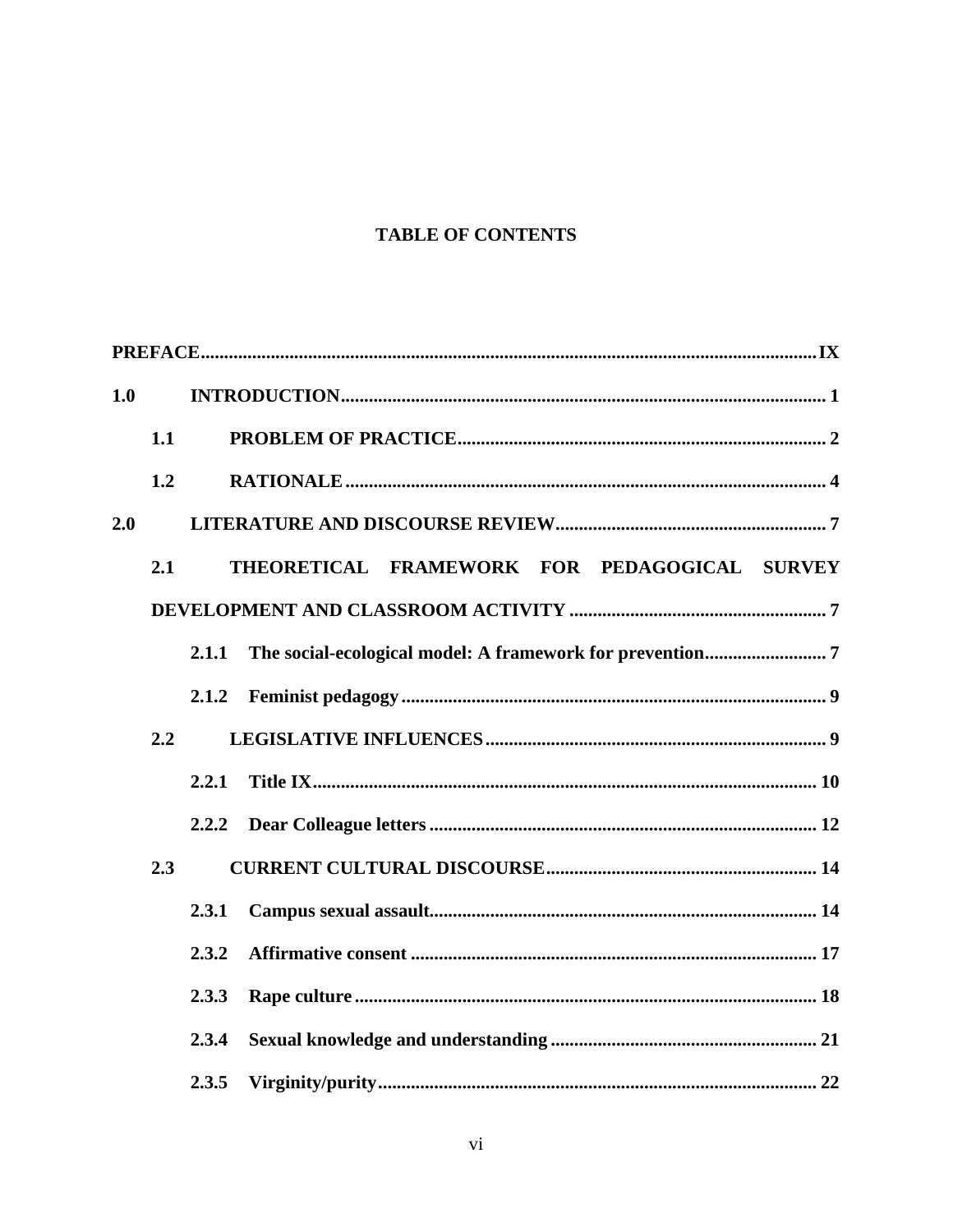# TABLE OF CONTENTS

**PREFACE** .......... **IX**

**1.0 INTRODUCTION** .......... **1**

- **1.1 PROBLEM OF PRACTICE** .......... **2**
- **1.2 RATIONALE** .......... **4**

**2.0 LITERATURE AND DISCOURSE REVIEW** .......... **7**

- **2.1 THEORETICAL FRAMEWORK FOR PEDAGOGICAL SURVEY DEVELOPMENT AND CLASSROOM ACTIVITY** .......... **7**
  - **2.1.1 The social-ecological model: A framework for prevention** .......... **7**
  - **2.1.2 Feminist pedagogy** .......... **9**
- **2.2 LEGISLATIVE INFLUENCES** .......... **9**
  - **2.2.1 Title IX** .......... **10**
  - **2.2.2 Dear Colleague letters** .......... **12**
- **2.3 CURRENT CULTURAL DISCOURSE** .......... **14**
  - **2.3.1 Campus sexual assault** .......... **14**
  - **2.3.2 Affirmative consent** .......... **17**
  - **2.3.3 Rape culture** .......... **18**
  - **2.3.4 Sexual knowledge and understanding** .......... **21**
  - **2.3.5 Virginity/purity** .......... **22**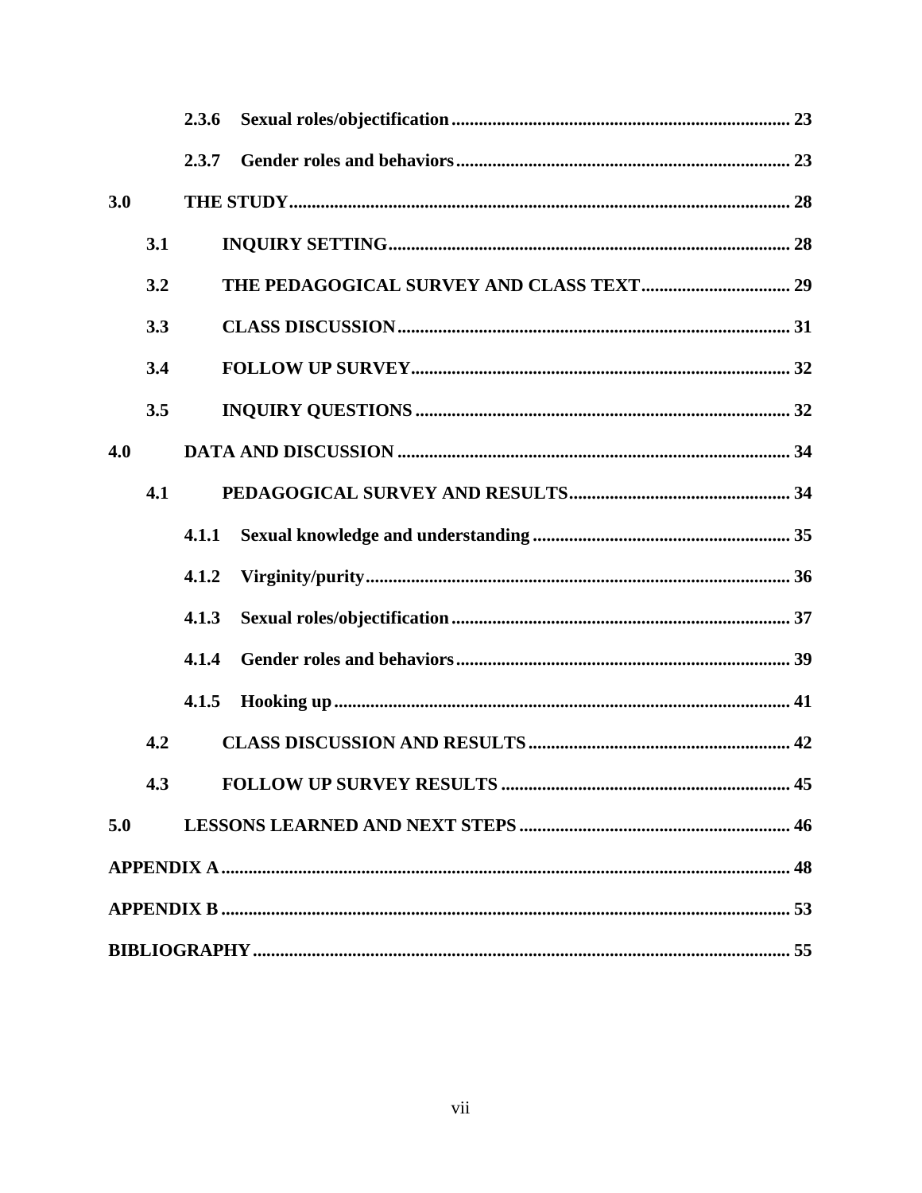2.3.6 Sexual roles/objectification ........................................................................ 23

2.3.7 Gender roles and behaviors ........................................................................ 23

3.0 THE STUDY ........................................................................................................ 28

3.1 INQUIRY SETTING ........................................................................................ 28

3.2 THE PEDAGOGICAL SURVEY AND CLASS TEXT ................................. 29

3.3 CLASS DISCUSSION ...................................................................................... 31

3.4 FOLLOW UP SURVEY ................................................................................... 32

3.5 INQUIRY QUESTIONS .................................................................................. 32

4.0 DATA AND DISCUSSION ................................................................................. 34

4.1 PEDAGOGICAL SURVEY AND RESULTS ................................................ 34

4.1.1 Sexual knowledge and understanding ........................................................ 35

4.1.2 Virginity/purity ............................................................................................ 36

4.1.3 Sexual roles/objectification ......................................................................... 37

4.1.4 Gender roles and behaviors ........................................................................ 39

4.1.5 Hooking up .................................................................................................... 41

4.2 CLASS DISCUSSION AND RESULTS .......................................................... 42

4.3 FOLLOW UP SURVEY RESULTS ................................................................ 45

5.0 LESSONS LEARNED AND NEXT STEPS ........................................................ 46

APPENDIX A ................................................................................................................ 48

APPENDIX B ................................................................................................................ 53

BIBLIOGRAPHY .......................................................................................................... 55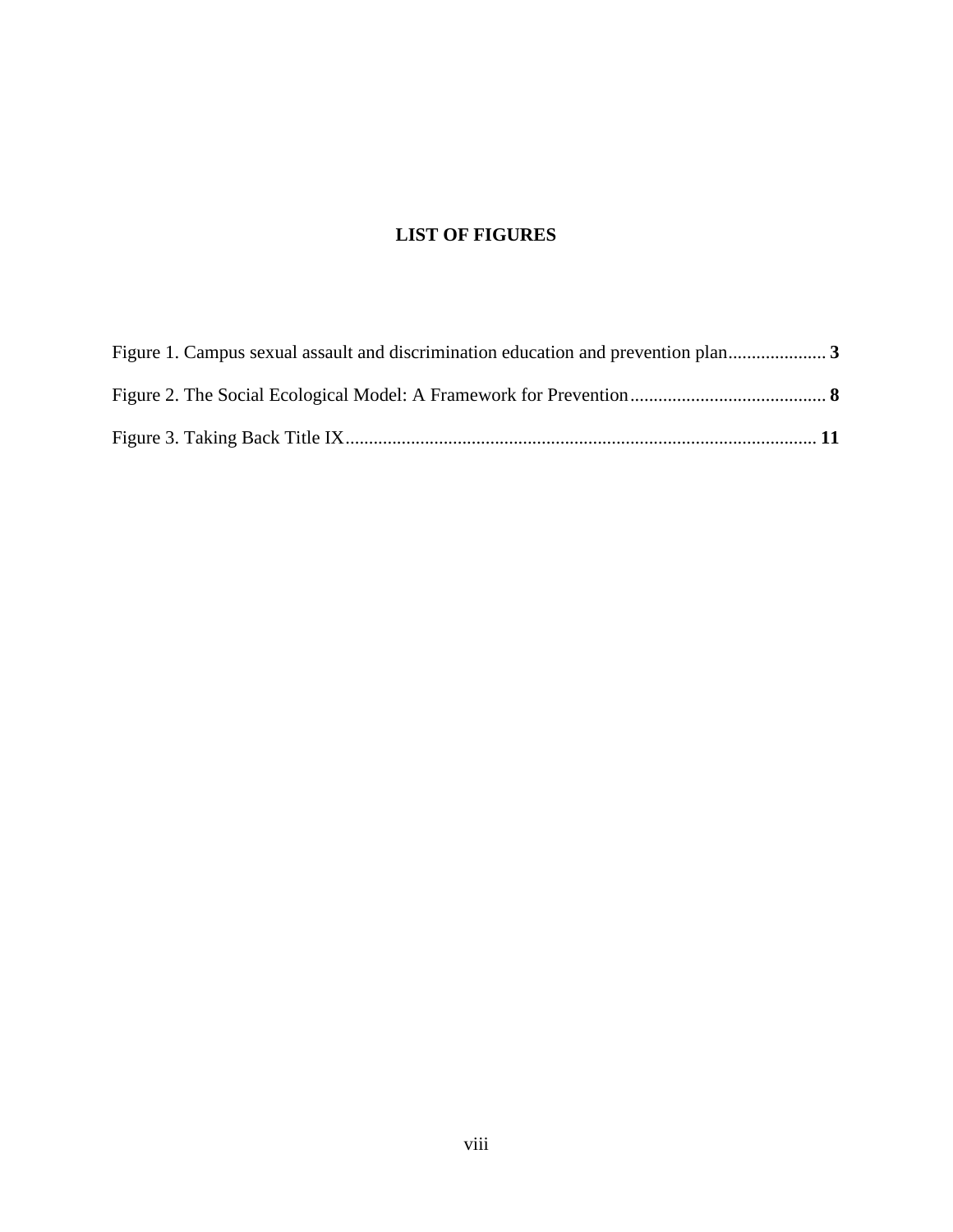# LIST OF FIGURES

Figure 1. Campus sexual assault and discrimination education and prevention plan..................... **3**

Figure 2. The Social Ecological Model: A Framework for Prevention.......................................... **8**

Figure 3. Taking Back Title IX.................................................................................................... **11**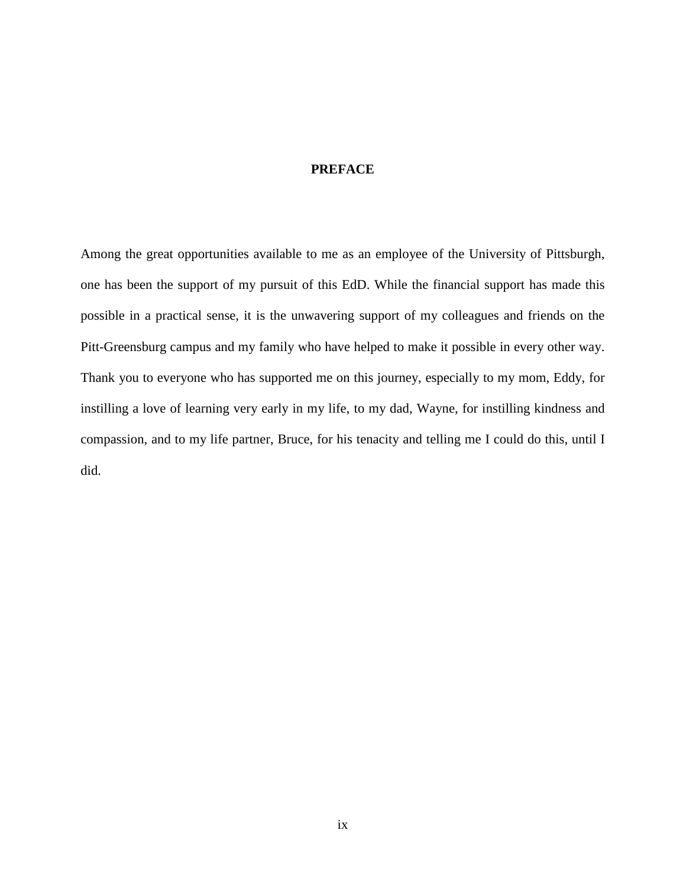## PREFACE

Among the great opportunities available to me as an employee of the University of Pittsburgh, one has been the support of my pursuit of this EdD. While the financial support has made this possible in a practical sense, it is the unwavering support of my colleagues and friends on the Pitt-Greensburg campus and my family who have helped to make it possible in every other way. Thank you to everyone who has supported me on this journey, especially to my mom, Eddy, for instilling a love of learning very early in my life, to my dad, Wayne, for instilling kindness and compassion, and to my life partner, Bruce, for his tenacity and telling me I could do this, until I did.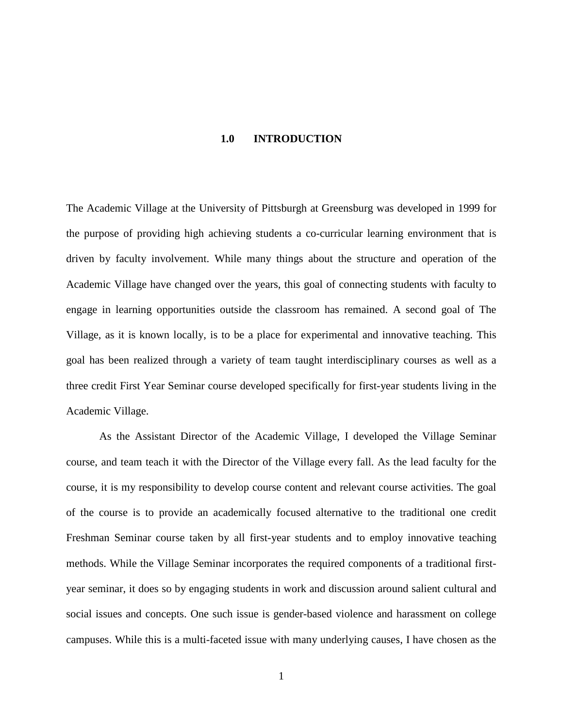# 1.0 INTRODUCTION

The Academic Village at the University of Pittsburgh at Greensburg was developed in 1999 for the purpose of providing high achieving students a co-curricular learning environment that is driven by faculty involvement. While many things about the structure and operation of the Academic Village have changed over the years, this goal of connecting students with faculty to engage in learning opportunities outside the classroom has remained. A second goal of The Village, as it is known locally, is to be a place for experimental and innovative teaching. This goal has been realized through a variety of team taught interdisciplinary courses as well as a three credit First Year Seminar course developed specifically for first-year students living in the Academic Village.

As the Assistant Director of the Academic Village, I developed the Village Seminar course, and team teach it with the Director of the Village every fall. As the lead faculty for the course, it is my responsibility to develop course content and relevant course activities. The goal of the course is to provide an academically focused alternative to the traditional one credit Freshman Seminar course taken by all first-year students and to employ innovative teaching methods. While the Village Seminar incorporates the required components of a traditional first-year seminar, it does so by engaging students in work and discussion around salient cultural and social issues and concepts. One such issue is gender-based violence and harassment on college campuses. While this is a multi-faceted issue with many underlying causes, I have chosen as the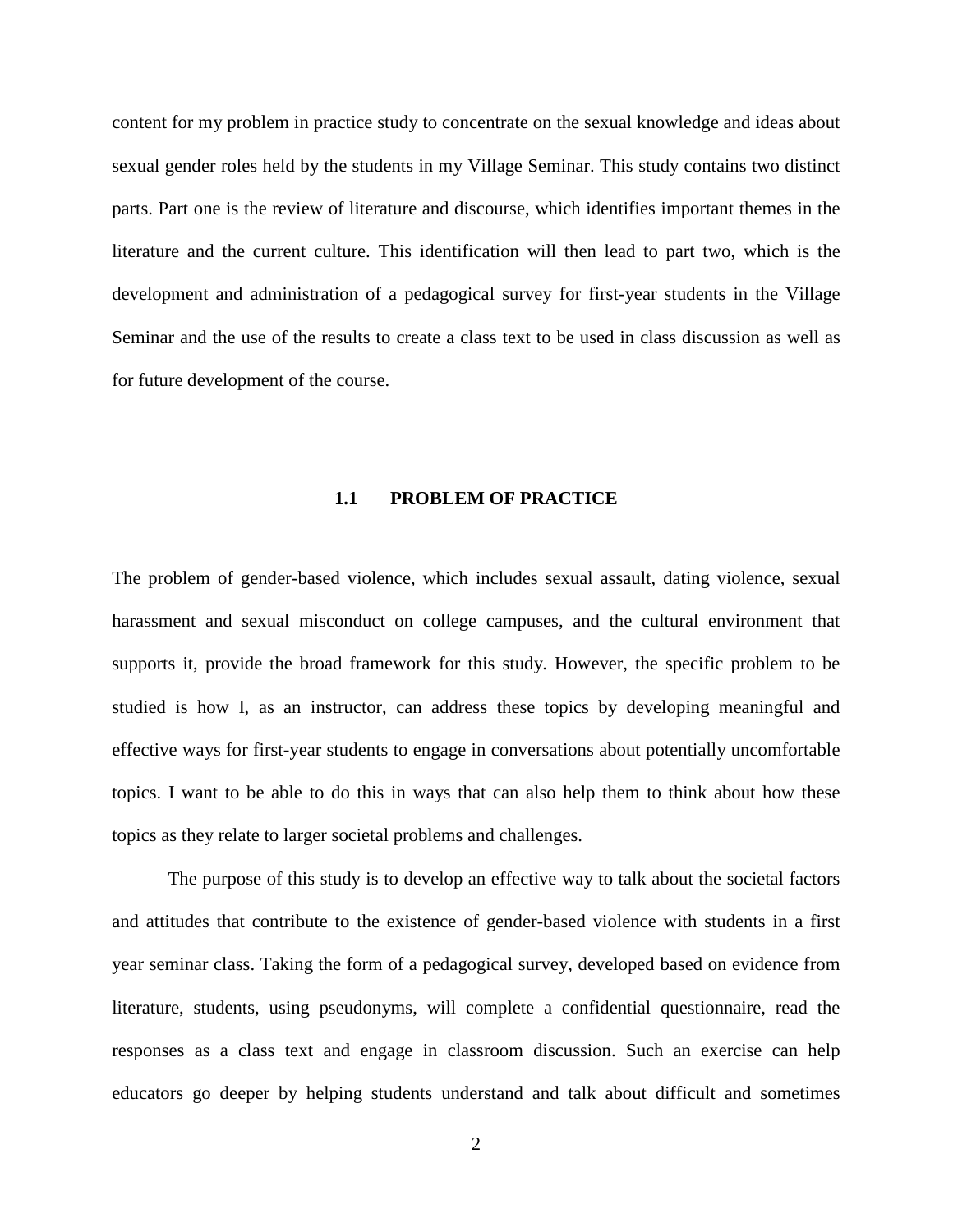content for my problem in practice study to concentrate on the sexual knowledge and ideas about sexual gender roles held by the students in my Village Seminar. This study contains two distinct parts. Part one is the review of literature and discourse, which identifies important themes in the literature and the current culture. This identification will then lead to part two, which is the development and administration of a pedagogical survey for first-year students in the Village Seminar and the use of the results to create a class text to be used in class discussion as well as for future development of the course.

## 1.1 PROBLEM OF PRACTICE

The problem of gender-based violence, which includes sexual assault, dating violence, sexual harassment and sexual misconduct on college campuses, and the cultural environment that supports it, provide the broad framework for this study. However, the specific problem to be studied is how I, as an instructor, can address these topics by developing meaningful and effective ways for first-year students to engage in conversations about potentially uncomfortable topics. I want to be able to do this in ways that can also help them to think about how these topics as they relate to larger societal problems and challenges.

The purpose of this study is to develop an effective way to talk about the societal factors and attitudes that contribute to the existence of gender-based violence with students in a first year seminar class. Taking the form of a pedagogical survey, developed based on evidence from literature, students, using pseudonyms, will complete a confidential questionnaire, read the responses as a class text and engage in classroom discussion. Such an exercise can help educators go deeper by helping students understand and talk about difficult and sometimes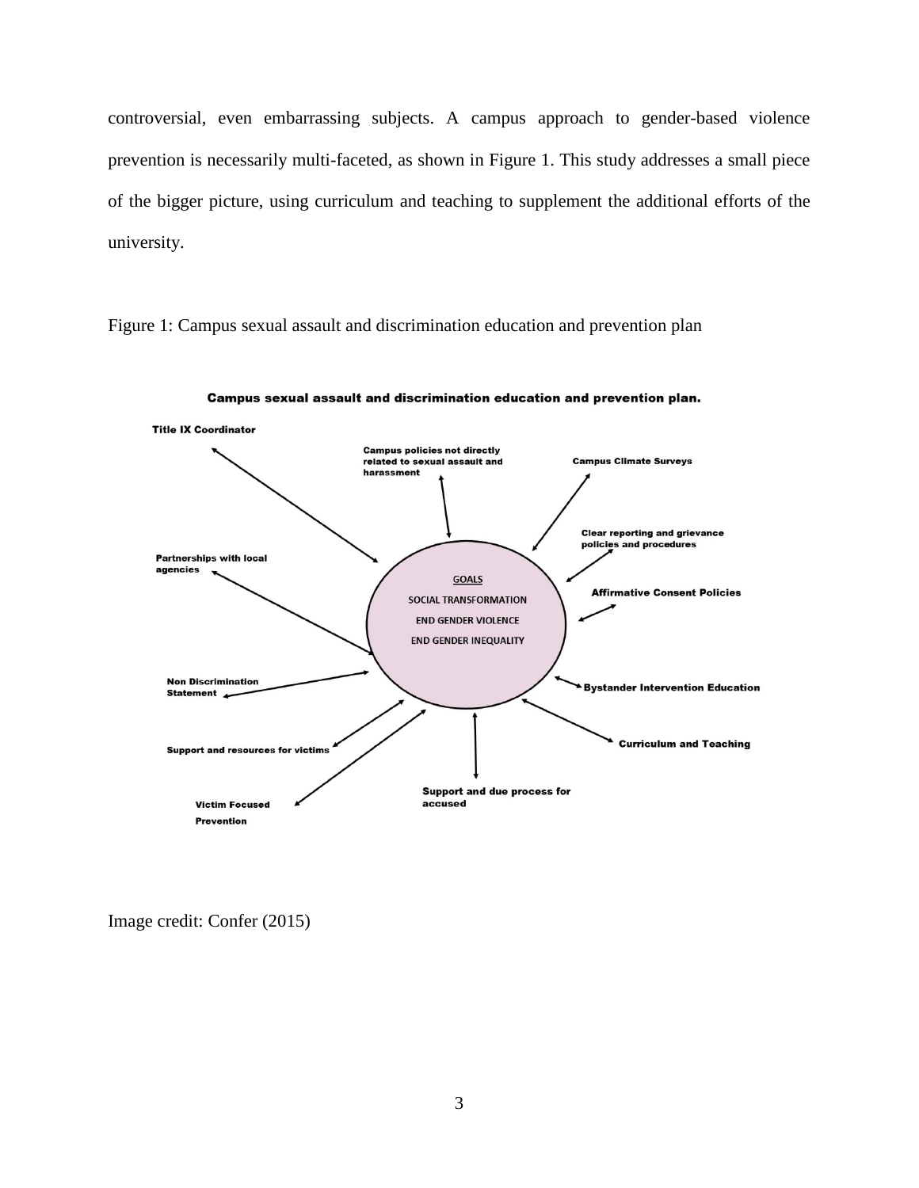controversial, even embarrassing subjects. A campus approach to gender-based violence prevention is necessarily multi-faceted, as shown in Figure 1. This study addresses a small piece of the bigger picture, using curriculum and teaching to supplement the additional efforts of the university.

Figure 1: Campus sexual assault and discrimination education and prevention plan

**Campus sexual assault and discrimination education and prevention plan.**

GOALS
SOCIAL TRANSFORMATION
END GENDER VIOLENCE
END GENDER INEQUALITY

- **Title IX Coordinator**
- **Campus policies not directly related to sexual assault and harassment**
- **Campus Climate Surveys**
- **Clear reporting and grievance policies and procedures**
- **Affirmative Consent Policies**
- **Bystander Intervention Education**
- **Curriculum and Teaching**
- **Support and due process for accused**
- **Victim Focused Prevention**
- **Support and resources for victims**
- **Non Discrimination Statement**
- **Partnerships with local agencies**

Image credit: Confer (2015)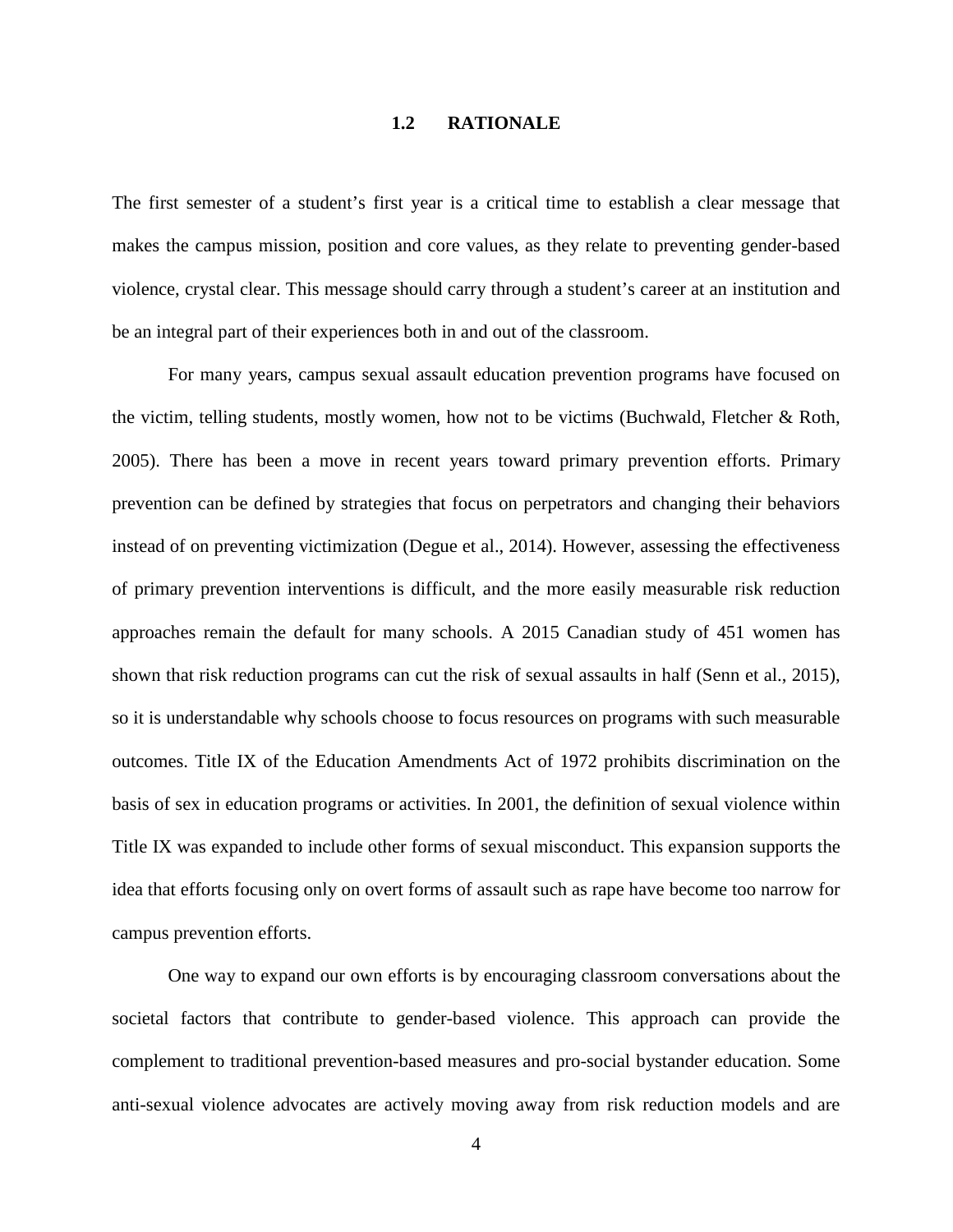## 1.2 RATIONALE

The first semester of a student's first year is a critical time to establish a clear message that makes the campus mission, position and core values, as they relate to preventing gender-based violence, crystal clear. This message should carry through a student's career at an institution and be an integral part of their experiences both in and out of the classroom.

For many years, campus sexual assault education prevention programs have focused on the victim, telling students, mostly women, how not to be victims (Buchwald, Fletcher & Roth, 2005). There has been a move in recent years toward primary prevention efforts. Primary prevention can be defined by strategies that focus on perpetrators and changing their behaviors instead of on preventing victimization (Degue et al., 2014). However, assessing the effectiveness of primary prevention interventions is difficult, and the more easily measurable risk reduction approaches remain the default for many schools. A 2015 Canadian study of 451 women has shown that risk reduction programs can cut the risk of sexual assaults in half (Senn et al., 2015), so it is understandable why schools choose to focus resources on programs with such measurable outcomes. Title IX of the Education Amendments Act of 1972 prohibits discrimination on the basis of sex in education programs or activities. In 2001, the definition of sexual violence within Title IX was expanded to include other forms of sexual misconduct. This expansion supports the idea that efforts focusing only on overt forms of assault such as rape have become too narrow for campus prevention efforts.

One way to expand our own efforts is by encouraging classroom conversations about the societal factors that contribute to gender-based violence. This approach can provide the complement to traditional prevention-based measures and pro-social bystander education. Some anti-sexual violence advocates are actively moving away from risk reduction models and are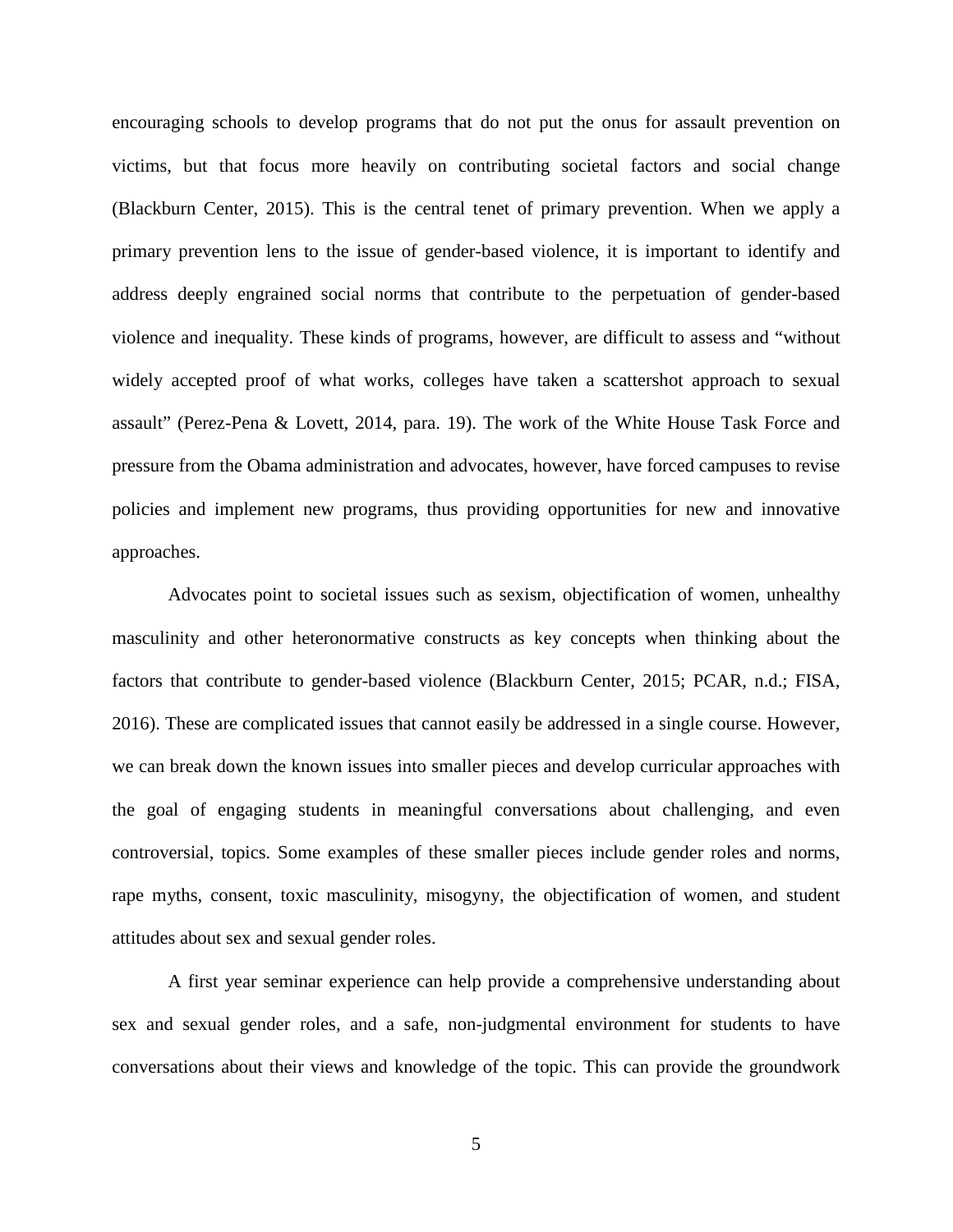encouraging schools to develop programs that do not put the onus for assault prevention on victims, but that focus more heavily on contributing societal factors and social change (Blackburn Center, 2015). This is the central tenet of primary prevention. When we apply a primary prevention lens to the issue of gender-based violence, it is important to identify and address deeply engrained social norms that contribute to the perpetuation of gender-based violence and inequality. These kinds of programs, however, are difficult to assess and "without widely accepted proof of what works, colleges have taken a scattershot approach to sexual assault" (Perez-Pena & Lovett, 2014, para. 19). The work of the White House Task Force and pressure from the Obama administration and advocates, however, have forced campuses to revise policies and implement new programs, thus providing opportunities for new and innovative approaches.

Advocates point to societal issues such as sexism, objectification of women, unhealthy masculinity and other heteronormative constructs as key concepts when thinking about the factors that contribute to gender-based violence (Blackburn Center, 2015; PCAR, n.d.; FISA, 2016). These are complicated issues that cannot easily be addressed in a single course. However, we can break down the known issues into smaller pieces and develop curricular approaches with the goal of engaging students in meaningful conversations about challenging, and even controversial, topics. Some examples of these smaller pieces include gender roles and norms, rape myths, consent, toxic masculinity, misogyny, the objectification of women, and student attitudes about sex and sexual gender roles.

A first year seminar experience can help provide a comprehensive understanding about sex and sexual gender roles, and a safe, non-judgmental environment for students to have conversations about their views and knowledge of the topic. This can provide the groundwork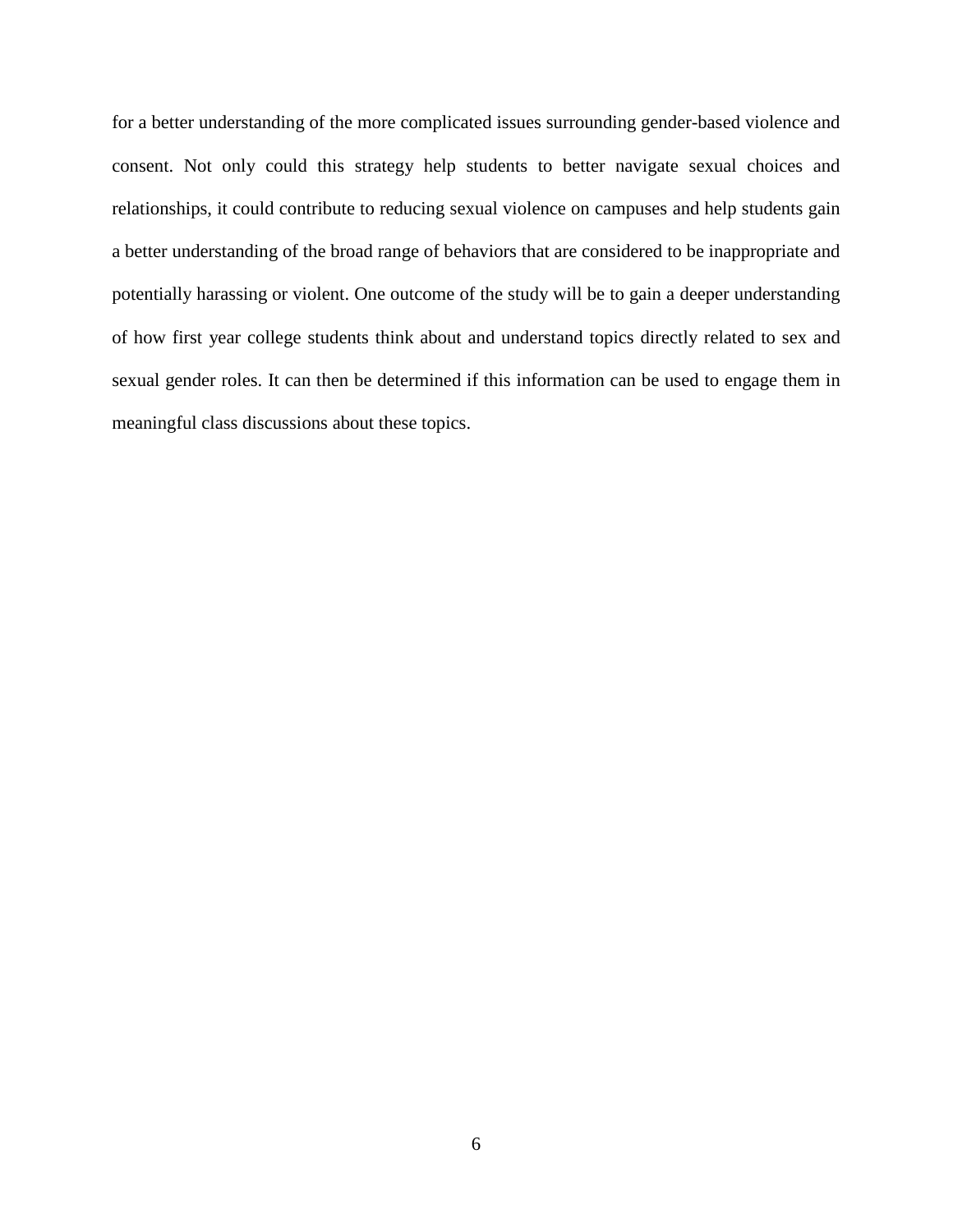for a better understanding of the more complicated issues surrounding gender-based violence and consent. Not only could this strategy help students to better navigate sexual choices and relationships, it could contribute to reducing sexual violence on campuses and help students gain a better understanding of the broad range of behaviors that are considered to be inappropriate and potentially harassing or violent. One outcome of the study will be to gain a deeper understanding of how first year college students think about and understand topics directly related to sex and sexual gender roles. It can then be determined if this information can be used to engage them in meaningful class discussions about these topics.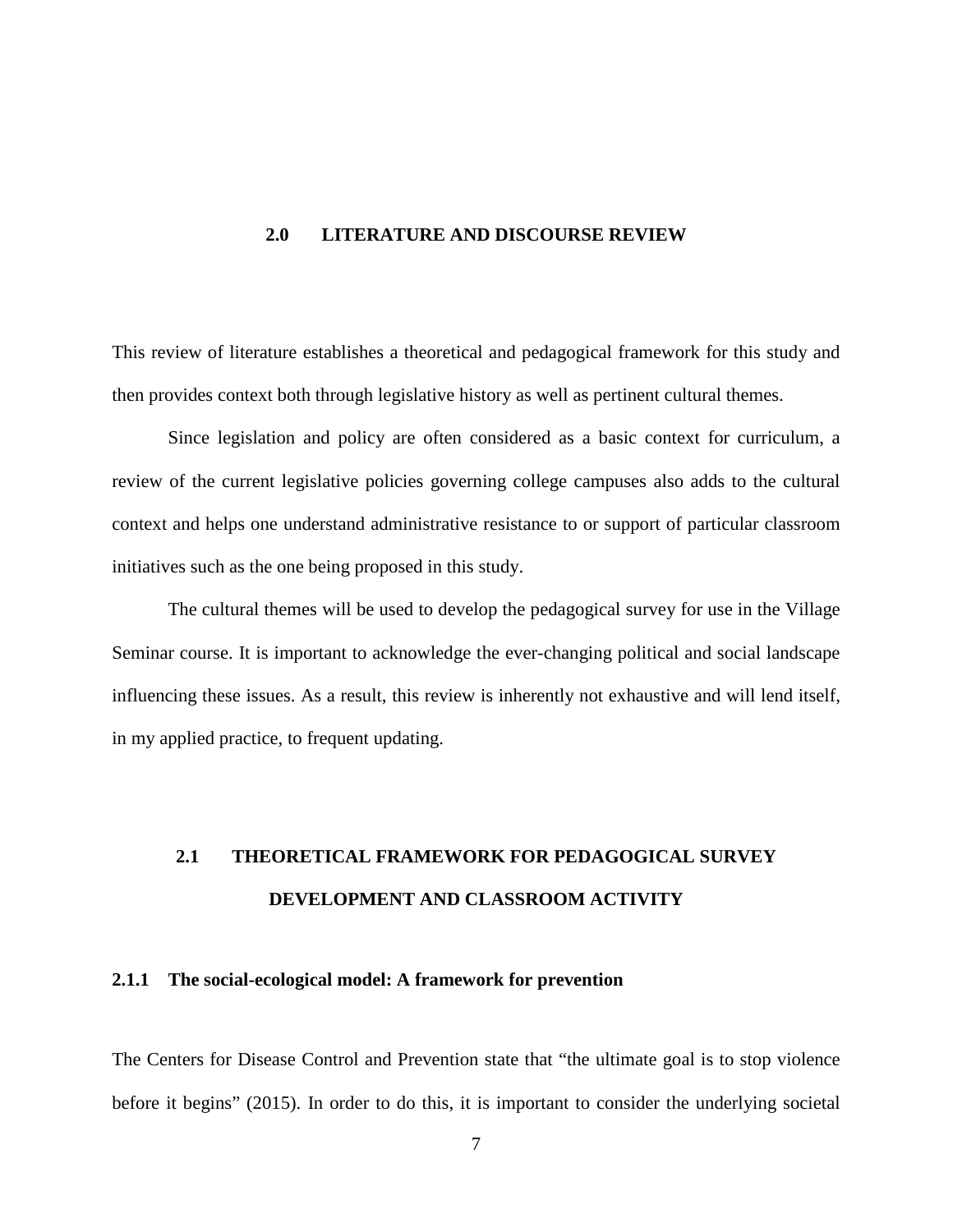# 2.0 LITERATURE AND DISCOURSE REVIEW

This review of literature establishes a theoretical and pedagogical framework for this study and then provides context both through legislative history as well as pertinent cultural themes.

Since legislation and policy are often considered as a basic context for curriculum, a review of the current legislative policies governing college campuses also adds to the cultural context and helps one understand administrative resistance to or support of particular classroom initiatives such as the one being proposed in this study.

The cultural themes will be used to develop the pedagogical survey for use in the Village Seminar course. It is important to acknowledge the ever-changing political and social landscape influencing these issues. As a result, this review is inherently not exhaustive and will lend itself, in my applied practice, to frequent updating.

## 2.1 THEORETICAL FRAMEWORK FOR PEDAGOGICAL SURVEY DEVELOPMENT AND CLASSROOM ACTIVITY

### 2.1.1 The social-ecological model: A framework for prevention

The Centers for Disease Control and Prevention state that "the ultimate goal is to stop violence before it begins" (2015). In order to do this, it is important to consider the underlying societal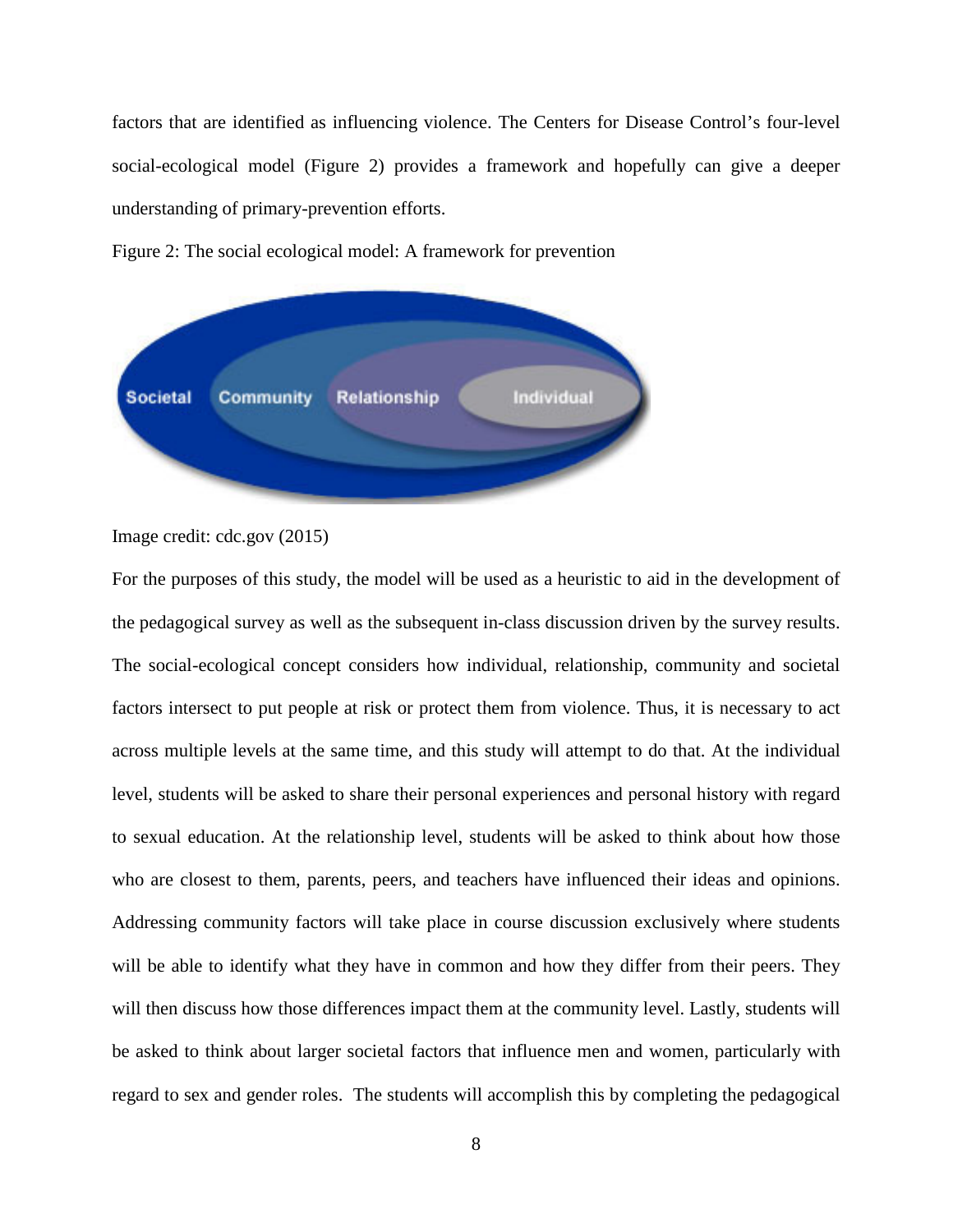factors that are identified as influencing violence. The Centers for Disease Control's four-level social-ecological model (Figure 2) provides a framework and hopefully can give a deeper understanding of primary-prevention efforts.

Figure 2: The social ecological model: A framework for prevention

Societal Community Relationship Individual

Image credit: cdc.gov (2015)

For the purposes of this study, the model will be used as a heuristic to aid in the development of the pedagogical survey as well as the subsequent in-class discussion driven by the survey results. The social-ecological concept considers how individual, relationship, community and societal factors intersect to put people at risk or protect them from violence. Thus, it is necessary to act across multiple levels at the same time, and this study will attempt to do that. At the individual level, students will be asked to share their personal experiences and personal history with regard to sexual education. At the relationship level, students will be asked to think about how those who are closest to them, parents, peers, and teachers have influenced their ideas and opinions. Addressing community factors will take place in course discussion exclusively where students will be able to identify what they have in common and how they differ from their peers. They will then discuss how those differences impact them at the community level. Lastly, students will be asked to think about larger societal factors that influence men and women, particularly with regard to sex and gender roles. The students will accomplish this by completing the pedagogical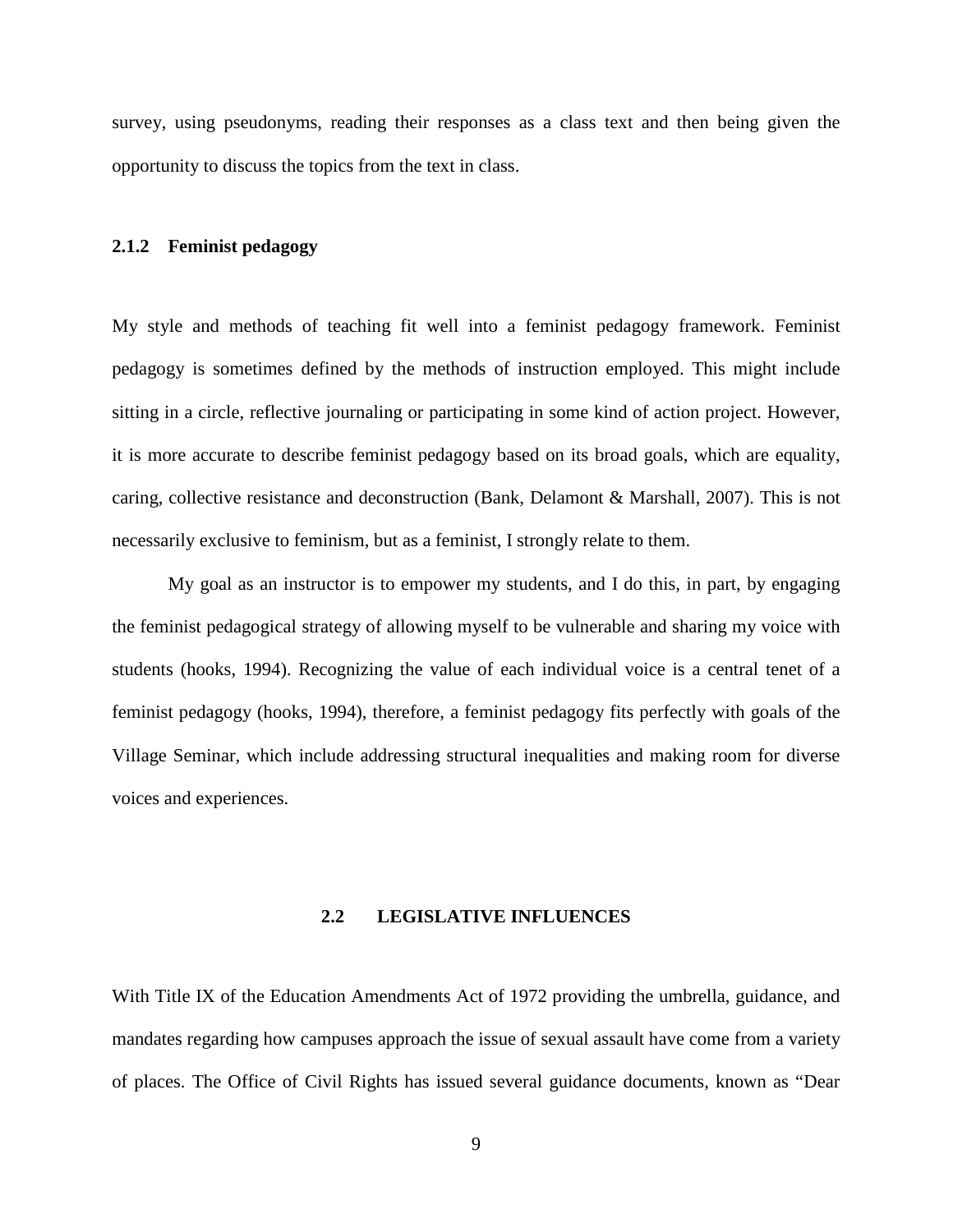survey, using pseudonyms, reading their responses as a class text and then being given the opportunity to discuss the topics from the text in class.

### 2.1.2 Feminist pedagogy

My style and methods of teaching fit well into a feminist pedagogy framework. Feminist pedagogy is sometimes defined by the methods of instruction employed. This might include sitting in a circle, reflective journaling or participating in some kind of action project. However, it is more accurate to describe feminist pedagogy based on its broad goals, which are equality, caring, collective resistance and deconstruction (Bank, Delamont & Marshall, 2007). This is not necessarily exclusive to feminism, but as a feminist, I strongly relate to them.

My goal as an instructor is to empower my students, and I do this, in part, by engaging the feminist pedagogical strategy of allowing myself to be vulnerable and sharing my voice with students (hooks, 1994). Recognizing the value of each individual voice is a central tenet of a feminist pedagogy (hooks, 1994), therefore, a feminist pedagogy fits perfectly with goals of the Village Seminar, which include addressing structural inequalities and making room for diverse voices and experiences.

## 2.2 LEGISLATIVE INFLUENCES

With Title IX of the Education Amendments Act of 1972 providing the umbrella, guidance, and mandates regarding how campuses approach the issue of sexual assault have come from a variety of places. The Office of Civil Rights has issued several guidance documents, known as "Dear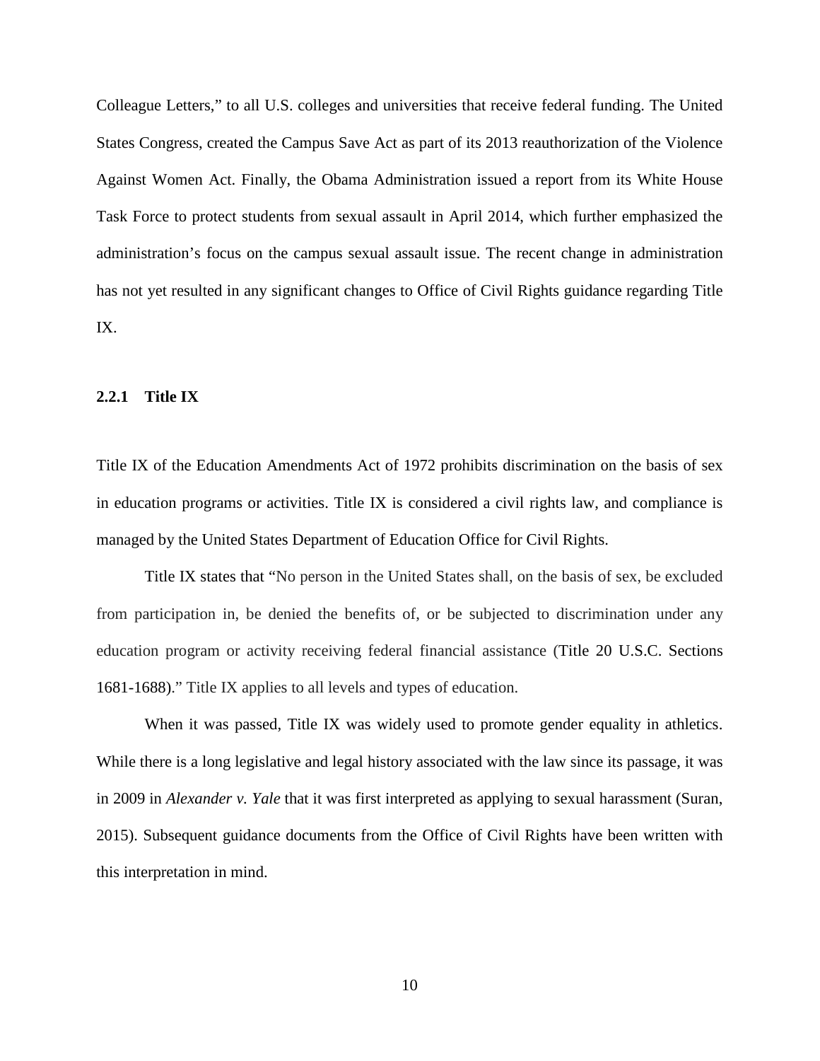Colleague Letters," to all U.S. colleges and universities that receive federal funding. The United States Congress, created the Campus Save Act as part of its 2013 reauthorization of the Violence Against Women Act. Finally, the Obama Administration issued a report from its White House Task Force to protect students from sexual assault in April 2014, which further emphasized the administration's focus on the campus sexual assault issue. The recent change in administration has not yet resulted in any significant changes to Office of Civil Rights guidance regarding Title IX.

### 2.2.1 Title IX

Title IX of the Education Amendments Act of 1972 prohibits discrimination on the basis of sex in education programs or activities. Title IX is considered a civil rights law, and compliance is managed by the United States Department of Education Office for Civil Rights.

Title IX states that "No person in the United States shall, on the basis of sex, be excluded from participation in, be denied the benefits of, or be subjected to discrimination under any education program or activity receiving federal financial assistance (Title 20 U.S.C. Sections 1681-1688)." Title IX applies to all levels and types of education.

When it was passed, Title IX was widely used to promote gender equality in athletics. While there is a long legislative and legal history associated with the law since its passage, it was in 2009 in *Alexander v. Yale* that it was first interpreted as applying to sexual harassment (Suran, 2015). Subsequent guidance documents from the Office of Civil Rights have been written with this interpretation in mind.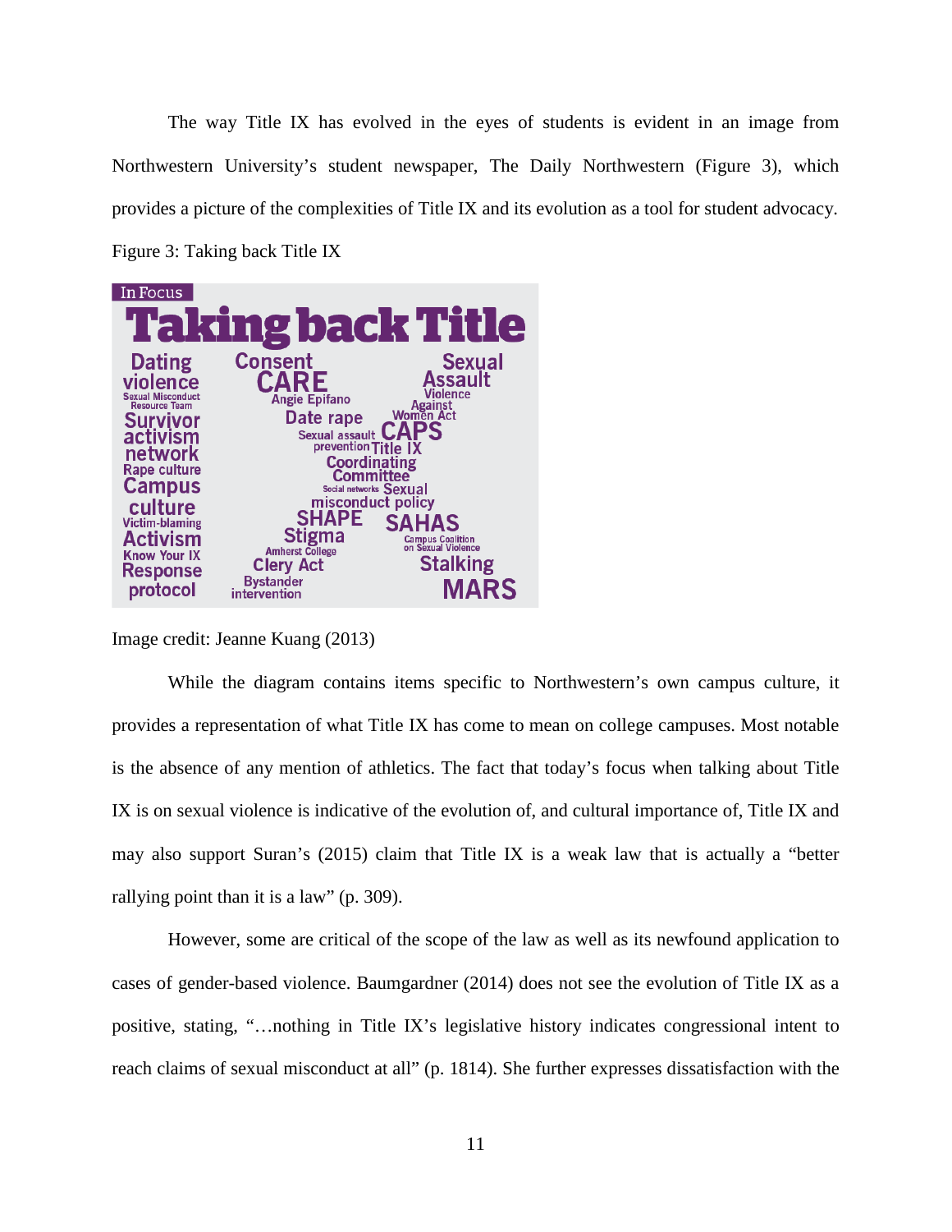The way Title IX has evolved in the eyes of students is evident in an image from Northwestern University's student newspaper, The Daily Northwestern (Figure 3), which provides a picture of the complexities of Title IX and its evolution as a tool for student advocacy.

Figure 3: Taking back Title IX

Image credit: Jeanne Kuang (2013)

While the diagram contains items specific to Northwestern's own campus culture, it provides a representation of what Title IX has come to mean on college campuses. Most notable is the absence of any mention of athletics. The fact that today's focus when talking about Title IX is on sexual violence is indicative of the evolution of, and cultural importance of, Title IX and may also support Suran's (2015) claim that Title IX is a weak law that is actually a "better rallying point than it is a law" (p. 309).

However, some are critical of the scope of the law as well as its newfound application to cases of gender-based violence. Baumgardner (2014) does not see the evolution of Title IX as a positive, stating, "…nothing in Title IX's legislative history indicates congressional intent to reach claims of sexual misconduct at all" (p. 1814). She further expresses dissatisfaction with the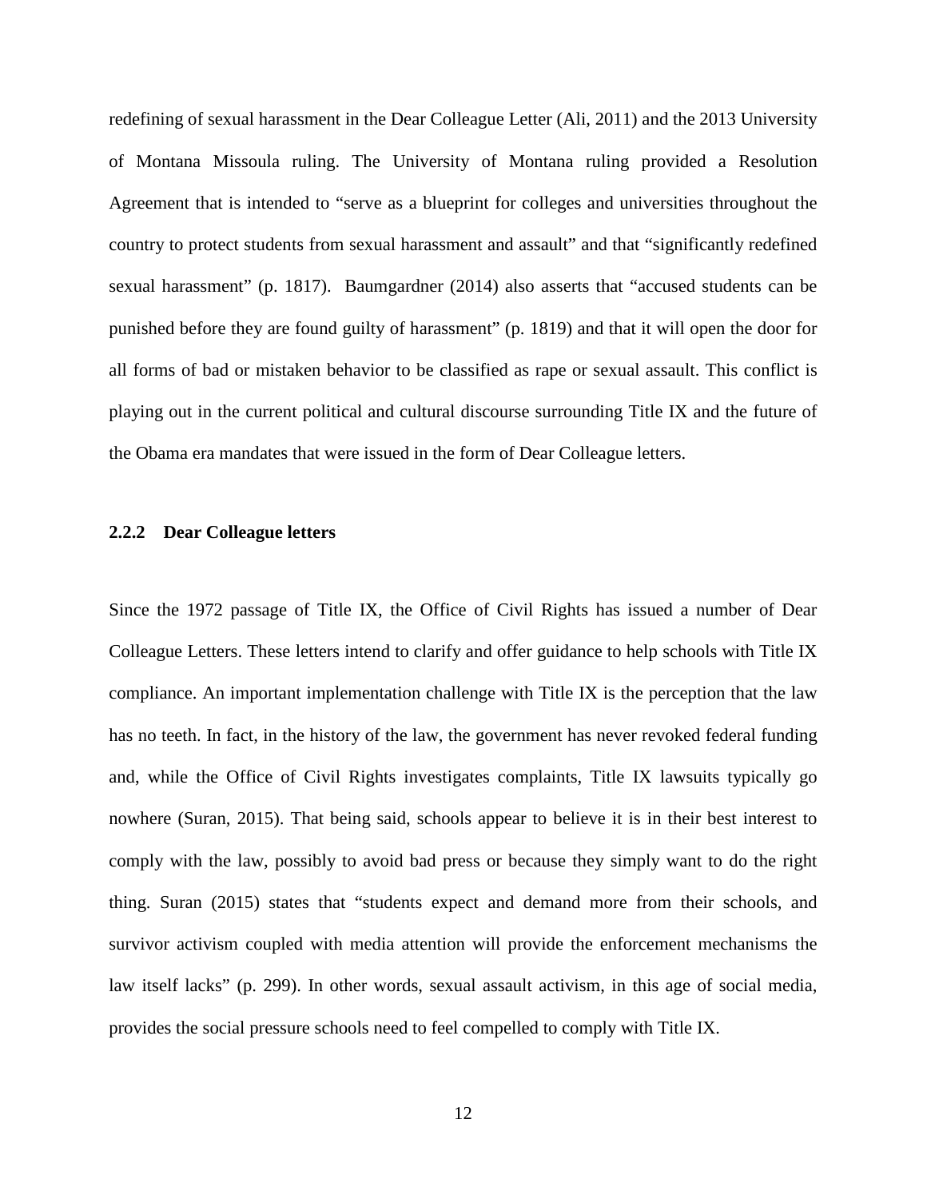redefining of sexual harassment in the Dear Colleague Letter (Ali, 2011) and the 2013 University of Montana Missoula ruling. The University of Montana ruling provided a Resolution Agreement that is intended to "serve as a blueprint for colleges and universities throughout the country to protect students from sexual harassment and assault" and that "significantly redefined sexual harassment" (p. 1817). Baumgardner (2014) also asserts that "accused students can be punished before they are found guilty of harassment" (p. 1819) and that it will open the door for all forms of bad or mistaken behavior to be classified as rape or sexual assault. This conflict is playing out in the current political and cultural discourse surrounding Title IX and the future of the Obama era mandates that were issued in the form of Dear Colleague letters.

### 2.2.2 Dear Colleague letters

Since the 1972 passage of Title IX, the Office of Civil Rights has issued a number of Dear Colleague Letters. These letters intend to clarify and offer guidance to help schools with Title IX compliance. An important implementation challenge with Title IX is the perception that the law has no teeth. In fact, in the history of the law, the government has never revoked federal funding and, while the Office of Civil Rights investigates complaints, Title IX lawsuits typically go nowhere (Suran, 2015). That being said, schools appear to believe it is in their best interest to comply with the law, possibly to avoid bad press or because they simply want to do the right thing. Suran (2015) states that "students expect and demand more from their schools, and survivor activism coupled with media attention will provide the enforcement mechanisms the law itself lacks" (p. 299). In other words, sexual assault activism, in this age of social media, provides the social pressure schools need to feel compelled to comply with Title IX.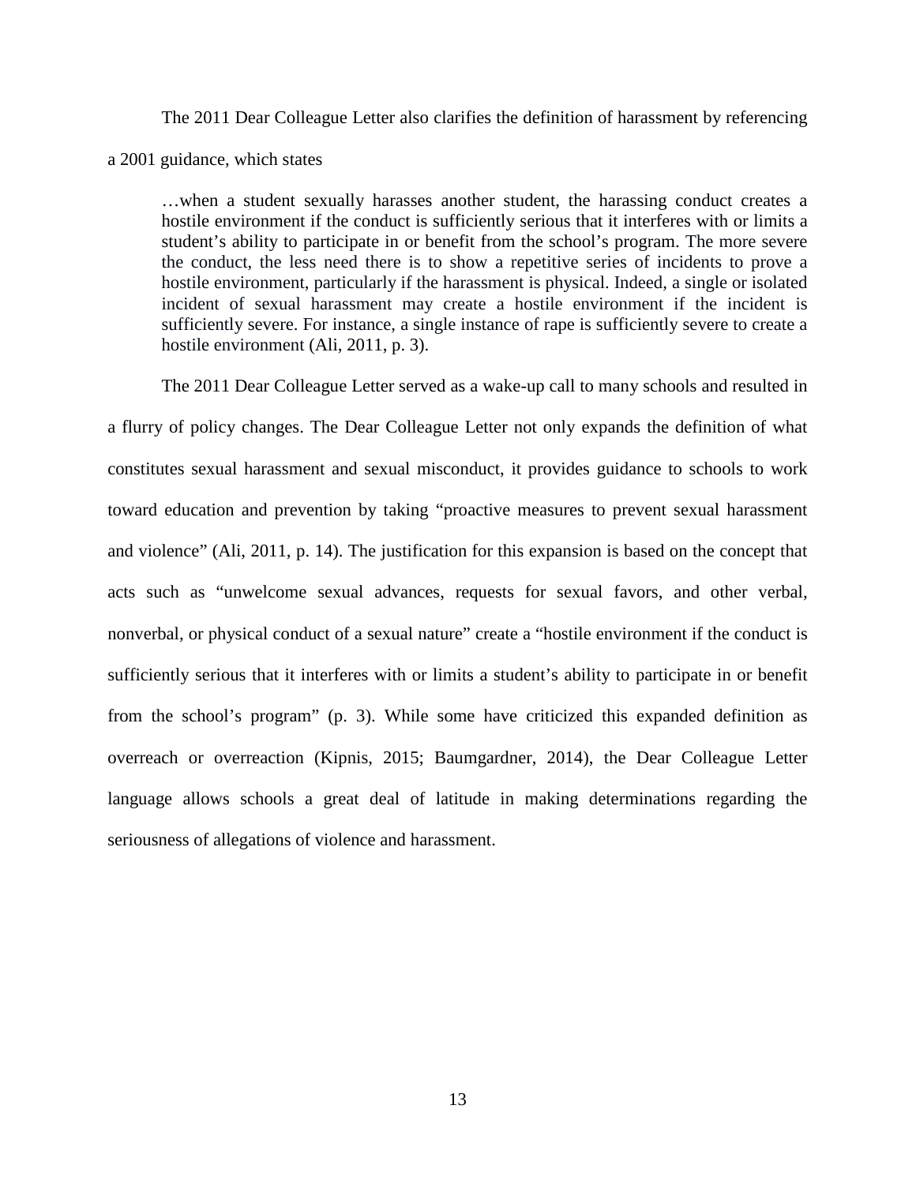The 2011 Dear Colleague Letter also clarifies the definition of harassment by referencing a 2001 guidance, which states

> …when a student sexually harasses another student, the harassing conduct creates a hostile environment if the conduct is sufficiently serious that it interferes with or limits a student's ability to participate in or benefit from the school's program. The more severe the conduct, the less need there is to show a repetitive series of incidents to prove a hostile environment, particularly if the harassment is physical. Indeed, a single or isolated incident of sexual harassment may create a hostile environment if the incident is sufficiently severe. For instance, a single instance of rape is sufficiently severe to create a hostile environment (Ali, 2011, p. 3).

The 2011 Dear Colleague Letter served as a wake-up call to many schools and resulted in a flurry of policy changes. The Dear Colleague Letter not only expands the definition of what constitutes sexual harassment and sexual misconduct, it provides guidance to schools to work toward education and prevention by taking "proactive measures to prevent sexual harassment and violence" (Ali, 2011, p. 14). The justification for this expansion is based on the concept that acts such as "unwelcome sexual advances, requests for sexual favors, and other verbal, nonverbal, or physical conduct of a sexual nature" create a "hostile environment if the conduct is sufficiently serious that it interferes with or limits a student's ability to participate in or benefit from the school's program" (p. 3). While some have criticized this expanded definition as overreach or overreaction (Kipnis, 2015; Baumgardner, 2014), the Dear Colleague Letter language allows schools a great deal of latitude in making determinations regarding the seriousness of allegations of violence and harassment.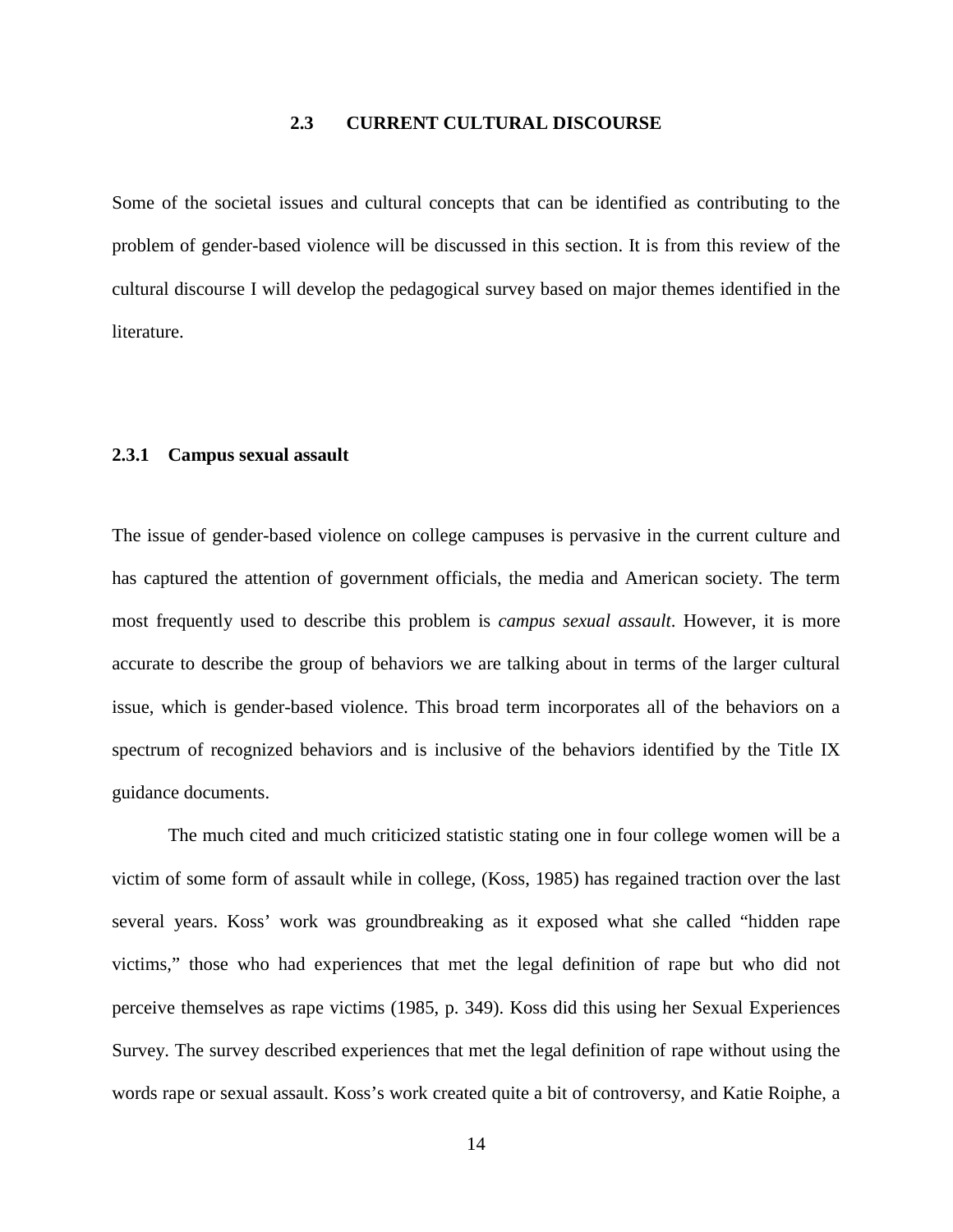## 2.3 CURRENT CULTURAL DISCOURSE

Some of the societal issues and cultural concepts that can be identified as contributing to the problem of gender-based violence will be discussed in this section. It is from this review of the cultural discourse I will develop the pedagogical survey based on major themes identified in the literature.

### 2.3.1 Campus sexual assault

The issue of gender-based violence on college campuses is pervasive in the current culture and has captured the attention of government officials, the media and American society. The term most frequently used to describe this problem is *campus sexual assault*. However, it is more accurate to describe the group of behaviors we are talking about in terms of the larger cultural issue, which is gender-based violence. This broad term incorporates all of the behaviors on a spectrum of recognized behaviors and is inclusive of the behaviors identified by the Title IX guidance documents.

The much cited and much criticized statistic stating one in four college women will be a victim of some form of assault while in college, (Koss, 1985) has regained traction over the last several years. Koss' work was groundbreaking as it exposed what she called "hidden rape victims," those who had experiences that met the legal definition of rape but who did not perceive themselves as rape victims (1985, p. 349). Koss did this using her Sexual Experiences Survey. The survey described experiences that met the legal definition of rape without using the words rape or sexual assault. Koss's work created quite a bit of controversy, and Katie Roiphe, a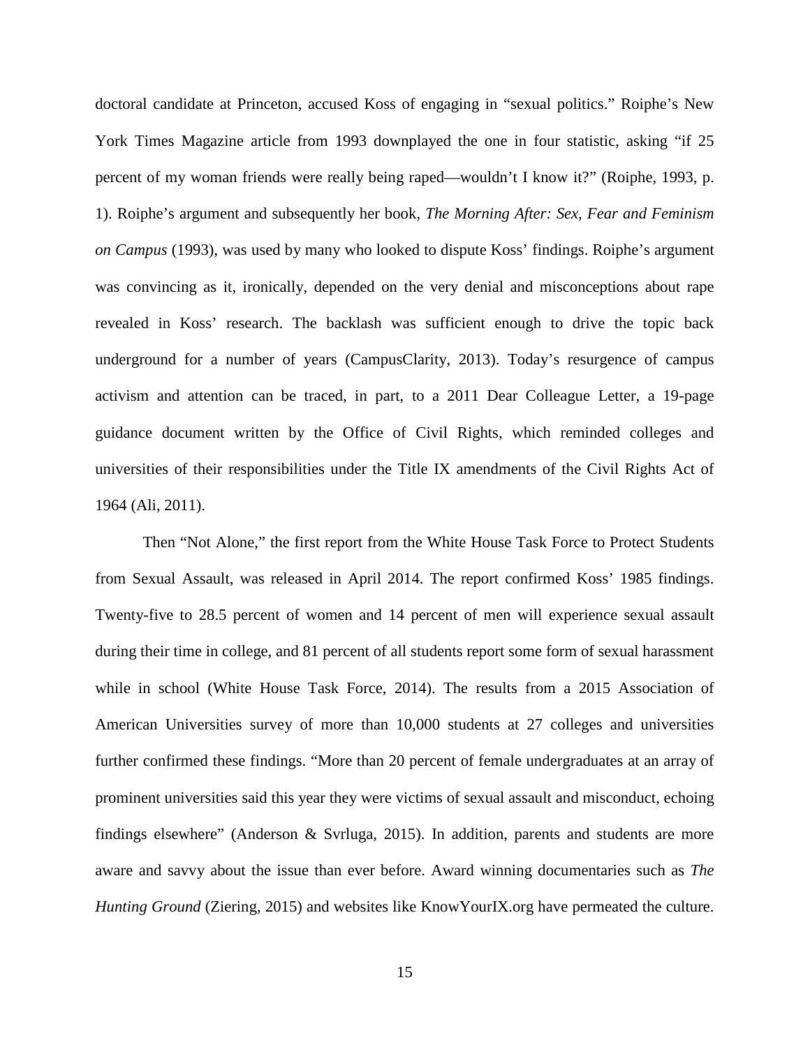doctoral candidate at Princeton, accused Koss of engaging in "sexual politics." Roiphe's New York Times Magazine article from 1993 downplayed the one in four statistic, asking "if 25 percent of my woman friends were really being raped—wouldn't I know it?" (Roiphe, 1993, p. 1). Roiphe's argument and subsequently her book, *The Morning After: Sex, Fear and Feminism on Campus* (1993), was used by many who looked to dispute Koss' findings. Roiphe's argument was convincing as it, ironically, depended on the very denial and misconceptions about rape revealed in Koss' research. The backlash was sufficient enough to drive the topic back underground for a number of years (CampusClarity, 2013). Today's resurgence of campus activism and attention can be traced, in part, to a 2011 Dear Colleague Letter, a 19-page guidance document written by the Office of Civil Rights, which reminded colleges and universities of their responsibilities under the Title IX amendments of the Civil Rights Act of 1964 (Ali, 2011).

Then "Not Alone," the first report from the White House Task Force to Protect Students from Sexual Assault, was released in April 2014. The report confirmed Koss' 1985 findings. Twenty-five to 28.5 percent of women and 14 percent of men will experience sexual assault during their time in college, and 81 percent of all students report some form of sexual harassment while in school (White House Task Force, 2014). The results from a 2015 Association of American Universities survey of more than 10,000 students at 27 colleges and universities further confirmed these findings. "More than 20 percent of female undergraduates at an array of prominent universities said this year they were victims of sexual assault and misconduct, echoing findings elsewhere" (Anderson & Svrluga, 2015). In addition, parents and students are more aware and savvy about the issue than ever before. Award winning documentaries such as *The Hunting Ground* (Ziering, 2015) and websites like KnowYourIX.org have permeated the culture.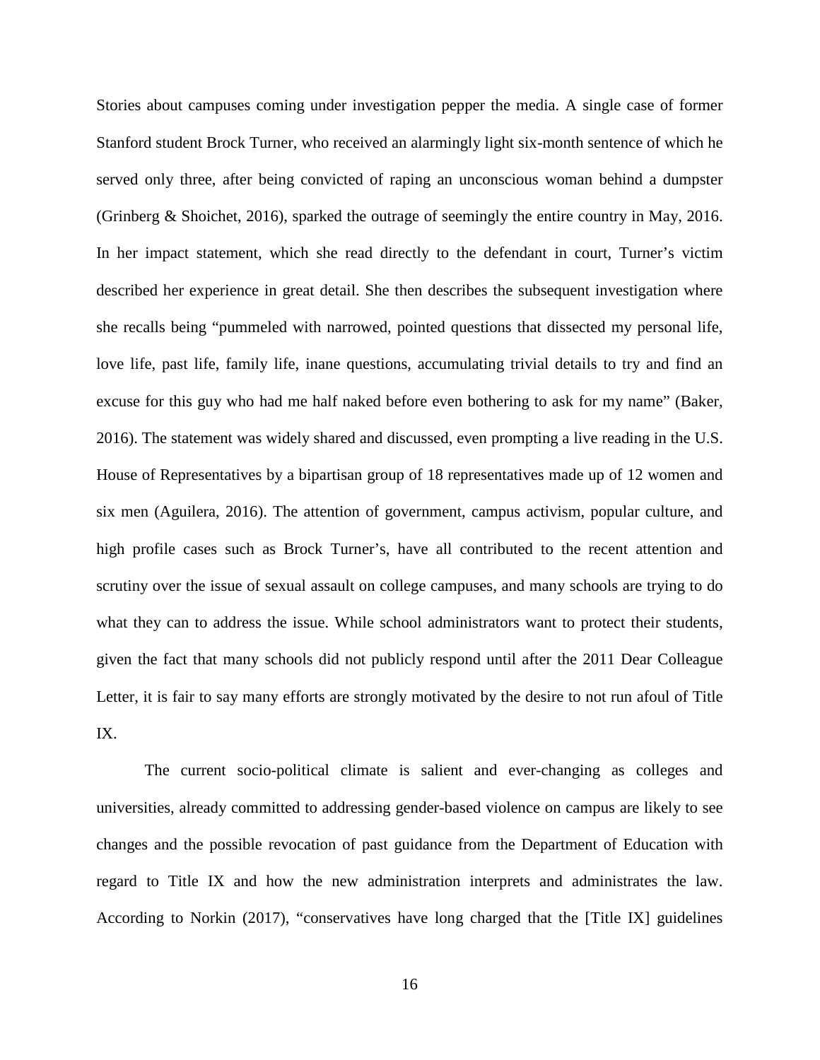Stories about campuses coming under investigation pepper the media. A single case of former Stanford student Brock Turner, who received an alarmingly light six-month sentence of which he served only three, after being convicted of raping an unconscious woman behind a dumpster (Grinberg & Shoichet, 2016), sparked the outrage of seemingly the entire country in May, 2016. In her impact statement, which she read directly to the defendant in court, Turner's victim described her experience in great detail. She then describes the subsequent investigation where she recalls being "pummeled with narrowed, pointed questions that dissected my personal life, love life, past life, family life, inane questions, accumulating trivial details to try and find an excuse for this guy who had me half naked before even bothering to ask for my name" (Baker, 2016). The statement was widely shared and discussed, even prompting a live reading in the U.S. House of Representatives by a bipartisan group of 18 representatives made up of 12 women and six men (Aguilera, 2016). The attention of government, campus activism, popular culture, and high profile cases such as Brock Turner's, have all contributed to the recent attention and scrutiny over the issue of sexual assault on college campuses, and many schools are trying to do what they can to address the issue. While school administrators want to protect their students, given the fact that many schools did not publicly respond until after the 2011 Dear Colleague Letter, it is fair to say many efforts are strongly motivated by the desire to not run afoul of Title IX.

The current socio-political climate is salient and ever-changing as colleges and universities, already committed to addressing gender-based violence on campus are likely to see changes and the possible revocation of past guidance from the Department of Education with regard to Title IX and how the new administration interprets and administrates the law. According to Norkin (2017), "conservatives have long charged that the [Title IX] guidelines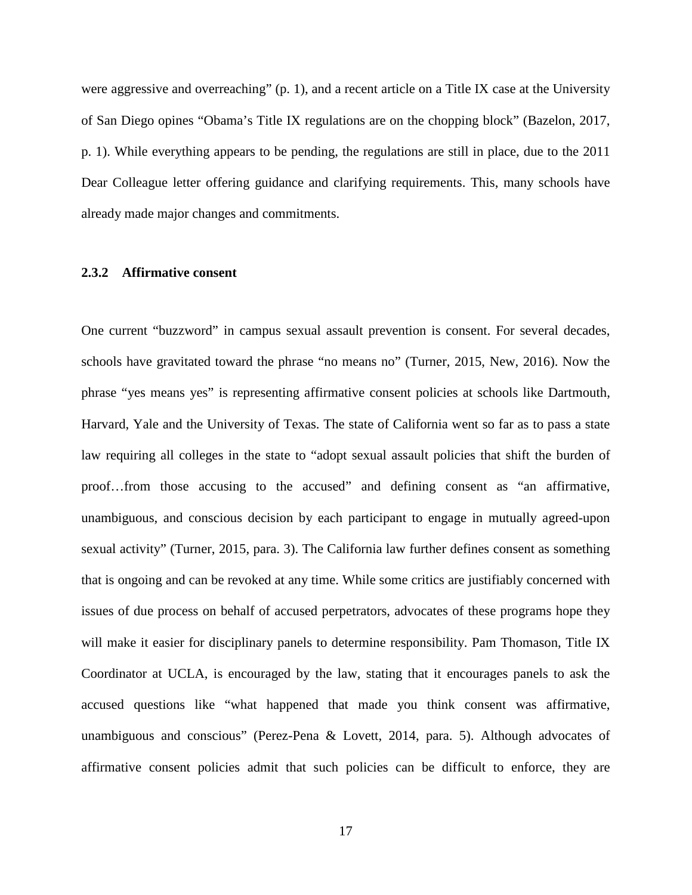were aggressive and overreaching" (p. 1), and a recent article on a Title IX case at the University of San Diego opines "Obama's Title IX regulations are on the chopping block" (Bazelon, 2017, p. 1). While everything appears to be pending, the regulations are still in place, due to the 2011 Dear Colleague letter offering guidance and clarifying requirements. This, many schools have already made major changes and commitments.

### 2.3.2 Affirmative consent

One current "buzzword" in campus sexual assault prevention is consent. For several decades, schools have gravitated toward the phrase "no means no" (Turner, 2015, New, 2016). Now the phrase "yes means yes" is representing affirmative consent policies at schools like Dartmouth, Harvard, Yale and the University of Texas. The state of California went so far as to pass a state law requiring all colleges in the state to "adopt sexual assault policies that shift the burden of proof…from those accusing to the accused" and defining consent as "an affirmative, unambiguous, and conscious decision by each participant to engage in mutually agreed-upon sexual activity" (Turner, 2015, para. 3). The California law further defines consent as something that is ongoing and can be revoked at any time. While some critics are justifiably concerned with issues of due process on behalf of accused perpetrators, advocates of these programs hope they will make it easier for disciplinary panels to determine responsibility. Pam Thomason, Title IX Coordinator at UCLA, is encouraged by the law, stating that it encourages panels to ask the accused questions like "what happened that made you think consent was affirmative, unambiguous and conscious" (Perez-Pena & Lovett, 2014, para. 5). Although advocates of affirmative consent policies admit that such policies can be difficult to enforce, they are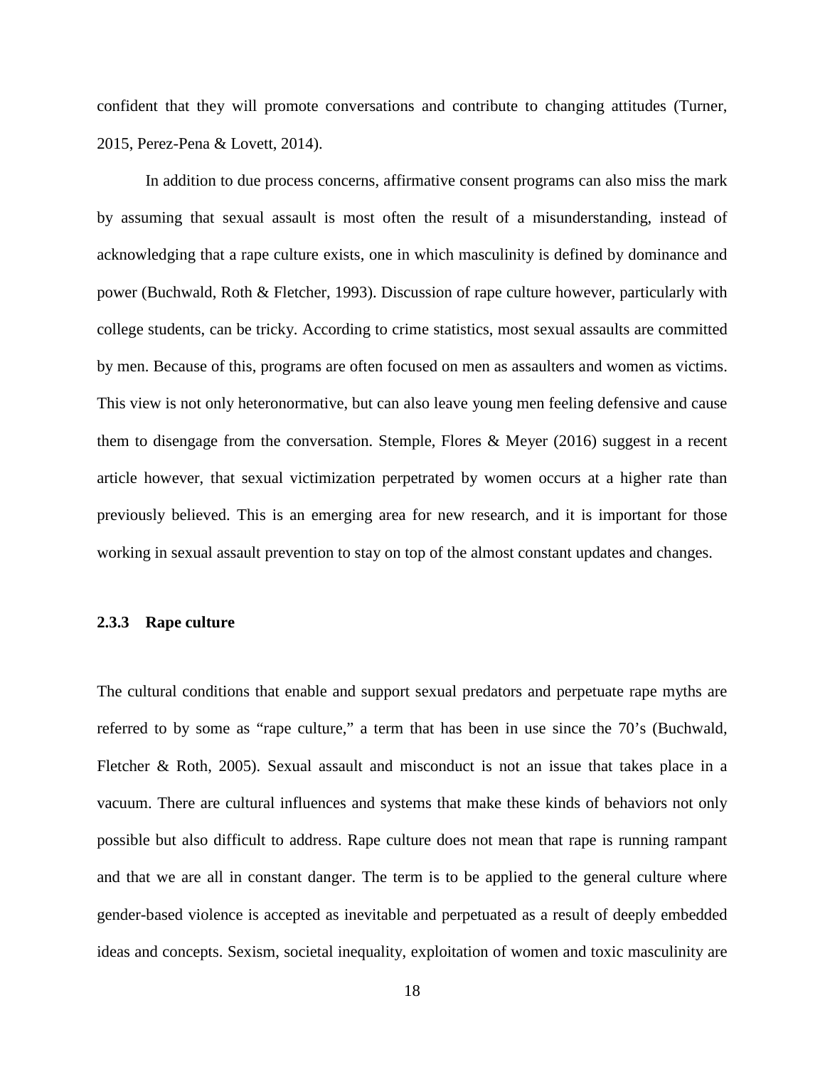confident that they will promote conversations and contribute to changing attitudes (Turner, 2015, Perez-Pena & Lovett, 2014).

In addition to due process concerns, affirmative consent programs can also miss the mark by assuming that sexual assault is most often the result of a misunderstanding, instead of acknowledging that a rape culture exists, one in which masculinity is defined by dominance and power (Buchwald, Roth & Fletcher, 1993). Discussion of rape culture however, particularly with college students, can be tricky. According to crime statistics, most sexual assaults are committed by men. Because of this, programs are often focused on men as assaulters and women as victims. This view is not only heteronormative, but can also leave young men feeling defensive and cause them to disengage from the conversation. Stemple, Flores & Meyer (2016) suggest in a recent article however, that sexual victimization perpetrated by women occurs at a higher rate than previously believed. This is an emerging area for new research, and it is important for those working in sexual assault prevention to stay on top of the almost constant updates and changes.

### 2.3.3 Rape culture

The cultural conditions that enable and support sexual predators and perpetuate rape myths are referred to by some as "rape culture," a term that has been in use since the 70's (Buchwald, Fletcher & Roth, 2005). Sexual assault and misconduct is not an issue that takes place in a vacuum. There are cultural influences and systems that make these kinds of behaviors not only possible but also difficult to address. Rape culture does not mean that rape is running rampant and that we are all in constant danger. The term is to be applied to the general culture where gender-based violence is accepted as inevitable and perpetuated as a result of deeply embedded ideas and concepts. Sexism, societal inequality, exploitation of women and toxic masculinity are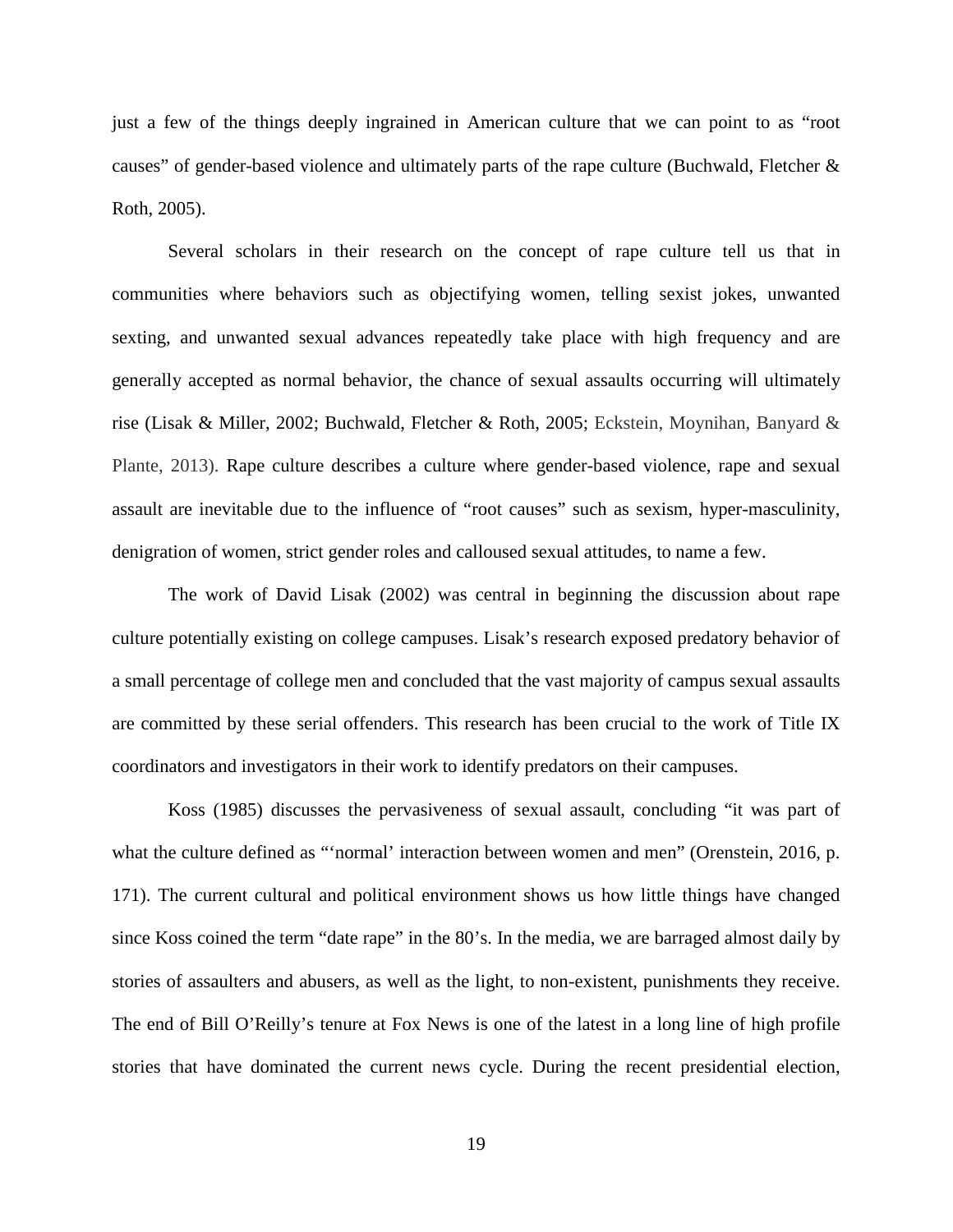just a few of the things deeply ingrained in American culture that we can point to as "root causes" of gender-based violence and ultimately parts of the rape culture (Buchwald, Fletcher & Roth, 2005).

Several scholars in their research on the concept of rape culture tell us that in communities where behaviors such as objectifying women, telling sexist jokes, unwanted sexting, and unwanted sexual advances repeatedly take place with high frequency and are generally accepted as normal behavior, the chance of sexual assaults occurring will ultimately rise (Lisak & Miller, 2002; Buchwald, Fletcher & Roth, 2005; Eckstein, Moynihan, Banyard & Plante, 2013). Rape culture describes a culture where gender-based violence, rape and sexual assault are inevitable due to the influence of "root causes" such as sexism, hyper-masculinity, denigration of women, strict gender roles and calloused sexual attitudes, to name a few.

The work of David Lisak (2002) was central in beginning the discussion about rape culture potentially existing on college campuses. Lisak's research exposed predatory behavior of a small percentage of college men and concluded that the vast majority of campus sexual assaults are committed by these serial offenders. This research has been crucial to the work of Title IX coordinators and investigators in their work to identify predators on their campuses.

Koss (1985) discusses the pervasiveness of sexual assault, concluding "it was part of what the culture defined as "'normal' interaction between women and men" (Orenstein, 2016, p. 171). The current cultural and political environment shows us how little things have changed since Koss coined the term "date rape" in the 80's. In the media, we are barraged almost daily by stories of assaulters and abusers, as well as the light, to non-existent, punishments they receive. The end of Bill O'Reilly's tenure at Fox News is one of the latest in a long line of high profile stories that have dominated the current news cycle. During the recent presidential election,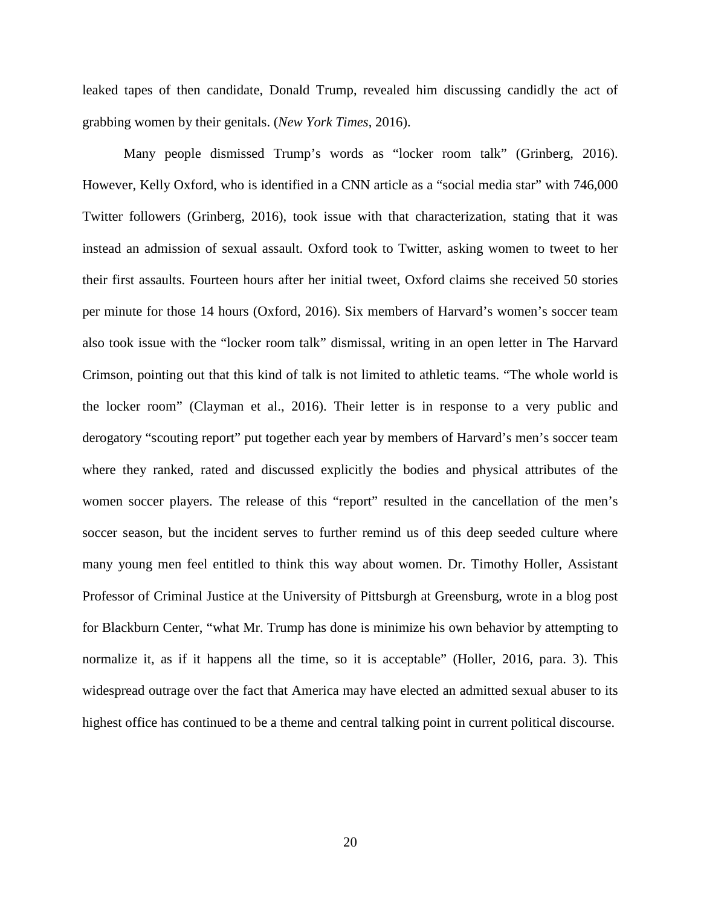leaked tapes of then candidate, Donald Trump, revealed him discussing candidly the act of grabbing women by their genitals. (*New York Times*, 2016).

Many people dismissed Trump's words as "locker room talk" (Grinberg, 2016). However, Kelly Oxford, who is identified in a CNN article as a "social media star" with 746,000 Twitter followers (Grinberg, 2016), took issue with that characterization, stating that it was instead an admission of sexual assault. Oxford took to Twitter, asking women to tweet to her their first assaults. Fourteen hours after her initial tweet, Oxford claims she received 50 stories per minute for those 14 hours (Oxford, 2016). Six members of Harvard's women's soccer team also took issue with the "locker room talk" dismissal, writing in an open letter in The Harvard Crimson, pointing out that this kind of talk is not limited to athletic teams. "The whole world is the locker room" (Clayman et al., 2016). Their letter is in response to a very public and derogatory "scouting report" put together each year by members of Harvard's men's soccer team where they ranked, rated and discussed explicitly the bodies and physical attributes of the women soccer players. The release of this "report" resulted in the cancellation of the men's soccer season, but the incident serves to further remind us of this deep seeded culture where many young men feel entitled to think this way about women. Dr. Timothy Holler, Assistant Professor of Criminal Justice at the University of Pittsburgh at Greensburg, wrote in a blog post for Blackburn Center, "what Mr. Trump has done is minimize his own behavior by attempting to normalize it, as if it happens all the time, so it is acceptable" (Holler, 2016, para. 3). This widespread outrage over the fact that America may have elected an admitted sexual abuser to its highest office has continued to be a theme and central talking point in current political discourse.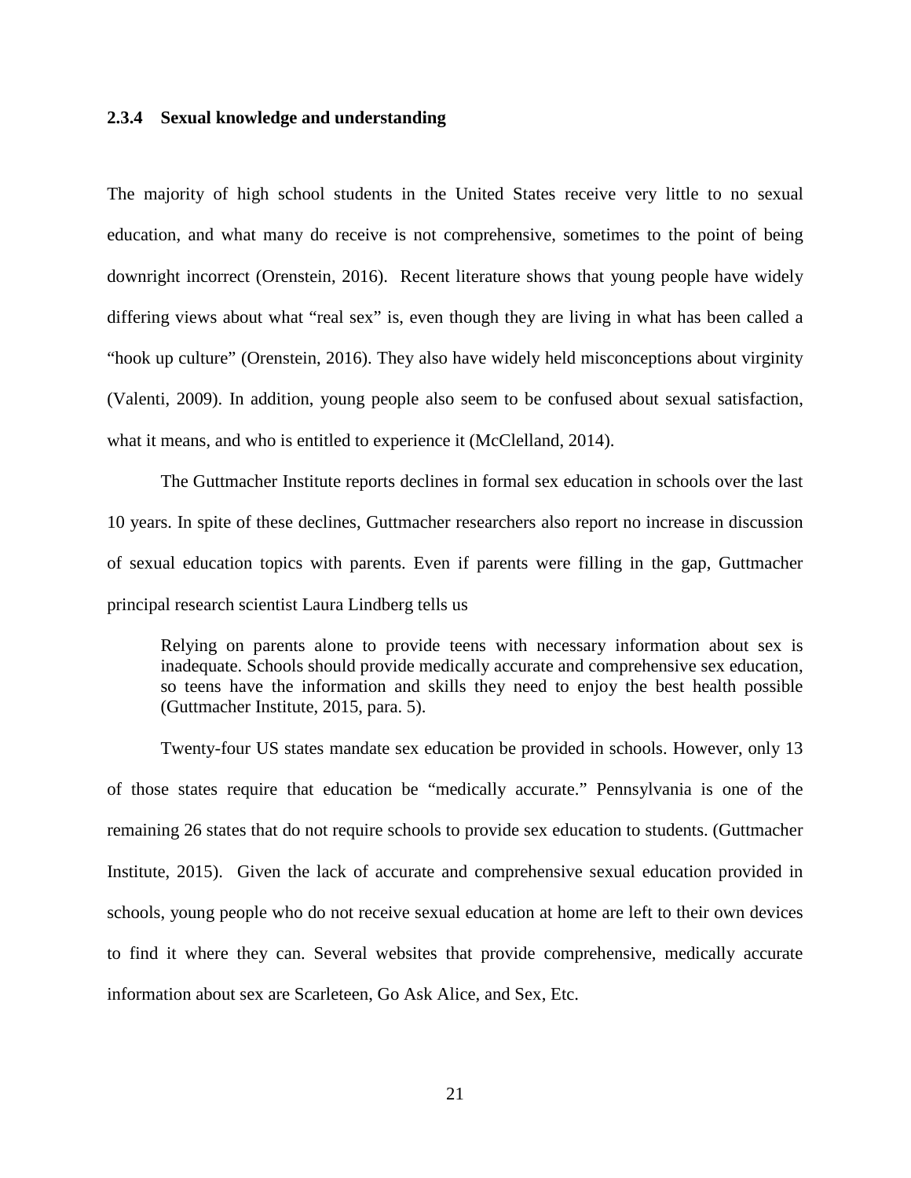### 2.3.4 Sexual knowledge and understanding

The majority of high school students in the United States receive very little to no sexual education, and what many do receive is not comprehensive, sometimes to the point of being downright incorrect (Orenstein, 2016). Recent literature shows that young people have widely differing views about what "real sex" is, even though they are living in what has been called a "hook up culture" (Orenstein, 2016). They also have widely held misconceptions about virginity (Valenti, 2009). In addition, young people also seem to be confused about sexual satisfaction, what it means, and who is entitled to experience it (McClelland, 2014).

The Guttmacher Institute reports declines in formal sex education in schools over the last 10 years. In spite of these declines, Guttmacher researchers also report no increase in discussion of sexual education topics with parents. Even if parents were filling in the gap, Guttmacher principal research scientist Laura Lindberg tells us

> Relying on parents alone to provide teens with necessary information about sex is inadequate. Schools should provide medically accurate and comprehensive sex education, so teens have the information and skills they need to enjoy the best health possible (Guttmacher Institute, 2015, para. 5).

Twenty-four US states mandate sex education be provided in schools. However, only 13 of those states require that education be "medically accurate." Pennsylvania is one of the remaining 26 states that do not require schools to provide sex education to students. (Guttmacher Institute, 2015). Given the lack of accurate and comprehensive sexual education provided in schools, young people who do not receive sexual education at home are left to their own devices to find it where they can. Several websites that provide comprehensive, medically accurate information about sex are Scarleteen, Go Ask Alice, and Sex, Etc.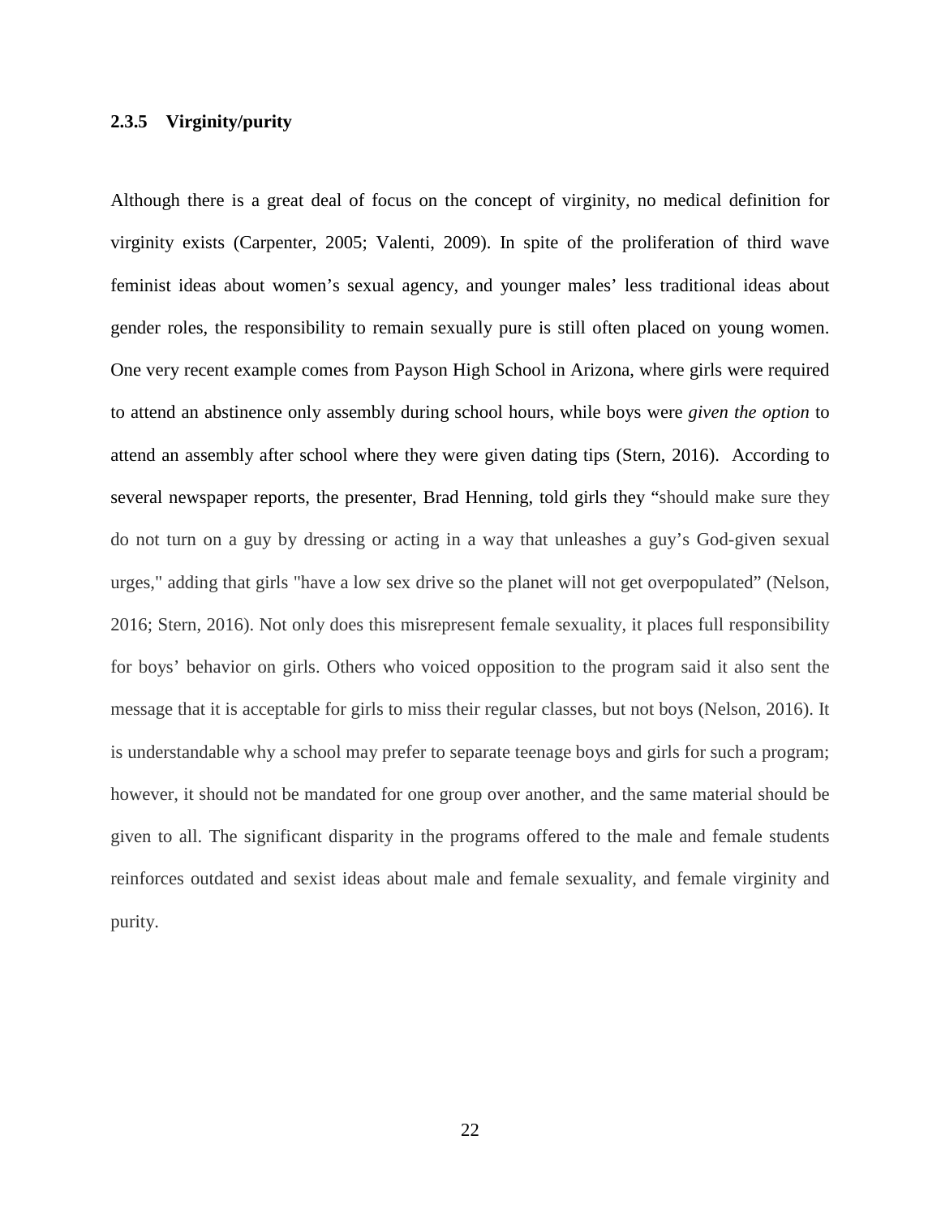### 2.3.5 Virginity/purity

Although there is a great deal of focus on the concept of virginity, no medical definition for virginity exists (Carpenter, 2005; Valenti, 2009). In spite of the proliferation of third wave feminist ideas about women's sexual agency, and younger males' less traditional ideas about gender roles, the responsibility to remain sexually pure is still often placed on young women. One very recent example comes from Payson High School in Arizona, where girls were required to attend an abstinence only assembly during school hours, while boys were *given the option* to attend an assembly after school where they were given dating tips (Stern, 2016). According to several newspaper reports, the presenter, Brad Henning, told girls they "should make sure they do not turn on a guy by dressing or acting in a way that unleashes a guy's God-given sexual urges," adding that girls "have a low sex drive so the planet will not get overpopulated" (Nelson, 2016; Stern, 2016). Not only does this misrepresent female sexuality, it places full responsibility for boys' behavior on girls. Others who voiced opposition to the program said it also sent the message that it is acceptable for girls to miss their regular classes, but not boys (Nelson, 2016). It is understandable why a school may prefer to separate teenage boys and girls for such a program; however, it should not be mandated for one group over another, and the same material should be given to all. The significant disparity in the programs offered to the male and female students reinforces outdated and sexist ideas about male and female sexuality, and female virginity and purity.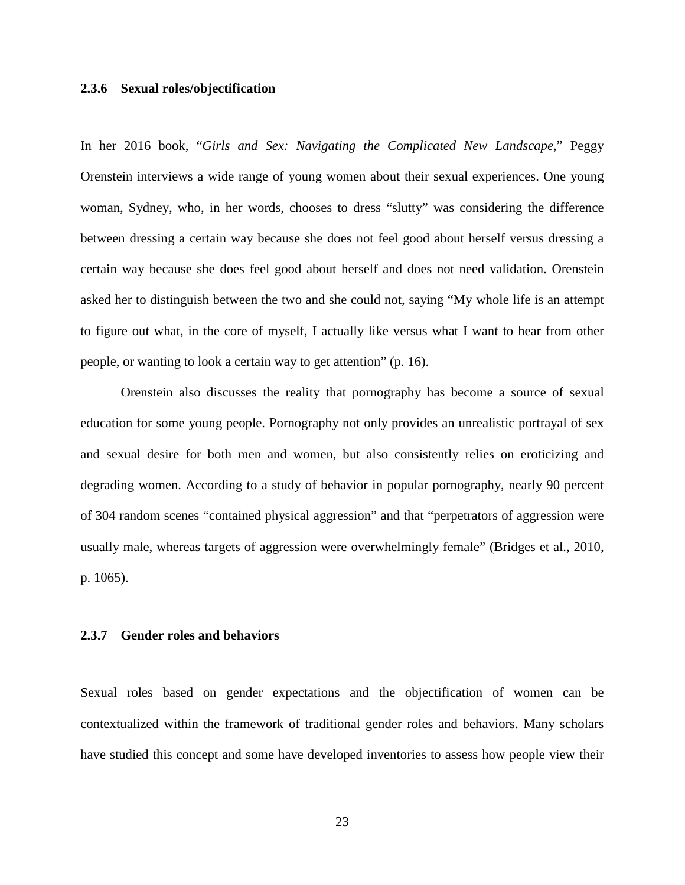### 2.3.6 Sexual roles/objectification

In her 2016 book, "*Girls and Sex: Navigating the Complicated New Landscape*," Peggy Orenstein interviews a wide range of young women about their sexual experiences. One young woman, Sydney, who, in her words, chooses to dress "slutty" was considering the difference between dressing a certain way because she does not feel good about herself versus dressing a certain way because she does feel good about herself and does not need validation. Orenstein asked her to distinguish between the two and she could not, saying "My whole life is an attempt to figure out what, in the core of myself, I actually like versus what I want to hear from other people, or wanting to look a certain way to get attention" (p. 16).

Orenstein also discusses the reality that pornography has become a source of sexual education for some young people. Pornography not only provides an unrealistic portrayal of sex and sexual desire for both men and women, but also consistently relies on eroticizing and degrading women. According to a study of behavior in popular pornography, nearly 90 percent of 304 random scenes "contained physical aggression" and that "perpetrators of aggression were usually male, whereas targets of aggression were overwhelmingly female" (Bridges et al., 2010, p. 1065).

### 2.3.7 Gender roles and behaviors

Sexual roles based on gender expectations and the objectification of women can be contextualized within the framework of traditional gender roles and behaviors. Many scholars have studied this concept and some have developed inventories to assess how people view their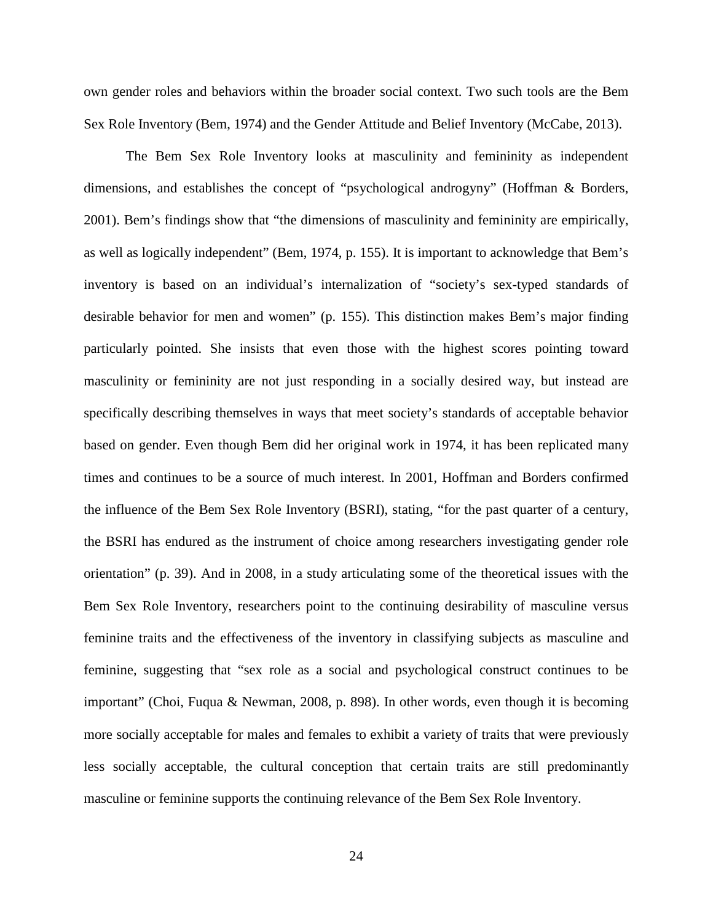own gender roles and behaviors within the broader social context. Two such tools are the Bem Sex Role Inventory (Bem, 1974) and the Gender Attitude and Belief Inventory (McCabe, 2013).

The Bem Sex Role Inventory looks at masculinity and femininity as independent dimensions, and establishes the concept of "psychological androgyny" (Hoffman & Borders, 2001). Bem's findings show that "the dimensions of masculinity and femininity are empirically, as well as logically independent" (Bem, 1974, p. 155). It is important to acknowledge that Bem's inventory is based on an individual's internalization of "society's sex-typed standards of desirable behavior for men and women" (p. 155). This distinction makes Bem's major finding particularly pointed. She insists that even those with the highest scores pointing toward masculinity or femininity are not just responding in a socially desired way, but instead are specifically describing themselves in ways that meet society's standards of acceptable behavior based on gender. Even though Bem did her original work in 1974, it has been replicated many times and continues to be a source of much interest. In 2001, Hoffman and Borders confirmed the influence of the Bem Sex Role Inventory (BSRI), stating, "for the past quarter of a century, the BSRI has endured as the instrument of choice among researchers investigating gender role orientation" (p. 39). And in 2008, in a study articulating some of the theoretical issues with the Bem Sex Role Inventory, researchers point to the continuing desirability of masculine versus feminine traits and the effectiveness of the inventory in classifying subjects as masculine and feminine, suggesting that "sex role as a social and psychological construct continues to be important" (Choi, Fuqua & Newman, 2008, p. 898). In other words, even though it is becoming more socially acceptable for males and females to exhibit a variety of traits that were previously less socially acceptable, the cultural conception that certain traits are still predominantly masculine or feminine supports the continuing relevance of the Bem Sex Role Inventory.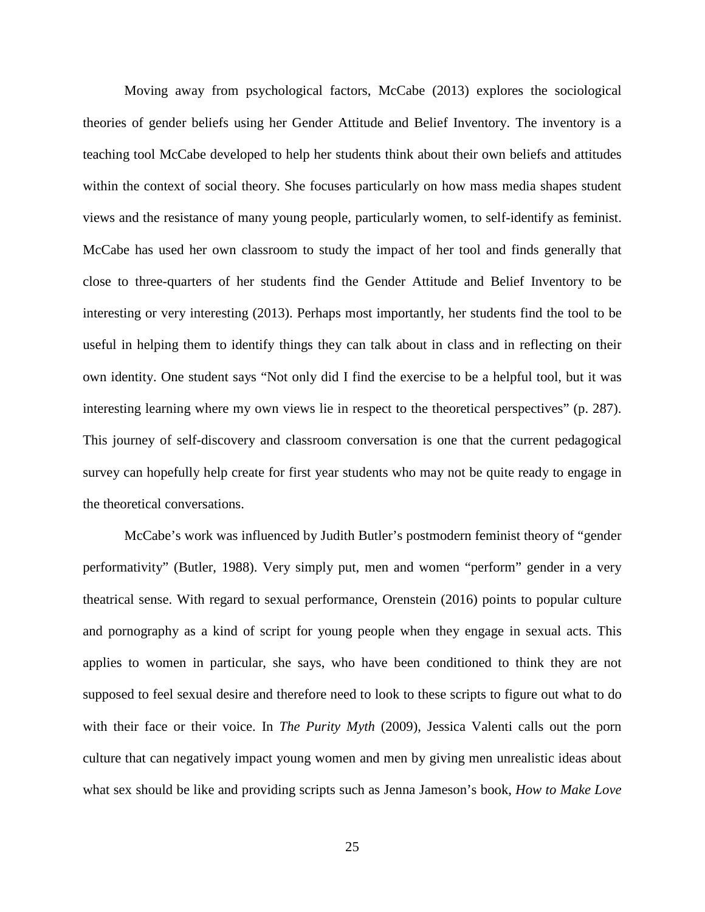Moving away from psychological factors, McCabe (2013) explores the sociological theories of gender beliefs using her Gender Attitude and Belief Inventory. The inventory is a teaching tool McCabe developed to help her students think about their own beliefs and attitudes within the context of social theory. She focuses particularly on how mass media shapes student views and the resistance of many young people, particularly women, to self-identify as feminist. McCabe has used her own classroom to study the impact of her tool and finds generally that close to three-quarters of her students find the Gender Attitude and Belief Inventory to be interesting or very interesting (2013). Perhaps most importantly, her students find the tool to be useful in helping them to identify things they can talk about in class and in reflecting on their own identity. One student says "Not only did I find the exercise to be a helpful tool, but it was interesting learning where my own views lie in respect to the theoretical perspectives" (p. 287). This journey of self-discovery and classroom conversation is one that the current pedagogical survey can hopefully help create for first year students who may not be quite ready to engage in the theoretical conversations.

McCabe's work was influenced by Judith Butler's postmodern feminist theory of "gender performativity" (Butler, 1988). Very simply put, men and women "perform" gender in a very theatrical sense. With regard to sexual performance, Orenstein (2016) points to popular culture and pornography as a kind of script for young people when they engage in sexual acts. This applies to women in particular, she says, who have been conditioned to think they are not supposed to feel sexual desire and therefore need to look to these scripts to figure out what to do with their face or their voice. In *The Purity Myth* (2009), Jessica Valenti calls out the porn culture that can negatively impact young women and men by giving men unrealistic ideas about what sex should be like and providing scripts such as Jenna Jameson's book, *How to Make Love*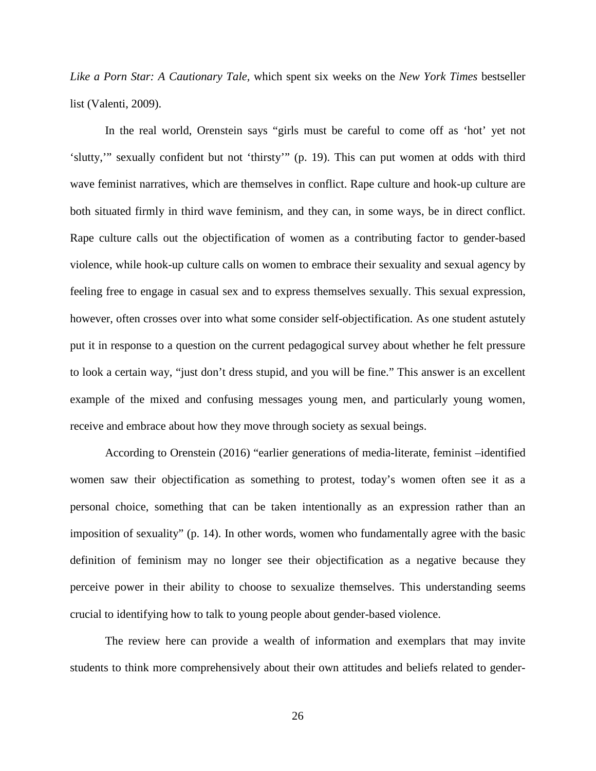*Like a Porn Star: A Cautionary Tale,* which spent six weeks on the *New York Times* bestseller list (Valenti, 2009).

In the real world, Orenstein says "girls must be careful to come off as 'hot' yet not 'slutty,'" sexually confident but not 'thirsty'" (p. 19). This can put women at odds with third wave feminist narratives, which are themselves in conflict. Rape culture and hook-up culture are both situated firmly in third wave feminism, and they can, in some ways, be in direct conflict. Rape culture calls out the objectification of women as a contributing factor to gender-based violence, while hook-up culture calls on women to embrace their sexuality and sexual agency by feeling free to engage in casual sex and to express themselves sexually. This sexual expression, however, often crosses over into what some consider self-objectification. As one student astutely put it in response to a question on the current pedagogical survey about whether he felt pressure to look a certain way, "just don't dress stupid, and you will be fine." This answer is an excellent example of the mixed and confusing messages young men, and particularly young women, receive and embrace about how they move through society as sexual beings.

According to Orenstein (2016) "earlier generations of media-literate, feminist –identified women saw their objectification as something to protest, today's women often see it as a personal choice, something that can be taken intentionally as an expression rather than an imposition of sexuality" (p. 14). In other words, women who fundamentally agree with the basic definition of feminism may no longer see their objectification as a negative because they perceive power in their ability to choose to sexualize themselves. This understanding seems crucial to identifying how to talk to young people about gender-based violence.

The review here can provide a wealth of information and exemplars that may invite students to think more comprehensively about their own attitudes and beliefs related to gender-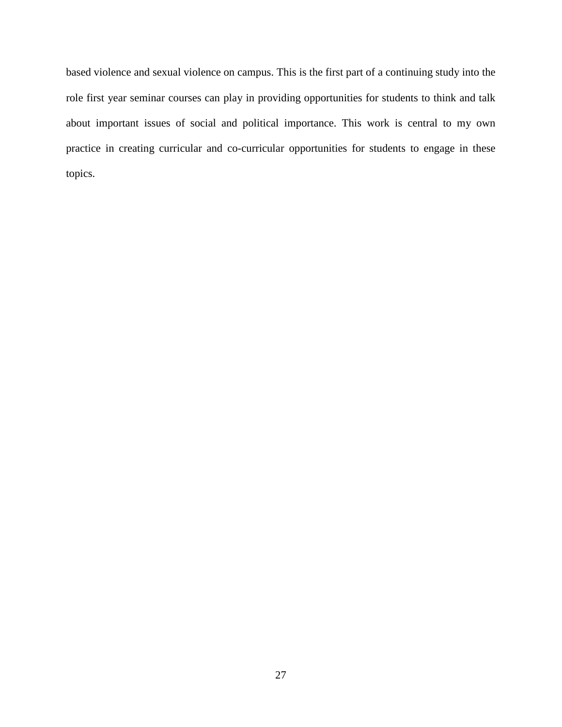based violence and sexual violence on campus. This is the first part of a continuing study into the role first year seminar courses can play in providing opportunities for students to think and talk about important issues of social and political importance. This work is central to my own practice in creating curricular and co-curricular opportunities for students to engage in these topics.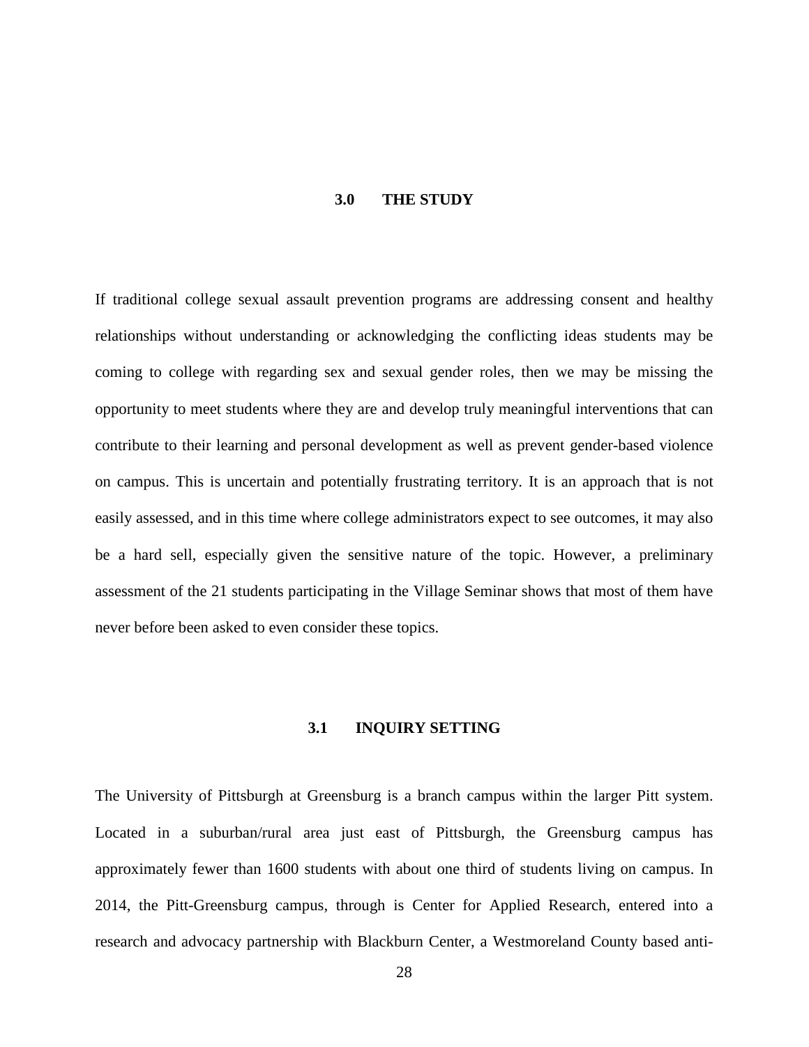# 3.0 THE STUDY

If traditional college sexual assault prevention programs are addressing consent and healthy relationships without understanding or acknowledging the conflicting ideas students may be coming to college with regarding sex and sexual gender roles, then we may be missing the opportunity to meet students where they are and develop truly meaningful interventions that can contribute to their learning and personal development as well as prevent gender-based violence on campus. This is uncertain and potentially frustrating territory. It is an approach that is not easily assessed, and in this time where college administrators expect to see outcomes, it may also be a hard sell, especially given the sensitive nature of the topic. However, a preliminary assessment of the 21 students participating in the Village Seminar shows that most of them have never before been asked to even consider these topics.

## 3.1 INQUIRY SETTING

The University of Pittsburgh at Greensburg is a branch campus within the larger Pitt system. Located in a suburban/rural area just east of Pittsburgh, the Greensburg campus has approximately fewer than 1600 students with about one third of students living on campus. In 2014, the Pitt-Greensburg campus, through is Center for Applied Research, entered into a research and advocacy partnership with Blackburn Center, a Westmoreland County based anti-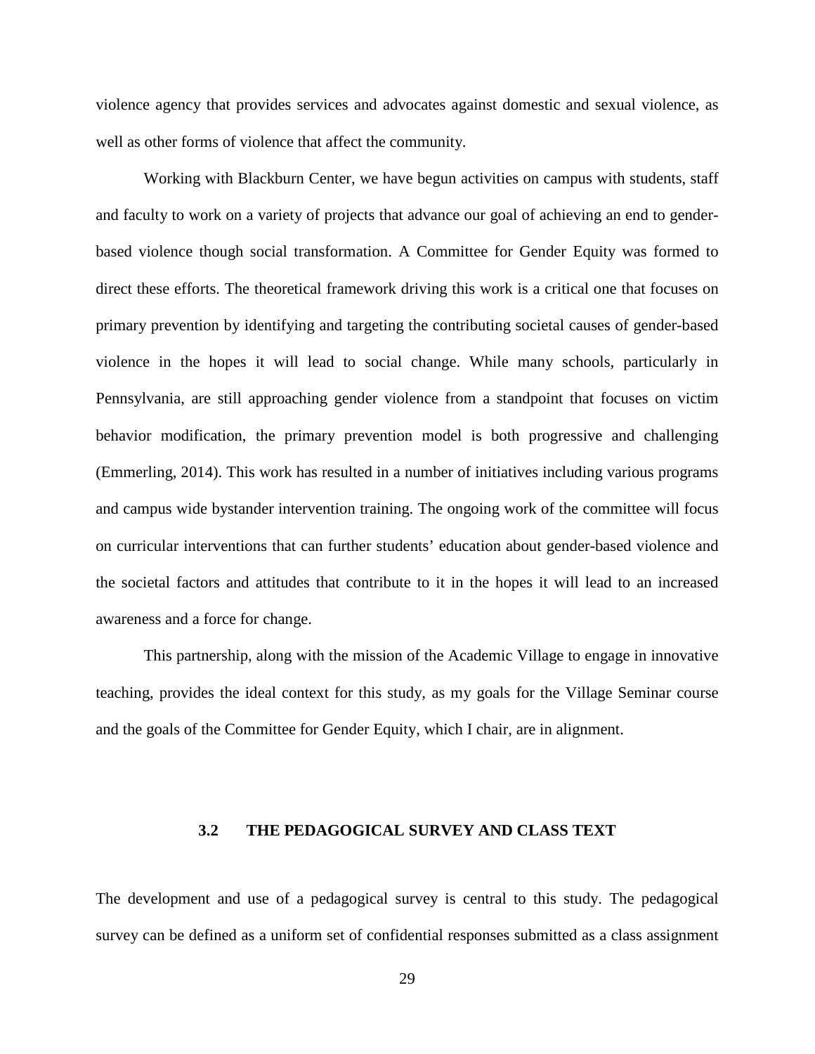violence agency that provides services and advocates against domestic and sexual violence, as well as other forms of violence that affect the community.

Working with Blackburn Center, we have begun activities on campus with students, staff and faculty to work on a variety of projects that advance our goal of achieving an end to gender-based violence though social transformation. A Committee for Gender Equity was formed to direct these efforts. The theoretical framework driving this work is a critical one that focuses on primary prevention by identifying and targeting the contributing societal causes of gender-based violence in the hopes it will lead to social change. While many schools, particularly in Pennsylvania, are still approaching gender violence from a standpoint that focuses on victim behavior modification, the primary prevention model is both progressive and challenging (Emmerling, 2014). This work has resulted in a number of initiatives including various programs and campus wide bystander intervention training. The ongoing work of the committee will focus on curricular interventions that can further students' education about gender-based violence and the societal factors and attitudes that contribute to it in the hopes it will lead to an increased awareness and a force for change.

This partnership, along with the mission of the Academic Village to engage in innovative teaching, provides the ideal context for this study, as my goals for the Village Seminar course and the goals of the Committee for Gender Equity, which I chair, are in alignment.

## 3.2 THE PEDAGOGICAL SURVEY AND CLASS TEXT

The development and use of a pedagogical survey is central to this study. The pedagogical survey can be defined as a uniform set of confidential responses submitted as a class assignment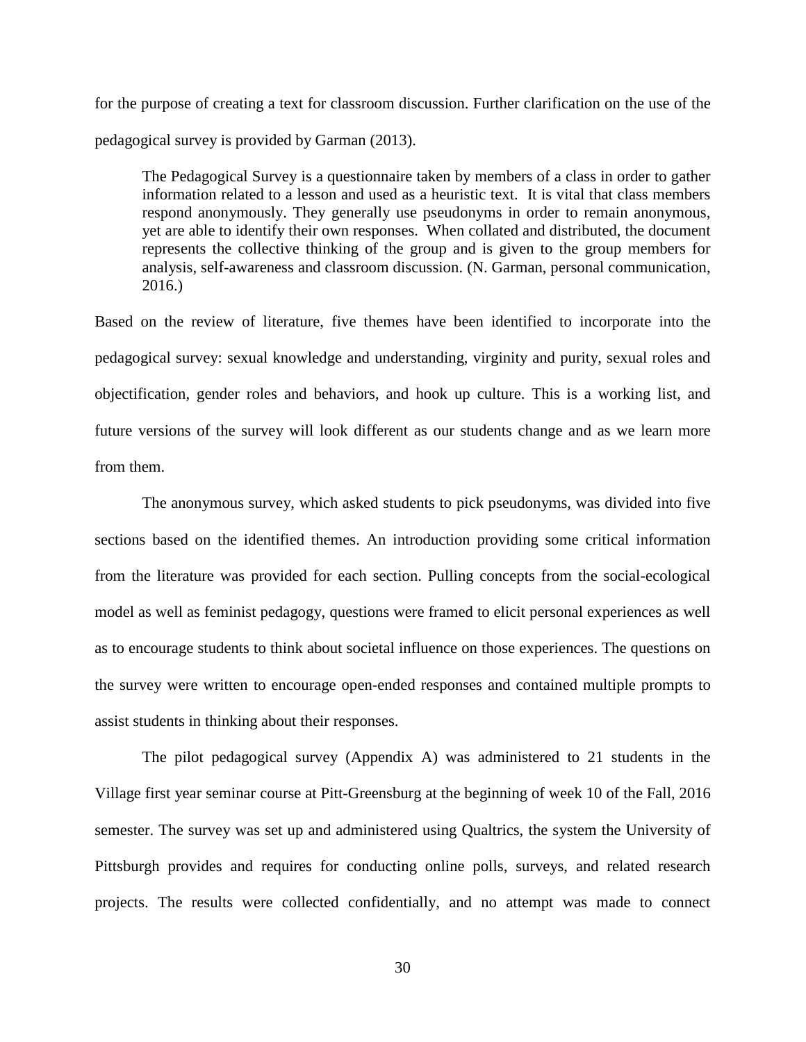for the purpose of creating a text for classroom discussion. Further clarification on the use of the pedagogical survey is provided by Garman (2013).

> The Pedagogical Survey is a questionnaire taken by members of a class in order to gather information related to a lesson and used as a heuristic text. It is vital that class members respond anonymously. They generally use pseudonyms in order to remain anonymous, yet are able to identify their own responses. When collated and distributed, the document represents the collective thinking of the group and is given to the group members for analysis, self-awareness and classroom discussion. (N. Garman, personal communication, 2016.)

Based on the review of literature, five themes have been identified to incorporate into the pedagogical survey: sexual knowledge and understanding, virginity and purity, sexual roles and objectification, gender roles and behaviors, and hook up culture. This is a working list, and future versions of the survey will look different as our students change and as we learn more from them.

The anonymous survey, which asked students to pick pseudonyms, was divided into five sections based on the identified themes. An introduction providing some critical information from the literature was provided for each section. Pulling concepts from the social-ecological model as well as feminist pedagogy, questions were framed to elicit personal experiences as well as to encourage students to think about societal influence on those experiences. The questions on the survey were written to encourage open-ended responses and contained multiple prompts to assist students in thinking about their responses.

The pilot pedagogical survey (Appendix A) was administered to 21 students in the Village first year seminar course at Pitt-Greensburg at the beginning of week 10 of the Fall, 2016 semester. The survey was set up and administered using Qualtrics, the system the University of Pittsburgh provides and requires for conducting online polls, surveys, and related research projects. The results were collected confidentially, and no attempt was made to connect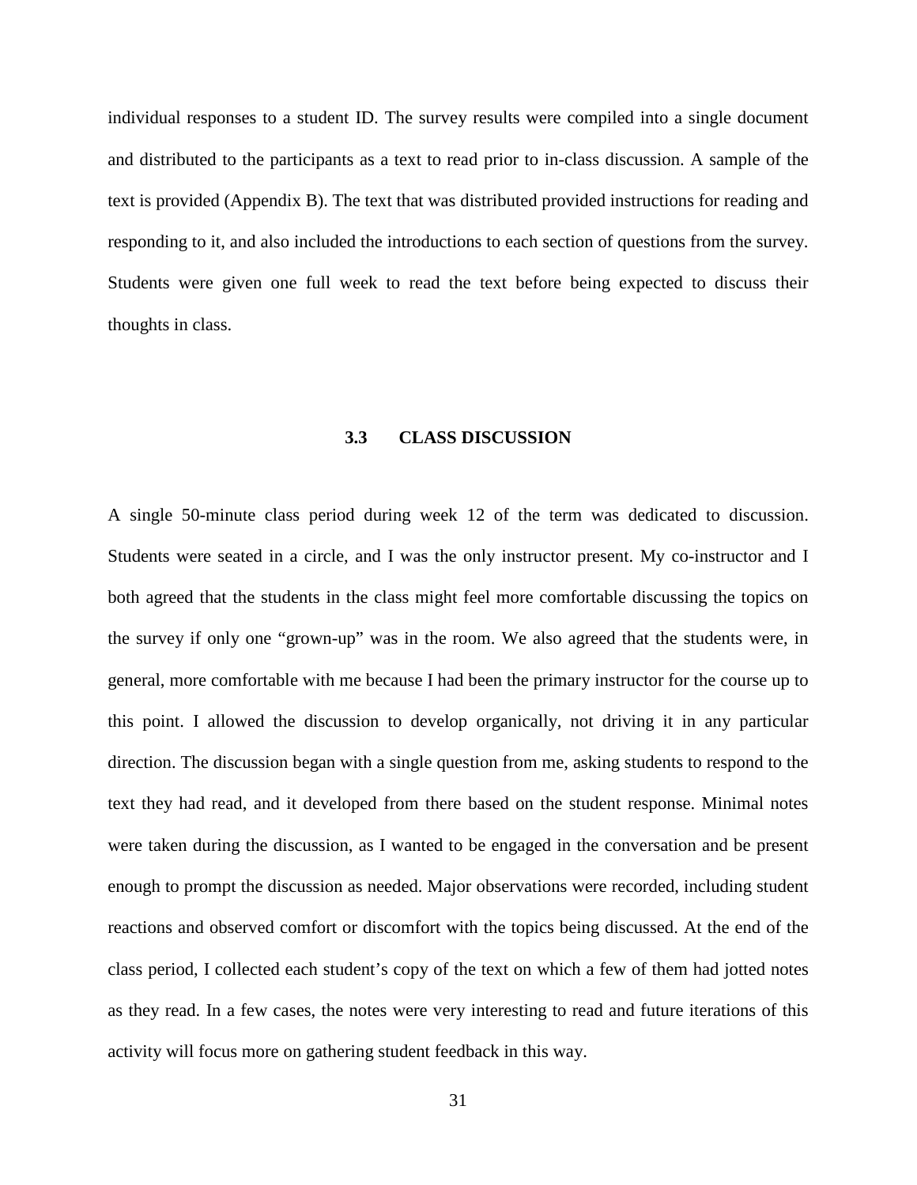individual responses to a student ID. The survey results were compiled into a single document and distributed to the participants as a text to read prior to in-class discussion. A sample of the text is provided (Appendix B). The text that was distributed provided instructions for reading and responding to it, and also included the introductions to each section of questions from the survey. Students were given one full week to read the text before being expected to discuss their thoughts in class.

### 3.3 CLASS DISCUSSION

A single 50-minute class period during week 12 of the term was dedicated to discussion. Students were seated in a circle, and I was the only instructor present. My co-instructor and I both agreed that the students in the class might feel more comfortable discussing the topics on the survey if only one "grown-up" was in the room. We also agreed that the students were, in general, more comfortable with me because I had been the primary instructor for the course up to this point. I allowed the discussion to develop organically, not driving it in any particular direction. The discussion began with a single question from me, asking students to respond to the text they had read, and it developed from there based on the student response. Minimal notes were taken during the discussion, as I wanted to be engaged in the conversation and be present enough to prompt the discussion as needed. Major observations were recorded, including student reactions and observed comfort or discomfort with the topics being discussed. At the end of the class period, I collected each student's copy of the text on which a few of them had jotted notes as they read. In a few cases, the notes were very interesting to read and future iterations of this activity will focus more on gathering student feedback in this way.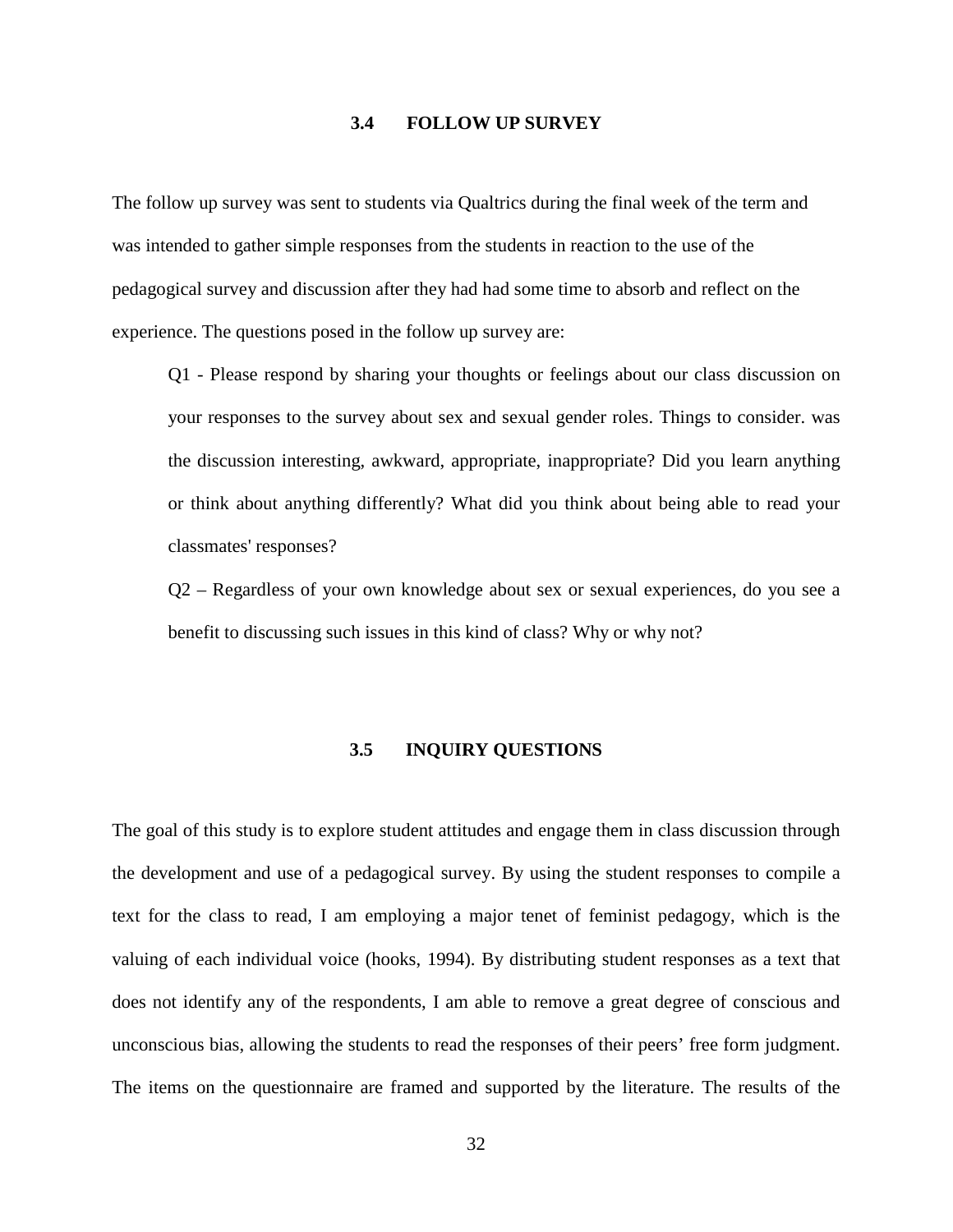## 3.4 FOLLOW UP SURVEY

The follow up survey was sent to students via Qualtrics during the final week of the term and was intended to gather simple responses from the students in reaction to the use of the pedagogical survey and discussion after they had had some time to absorb and reflect on the experience. The questions posed in the follow up survey are:

> Q1 - Please respond by sharing your thoughts or feelings about our class discussion on your responses to the survey about sex and sexual gender roles. Things to consider. was the discussion interesting, awkward, appropriate, inappropriate? Did you learn anything or think about anything differently? What did you think about being able to read your classmates' responses?
>
> Q2 – Regardless of your own knowledge about sex or sexual experiences, do you see a benefit to discussing such issues in this kind of class? Why or why not?

## 3.5 INQUIRY QUESTIONS

The goal of this study is to explore student attitudes and engage them in class discussion through the development and use of a pedagogical survey. By using the student responses to compile a text for the class to read, I am employing a major tenet of feminist pedagogy, which is the valuing of each individual voice (hooks, 1994). By distributing student responses as a text that does not identify any of the respondents, I am able to remove a great degree of conscious and unconscious bias, allowing the students to read the responses of their peers' free form judgment. The items on the questionnaire are framed and supported by the literature. The results of the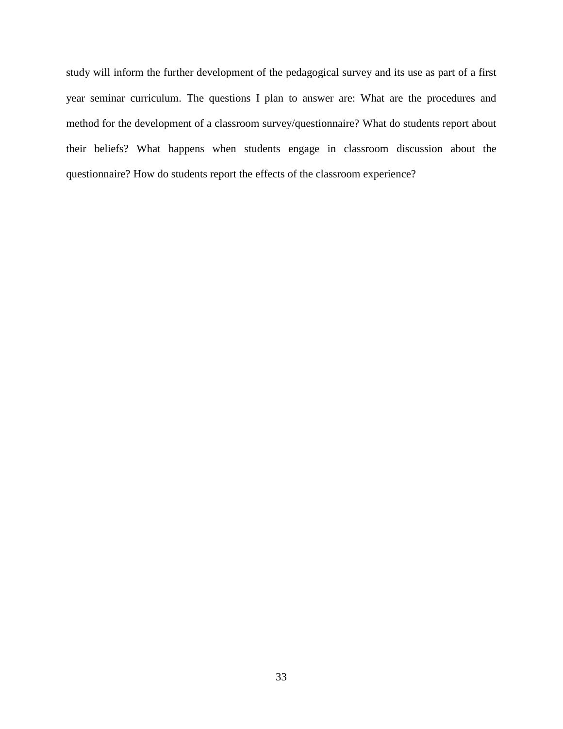study will inform the further development of the pedagogical survey and its use as part of a first year seminar curriculum. The questions I plan to answer are: What are the procedures and method for the development of a classroom survey/questionnaire? What do students report about their beliefs? What happens when students engage in classroom discussion about the questionnaire? How do students report the effects of the classroom experience?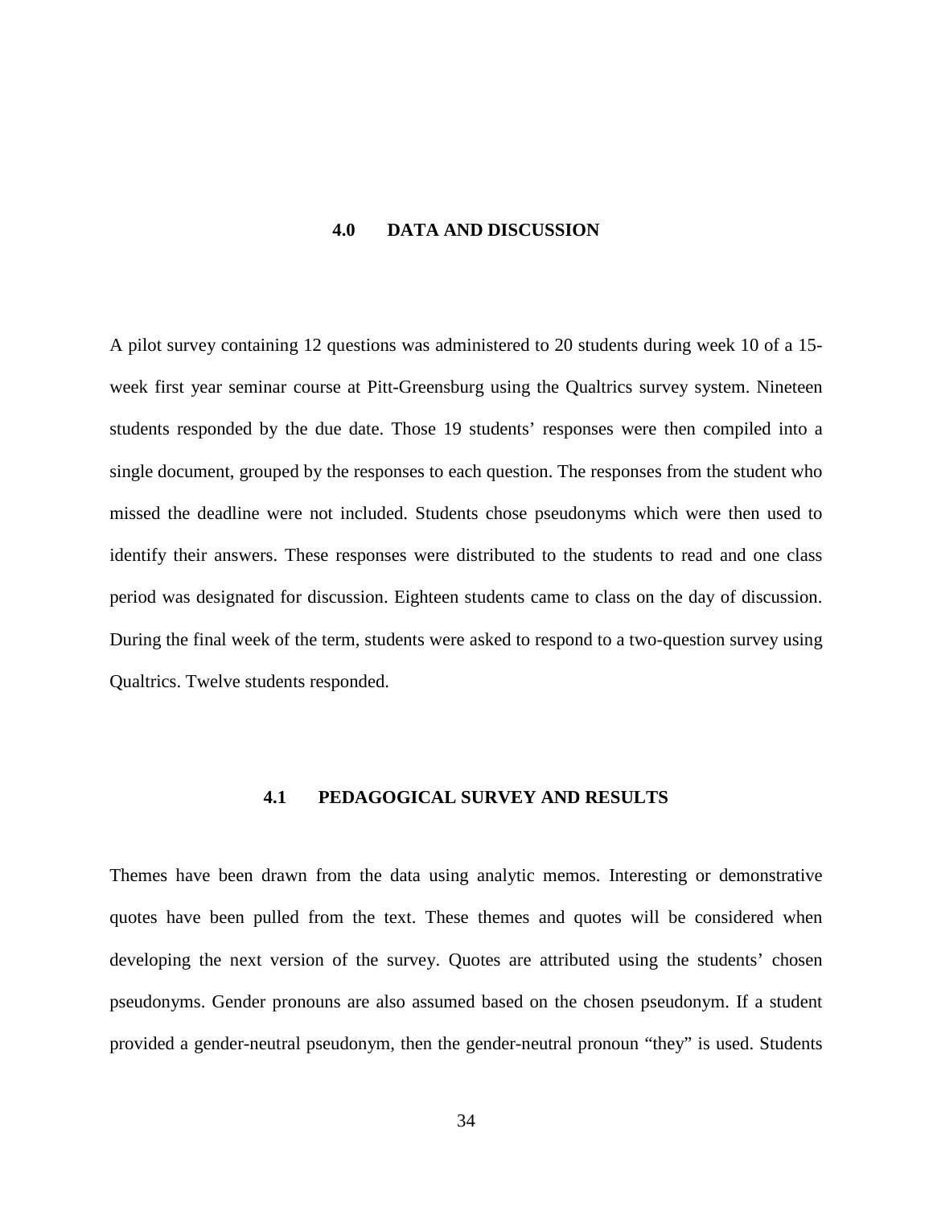# 4.0 DATA AND DISCUSSION

A pilot survey containing 12 questions was administered to 20 students during week 10 of a 15-week first year seminar course at Pitt-Greensburg using the Qualtrics survey system. Nineteen students responded by the due date. Those 19 students' responses were then compiled into a single document, grouped by the responses to each question. The responses from the student who missed the deadline were not included. Students chose pseudonyms which were then used to identify their answers. These responses were distributed to the students to read and one class period was designated for discussion. Eighteen students came to class on the day of discussion. During the final week of the term, students were asked to respond to a two-question survey using Qualtrics. Twelve students responded.

## 4.1 PEDAGOGICAL SURVEY AND RESULTS

Themes have been drawn from the data using analytic memos. Interesting or demonstrative quotes have been pulled from the text. These themes and quotes will be considered when developing the next version of the survey. Quotes are attributed using the students' chosen pseudonyms. Gender pronouns are also assumed based on the chosen pseudonym. If a student provided a gender-neutral pseudonym, then the gender-neutral pronoun "they" is used. Students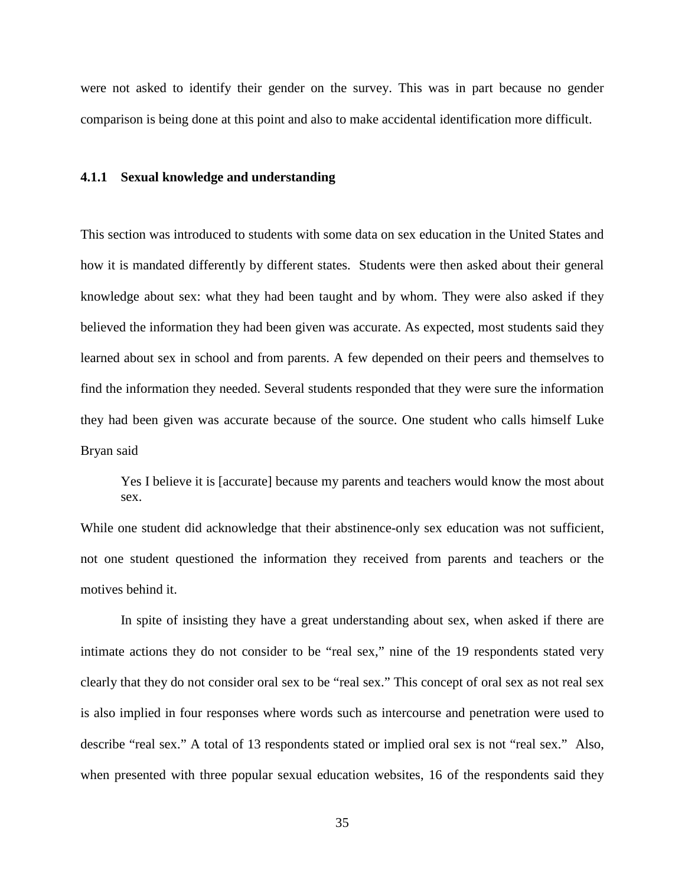were not asked to identify their gender on the survey. This was in part because no gender comparison is being done at this point and also to make accidental identification more difficult.

### 4.1.1 Sexual knowledge and understanding

This section was introduced to students with some data on sex education in the United States and how it is mandated differently by different states. Students were then asked about their general knowledge about sex: what they had been taught and by whom. They were also asked if they believed the information they had been given was accurate. As expected, most students said they learned about sex in school and from parents. A few depended on their peers and themselves to find the information they needed. Several students responded that they were sure the information they had been given was accurate because of the source. One student who calls himself Luke Bryan said

> Yes I believe it is [accurate] because my parents and teachers would know the most about sex.

While one student did acknowledge that their abstinence-only sex education was not sufficient, not one student questioned the information they received from parents and teachers or the motives behind it.

In spite of insisting they have a great understanding about sex, when asked if there are intimate actions they do not consider to be "real sex," nine of the 19 respondents stated very clearly that they do not consider oral sex to be "real sex." This concept of oral sex as not real sex is also implied in four responses where words such as intercourse and penetration were used to describe "real sex." A total of 13 respondents stated or implied oral sex is not "real sex." Also, when presented with three popular sexual education websites, 16 of the respondents said they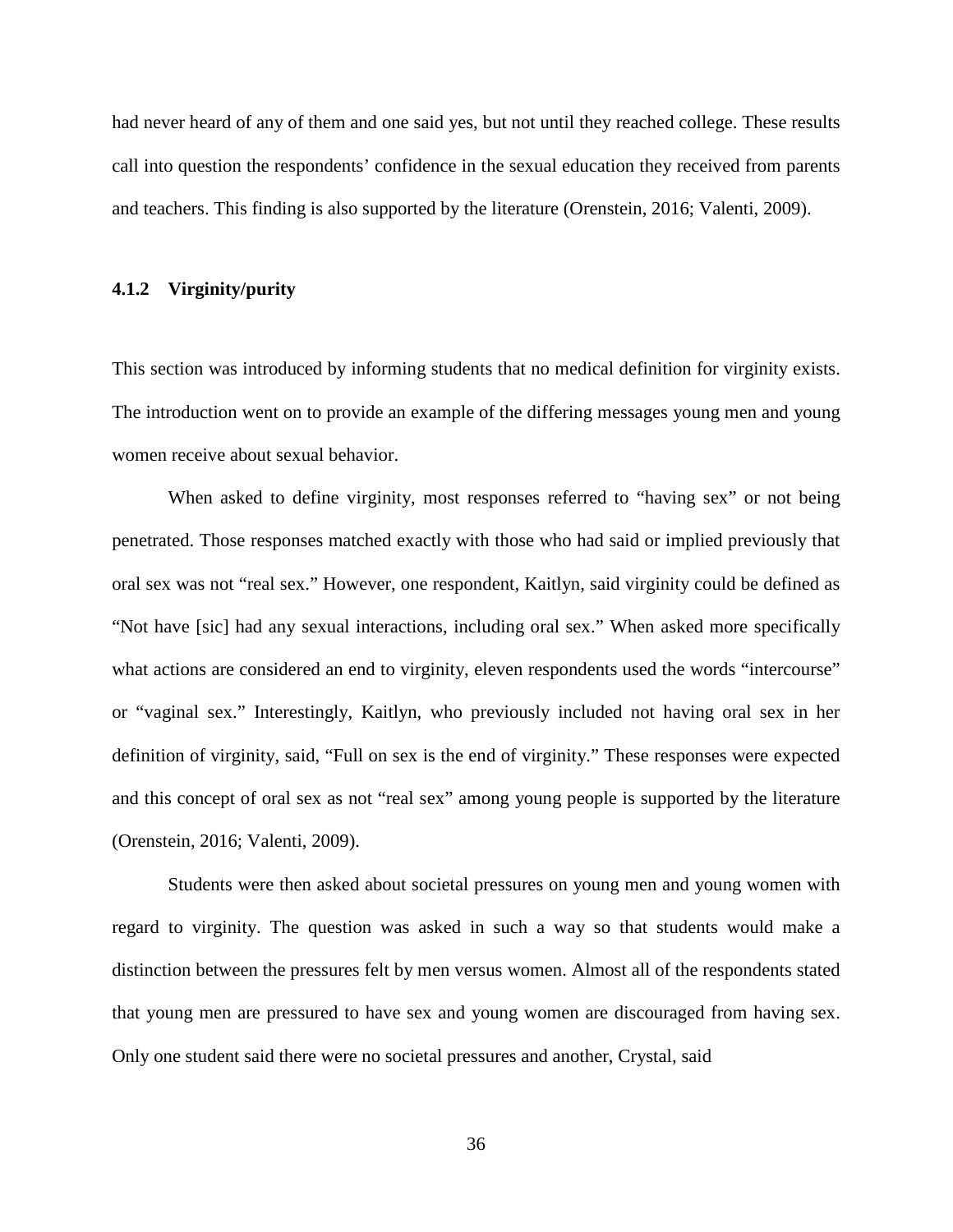had never heard of any of them and one said yes, but not until they reached college. These results call into question the respondents' confidence in the sexual education they received from parents and teachers. This finding is also supported by the literature (Orenstein, 2016; Valenti, 2009).

### 4.1.2 Virginity/purity

This section was introduced by informing students that no medical definition for virginity exists. The introduction went on to provide an example of the differing messages young men and young women receive about sexual behavior.

When asked to define virginity, most responses referred to "having sex" or not being penetrated. Those responses matched exactly with those who had said or implied previously that oral sex was not "real sex." However, one respondent, Kaitlyn, said virginity could be defined as "Not have [sic] had any sexual interactions, including oral sex." When asked more specifically what actions are considered an end to virginity, eleven respondents used the words "intercourse" or "vaginal sex." Interestingly, Kaitlyn, who previously included not having oral sex in her definition of virginity, said, "Full on sex is the end of virginity." These responses were expected and this concept of oral sex as not "real sex" among young people is supported by the literature (Orenstein, 2016; Valenti, 2009).

Students were then asked about societal pressures on young men and young women with regard to virginity. The question was asked in such a way so that students would make a distinction between the pressures felt by men versus women. Almost all of the respondents stated that young men are pressured to have sex and young women are discouraged from having sex. Only one student said there were no societal pressures and another, Crystal, said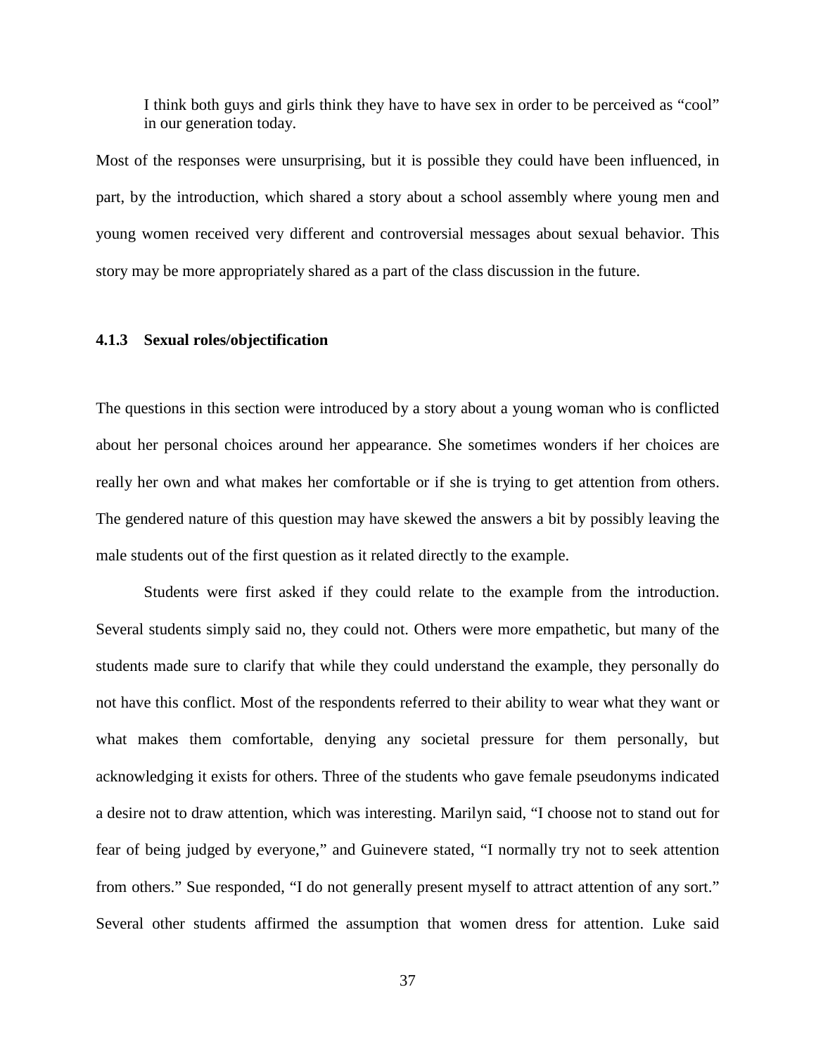> I think both guys and girls think they have to have sex in order to be perceived as "cool" in our generation today.

Most of the responses were unsurprising, but it is possible they could have been influenced, in part, by the introduction, which shared a story about a school assembly where young men and young women received very different and controversial messages about sexual behavior. This story may be more appropriately shared as a part of the class discussion in the future.

### 4.1.3 Sexual roles/objectification

The questions in this section were introduced by a story about a young woman who is conflicted about her personal choices around her appearance. She sometimes wonders if her choices are really her own and what makes her comfortable or if she is trying to get attention from others. The gendered nature of this question may have skewed the answers a bit by possibly leaving the male students out of the first question as it related directly to the example.

Students were first asked if they could relate to the example from the introduction. Several students simply said no, they could not. Others were more empathetic, but many of the students made sure to clarify that while they could understand the example, they personally do not have this conflict. Most of the respondents referred to their ability to wear what they want or what makes them comfortable, denying any societal pressure for them personally, but acknowledging it exists for others. Three of the students who gave female pseudonyms indicated a desire not to draw attention, which was interesting. Marilyn said, "I choose not to stand out for fear of being judged by everyone," and Guinevere stated, "I normally try not to seek attention from others." Sue responded, "I do not generally present myself to attract attention of any sort." Several other students affirmed the assumption that women dress for attention. Luke said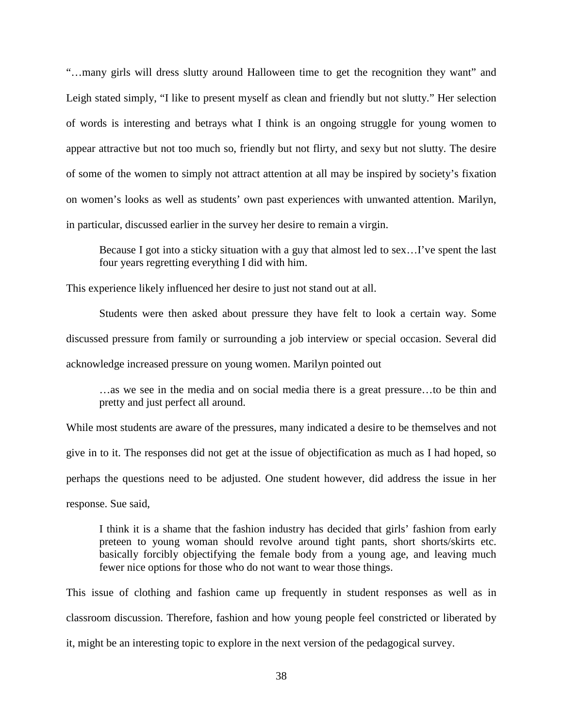"…many girls will dress slutty around Halloween time to get the recognition they want" and Leigh stated simply, "I like to present myself as clean and friendly but not slutty." Her selection of words is interesting and betrays what I think is an ongoing struggle for young women to appear attractive but not too much so, friendly but not flirty, and sexy but not slutty. The desire of some of the women to simply not attract attention at all may be inspired by society's fixation on women's looks as well as students' own past experiences with unwanted attention. Marilyn, in particular, discussed earlier in the survey her desire to remain a virgin.

> Because I got into a sticky situation with a guy that almost led to sex…I've spent the last four years regretting everything I did with him.

This experience likely influenced her desire to just not stand out at all.

Students were then asked about pressure they have felt to look a certain way. Some discussed pressure from family or surrounding a job interview or special occasion. Several did acknowledge increased pressure on young women. Marilyn pointed out

> …as we see in the media and on social media there is a great pressure…to be thin and pretty and just perfect all around.

While most students are aware of the pressures, many indicated a desire to be themselves and not give in to it. The responses did not get at the issue of objectification as much as I had hoped, so perhaps the questions need to be adjusted. One student however, did address the issue in her response. Sue said,

> I think it is a shame that the fashion industry has decided that girls' fashion from early preteen to young woman should revolve around tight pants, short shorts/skirts etc. basically forcibly objectifying the female body from a young age, and leaving much fewer nice options for those who do not want to wear those things.

This issue of clothing and fashion came up frequently in student responses as well as in classroom discussion. Therefore, fashion and how young people feel constricted or liberated by it, might be an interesting topic to explore in the next version of the pedagogical survey.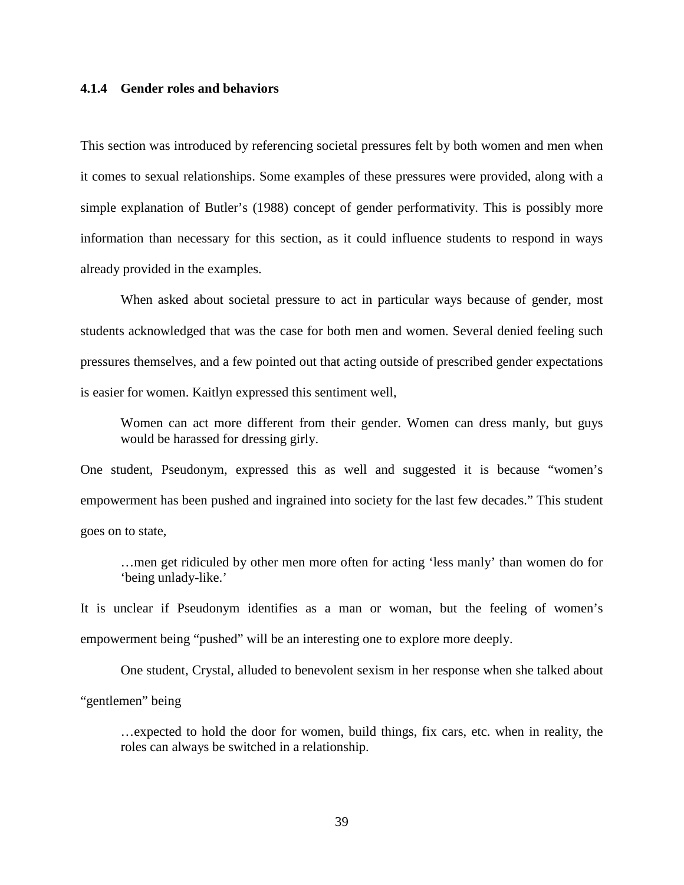### 4.1.4 Gender roles and behaviors

This section was introduced by referencing societal pressures felt by both women and men when it comes to sexual relationships. Some examples of these pressures were provided, along with a simple explanation of Butler's (1988) concept of gender performativity. This is possibly more information than necessary for this section, as it could influence students to respond in ways already provided in the examples.

When asked about societal pressure to act in particular ways because of gender, most students acknowledged that was the case for both men and women. Several denied feeling such pressures themselves, and a few pointed out that acting outside of prescribed gender expectations is easier for women. Kaitlyn expressed this sentiment well,

> Women can act more different from their gender. Women can dress manly, but guys would be harassed for dressing girly.

One student, Pseudonym, expressed this as well and suggested it is because "women's empowerment has been pushed and ingrained into society for the last few decades." This student goes on to state,

> …men get ridiculed by other men more often for acting 'less manly' than women do for 'being unlady-like.'

It is unclear if Pseudonym identifies as a man or woman, but the feeling of women's empowerment being "pushed" will be an interesting one to explore more deeply.

One student, Crystal, alluded to benevolent sexism in her response when she talked about "gentlemen" being

> …expected to hold the door for women, build things, fix cars, etc. when in reality, the roles can always be switched in a relationship.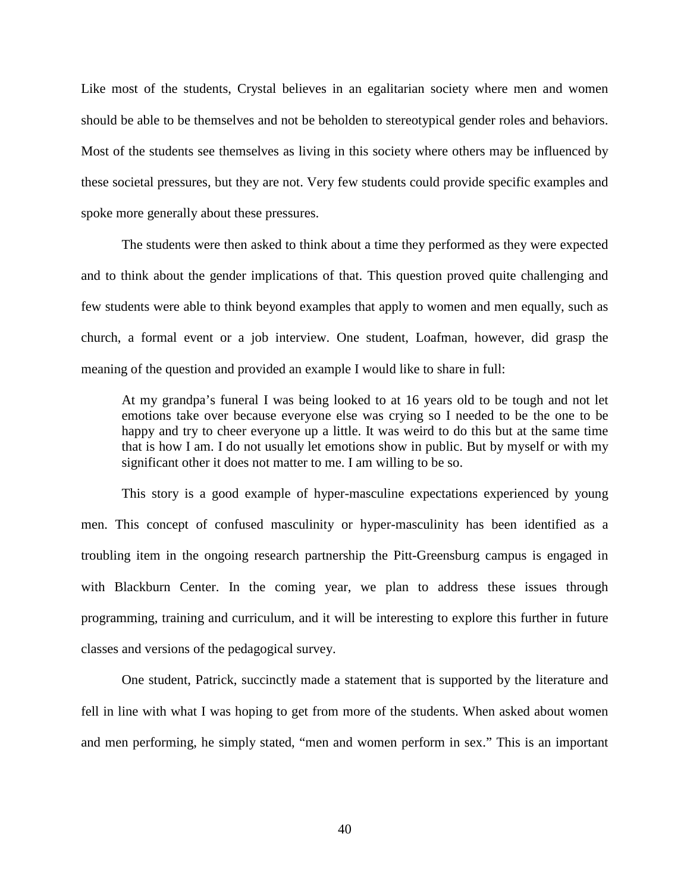Like most of the students, Crystal believes in an egalitarian society where men and women should be able to be themselves and not be beholden to stereotypical gender roles and behaviors. Most of the students see themselves as living in this society where others may be influenced by these societal pressures, but they are not. Very few students could provide specific examples and spoke more generally about these pressures.

The students were then asked to think about a time they performed as they were expected and to think about the gender implications of that. This question proved quite challenging and few students were able to think beyond examples that apply to women and men equally, such as church, a formal event or a job interview. One student, Loafman, however, did grasp the meaning of the question and provided an example I would like to share in full:

> At my grandpa's funeral I was being looked to at 16 years old to be tough and not let emotions take over because everyone else was crying so I needed to be the one to be happy and try to cheer everyone up a little. It was weird to do this but at the same time that is how I am. I do not usually let emotions show in public. But by myself or with my significant other it does not matter to me. I am willing to be so.

This story is a good example of hyper-masculine expectations experienced by young men. This concept of confused masculinity or hyper-masculinity has been identified as a troubling item in the ongoing research partnership the Pitt-Greensburg campus is engaged in with Blackburn Center. In the coming year, we plan to address these issues through programming, training and curriculum, and it will be interesting to explore this further in future classes and versions of the pedagogical survey.

One student, Patrick, succinctly made a statement that is supported by the literature and fell in line with what I was hoping to get from more of the students. When asked about women and men performing, he simply stated, "men and women perform in sex." This is an important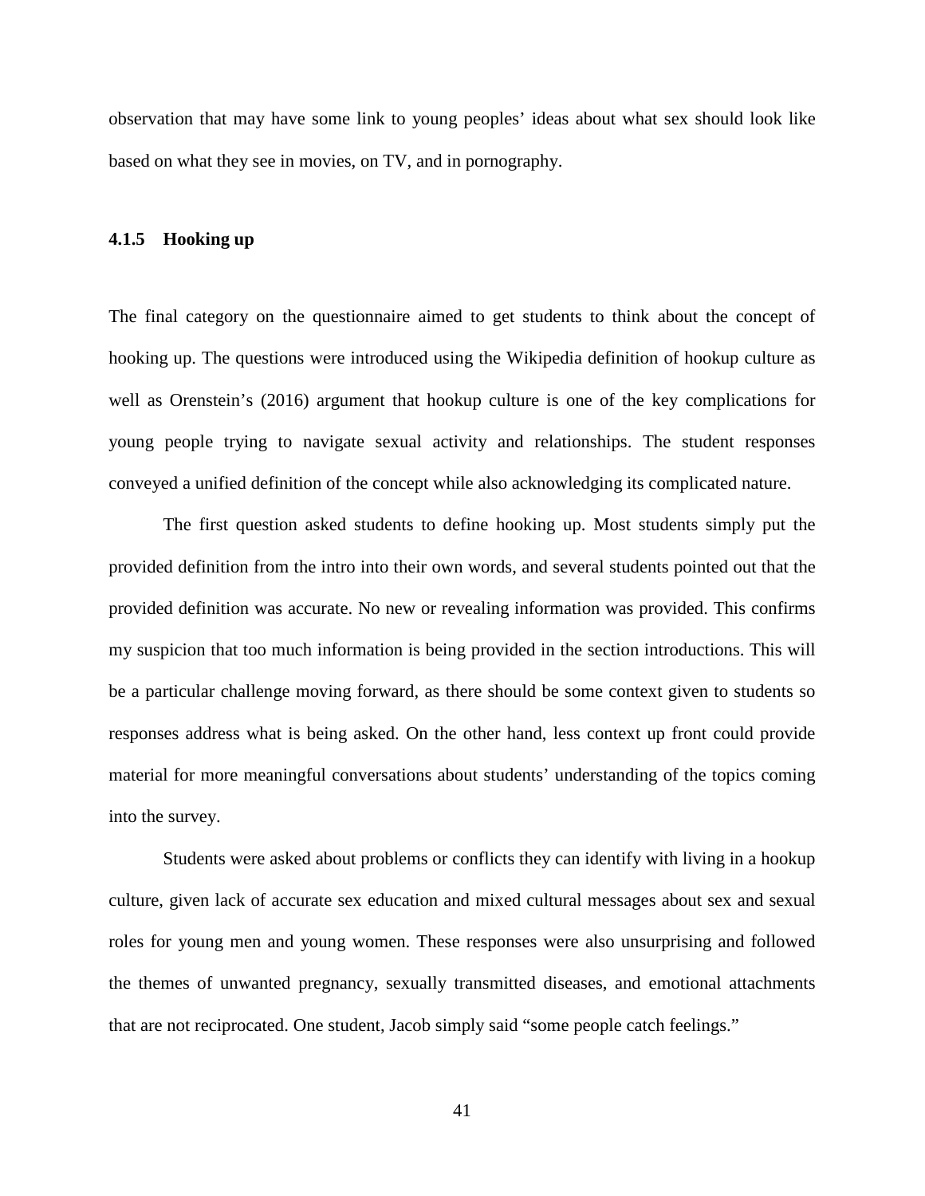observation that may have some link to young peoples' ideas about what sex should look like based on what they see in movies, on TV, and in pornography.

### 4.1.5 Hooking up

The final category on the questionnaire aimed to get students to think about the concept of hooking up. The questions were introduced using the Wikipedia definition of hookup culture as well as Orenstein's (2016) argument that hookup culture is one of the key complications for young people trying to navigate sexual activity and relationships. The student responses conveyed a unified definition of the concept while also acknowledging its complicated nature.

The first question asked students to define hooking up. Most students simply put the provided definition from the intro into their own words, and several students pointed out that the provided definition was accurate. No new or revealing information was provided. This confirms my suspicion that too much information is being provided in the section introductions. This will be a particular challenge moving forward, as there should be some context given to students so responses address what is being asked. On the other hand, less context up front could provide material for more meaningful conversations about students' understanding of the topics coming into the survey.

Students were asked about problems or conflicts they can identify with living in a hookup culture, given lack of accurate sex education and mixed cultural messages about sex and sexual roles for young men and young women. These responses were also unsurprising and followed the themes of unwanted pregnancy, sexually transmitted diseases, and emotional attachments that are not reciprocated. One student, Jacob simply said "some people catch feelings."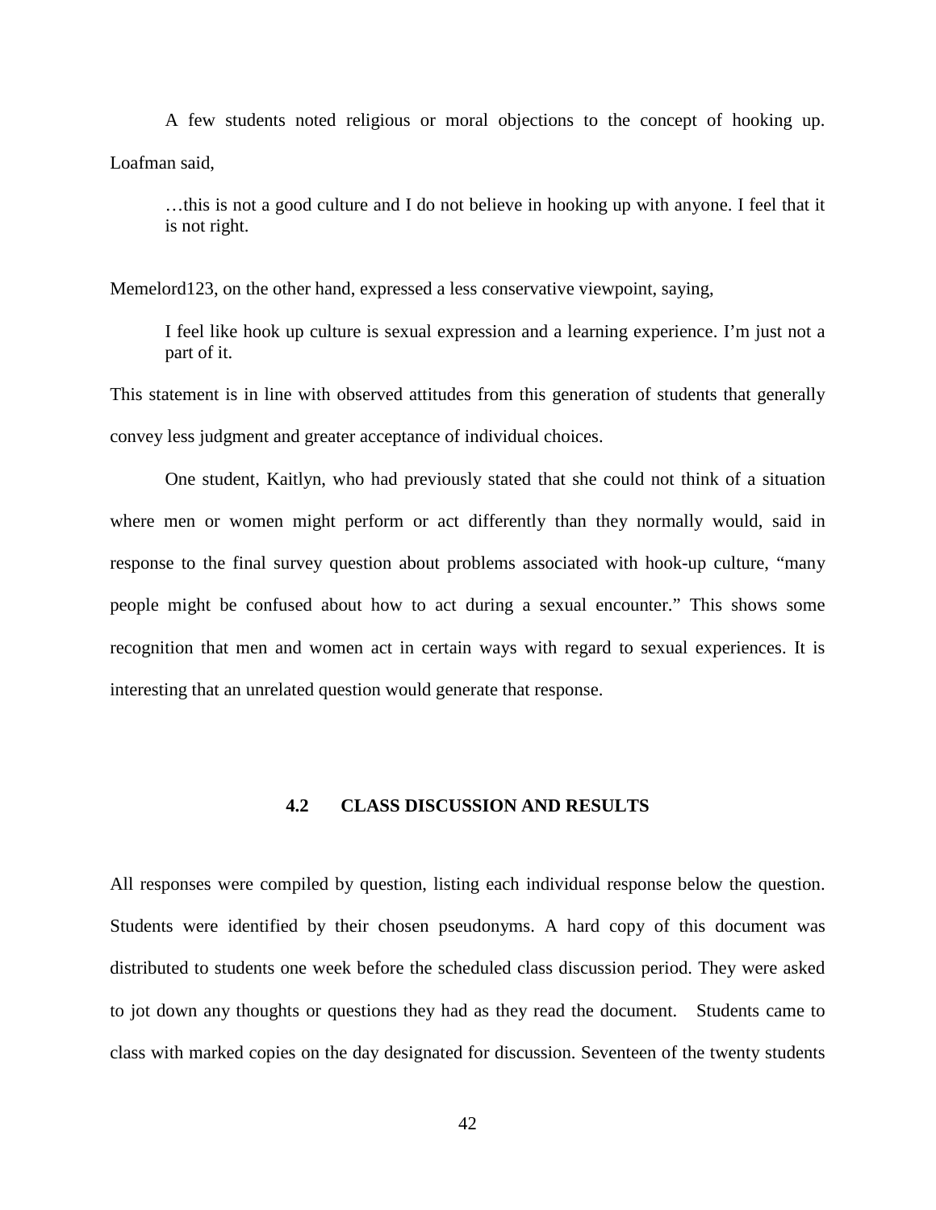A few students noted religious or moral objections to the concept of hooking up. Loafman said,

> …this is not a good culture and I do not believe in hooking up with anyone. I feel that it is not right.

Memelord123, on the other hand, expressed a less conservative viewpoint, saying,

> I feel like hook up culture is sexual expression and a learning experience. I'm just not a part of it.

This statement is in line with observed attitudes from this generation of students that generally convey less judgment and greater acceptance of individual choices.

One student, Kaitlyn, who had previously stated that she could not think of a situation where men or women might perform or act differently than they normally would, said in response to the final survey question about problems associated with hook-up culture, "many people might be confused about how to act during a sexual encounter." This shows some recognition that men and women act in certain ways with regard to sexual experiences. It is interesting that an unrelated question would generate that response.

## 4.2 CLASS DISCUSSION AND RESULTS

All responses were compiled by question, listing each individual response below the question. Students were identified by their chosen pseudonyms. A hard copy of this document was distributed to students one week before the scheduled class discussion period. They were asked to jot down any thoughts or questions they had as they read the document. Students came to class with marked copies on the day designated for discussion. Seventeen of the twenty students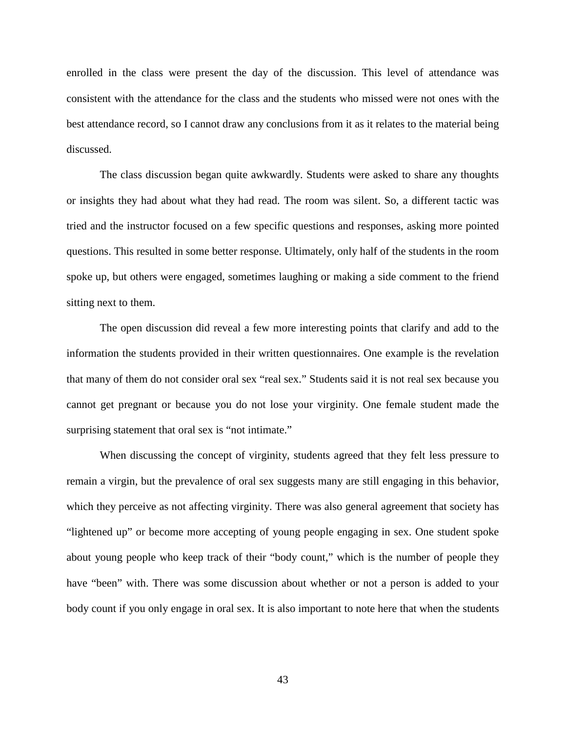enrolled in the class were present the day of the discussion. This level of attendance was consistent with the attendance for the class and the students who missed were not ones with the best attendance record, so I cannot draw any conclusions from it as it relates to the material being discussed.

The class discussion began quite awkwardly. Students were asked to share any thoughts or insights they had about what they had read. The room was silent. So, a different tactic was tried and the instructor focused on a few specific questions and responses, asking more pointed questions. This resulted in some better response. Ultimately, only half of the students in the room spoke up, but others were engaged, sometimes laughing or making a side comment to the friend sitting next to them.

The open discussion did reveal a few more interesting points that clarify and add to the information the students provided in their written questionnaires. One example is the revelation that many of them do not consider oral sex "real sex." Students said it is not real sex because you cannot get pregnant or because you do not lose your virginity. One female student made the surprising statement that oral sex is "not intimate."

When discussing the concept of virginity, students agreed that they felt less pressure to remain a virgin, but the prevalence of oral sex suggests many are still engaging in this behavior, which they perceive as not affecting virginity. There was also general agreement that society has "lightened up" or become more accepting of young people engaging in sex. One student spoke about young people who keep track of their "body count," which is the number of people they have "been" with. There was some discussion about whether or not a person is added to your body count if you only engage in oral sex. It is also important to note here that when the students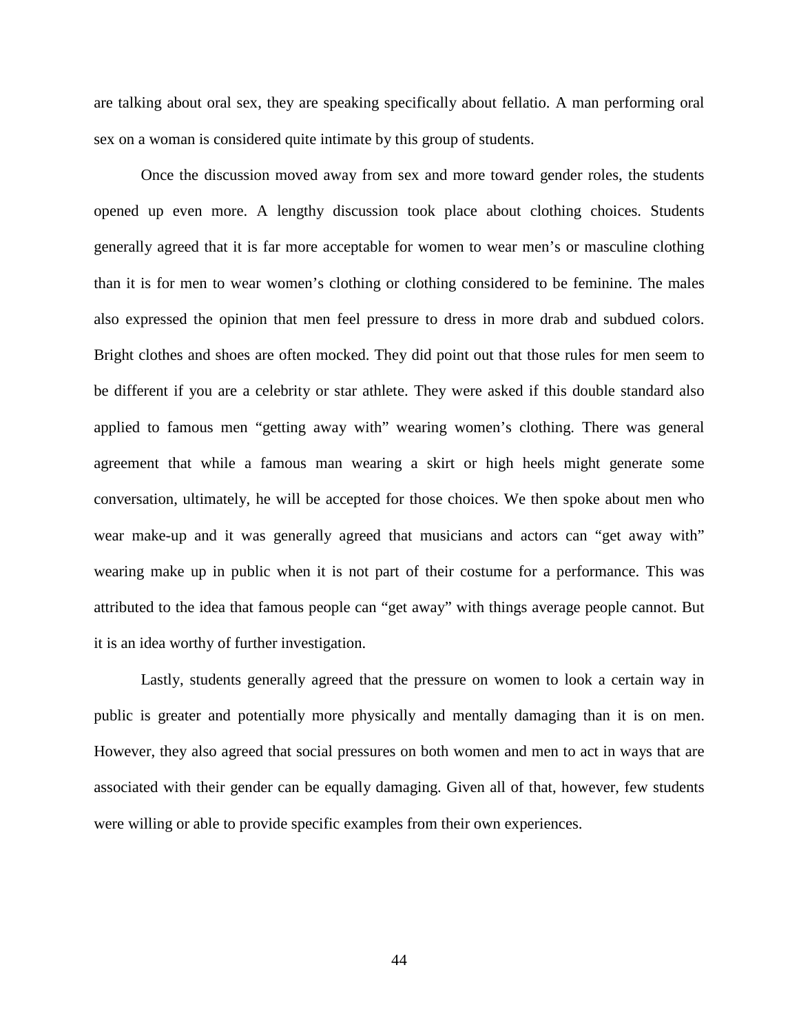are talking about oral sex, they are speaking specifically about fellatio. A man performing oral sex on a woman is considered quite intimate by this group of students.

Once the discussion moved away from sex and more toward gender roles, the students opened up even more. A lengthy discussion took place about clothing choices. Students generally agreed that it is far more acceptable for women to wear men's or masculine clothing than it is for men to wear women's clothing or clothing considered to be feminine. The males also expressed the opinion that men feel pressure to dress in more drab and subdued colors. Bright clothes and shoes are often mocked. They did point out that those rules for men seem to be different if you are a celebrity or star athlete. They were asked if this double standard also applied to famous men "getting away with" wearing women's clothing. There was general agreement that while a famous man wearing a skirt or high heels might generate some conversation, ultimately, he will be accepted for those choices. We then spoke about men who wear make-up and it was generally agreed that musicians and actors can "get away with" wearing make up in public when it is not part of their costume for a performance. This was attributed to the idea that famous people can "get away" with things average people cannot. But it is an idea worthy of further investigation.

Lastly, students generally agreed that the pressure on women to look a certain way in public is greater and potentially more physically and mentally damaging than it is on men. However, they also agreed that social pressures on both women and men to act in ways that are associated with their gender can be equally damaging. Given all of that, however, few students were willing or able to provide specific examples from their own experiences.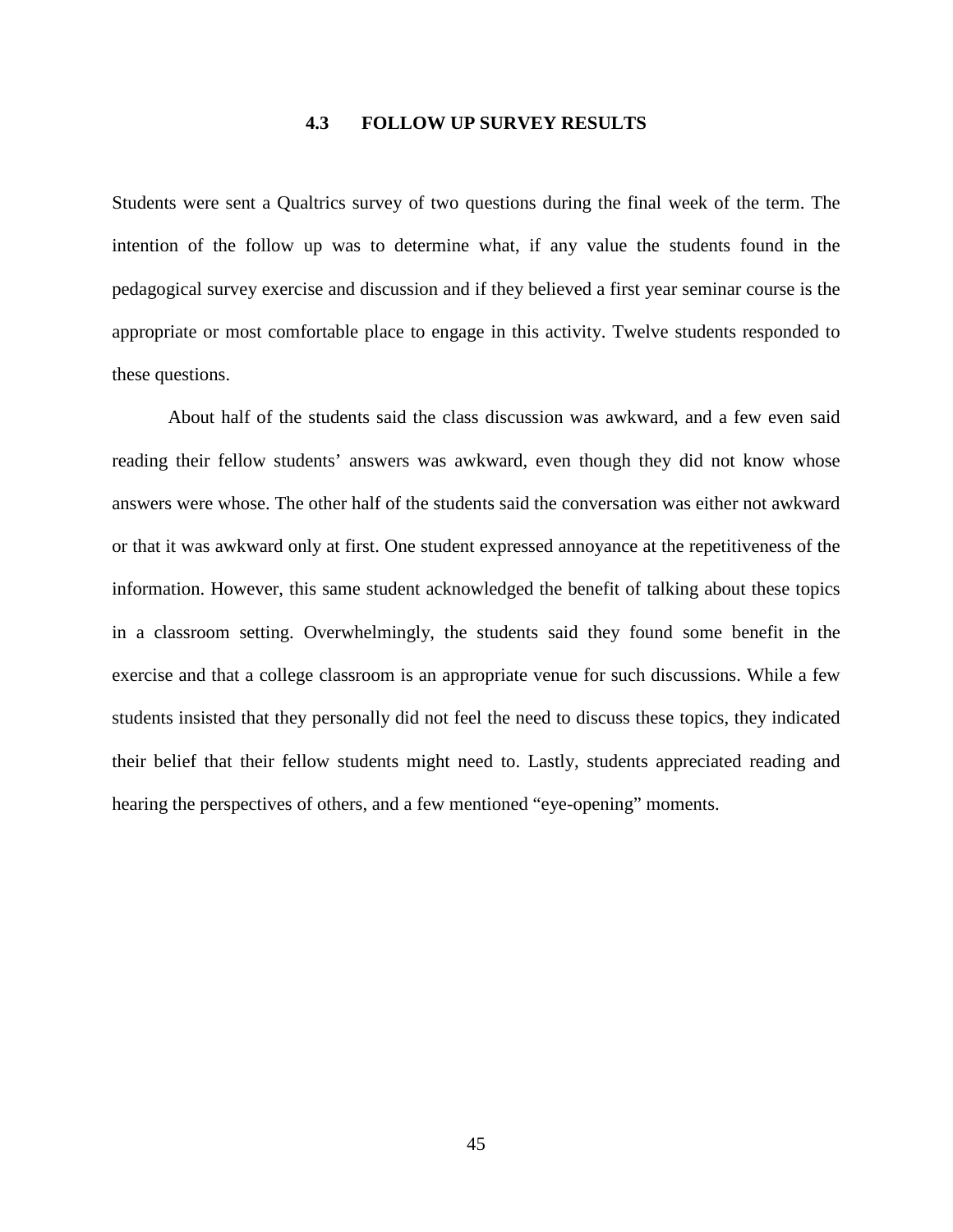### 4.3 FOLLOW UP SURVEY RESULTS

Students were sent a Qualtrics survey of two questions during the final week of the term. The intention of the follow up was to determine what, if any value the students found in the pedagogical survey exercise and discussion and if they believed a first year seminar course is the appropriate or most comfortable place to engage in this activity. Twelve students responded to these questions.

About half of the students said the class discussion was awkward, and a few even said reading their fellow students' answers was awkward, even though they did not know whose answers were whose. The other half of the students said the conversation was either not awkward or that it was awkward only at first. One student expressed annoyance at the repetitiveness of the information. However, this same student acknowledged the benefit of talking about these topics in a classroom setting. Overwhelmingly, the students said they found some benefit in the exercise and that a college classroom is an appropriate venue for such discussions. While a few students insisted that they personally did not feel the need to discuss these topics, they indicated their belief that their fellow students might need to. Lastly, students appreciated reading and hearing the perspectives of others, and a few mentioned "eye-opening" moments.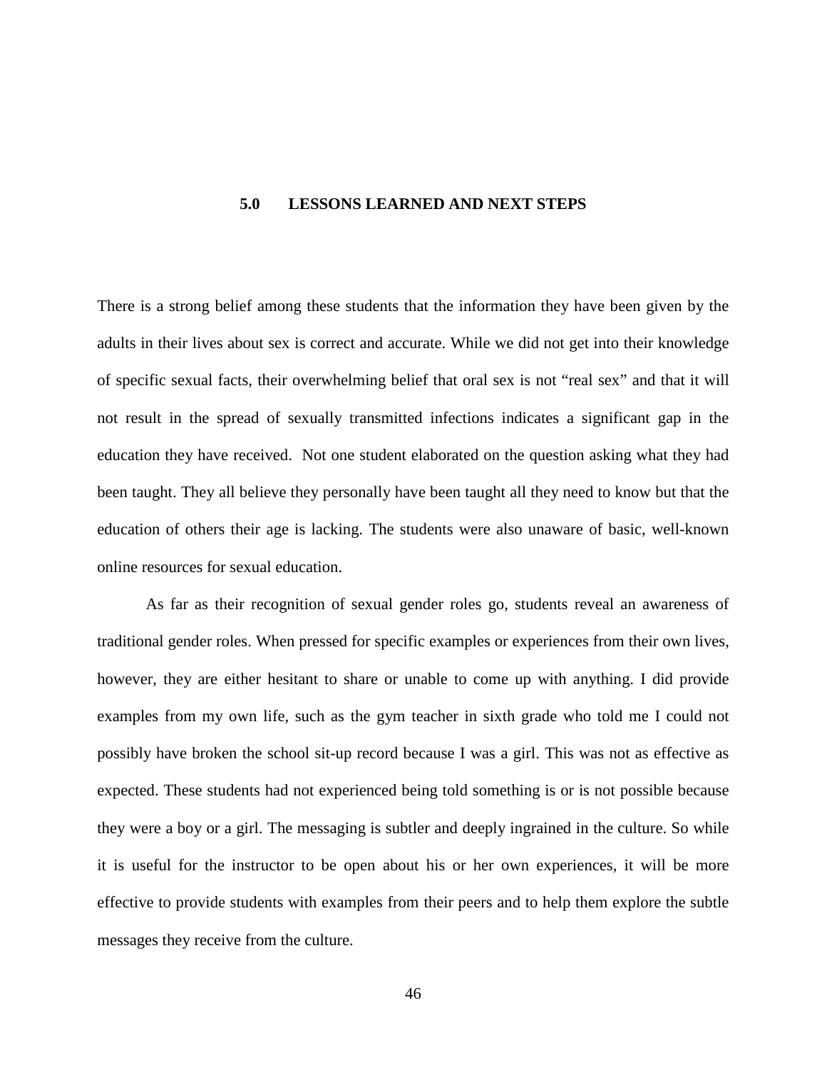# 5.0 LESSONS LEARNED AND NEXT STEPS

There is a strong belief among these students that the information they have been given by the adults in their lives about sex is correct and accurate. While we did not get into their knowledge of specific sexual facts, their overwhelming belief that oral sex is not "real sex" and that it will not result in the spread of sexually transmitted infections indicates a significant gap in the education they have received. Not one student elaborated on the question asking what they had been taught. They all believe they personally have been taught all they need to know but that the education of others their age is lacking. The students were also unaware of basic, well-known online resources for sexual education.

As far as their recognition of sexual gender roles go, students reveal an awareness of traditional gender roles. When pressed for specific examples or experiences from their own lives, however, they are either hesitant to share or unable to come up with anything. I did provide examples from my own life, such as the gym teacher in sixth grade who told me I could not possibly have broken the school sit-up record because I was a girl. This was not as effective as expected. These students had not experienced being told something is or is not possible because they were a boy or a girl. The messaging is subtler and deeply ingrained in the culture. So while it is useful for the instructor to be open about his or her own experiences, it will be more effective to provide students with examples from their peers and to help them explore the subtle messages they receive from the culture.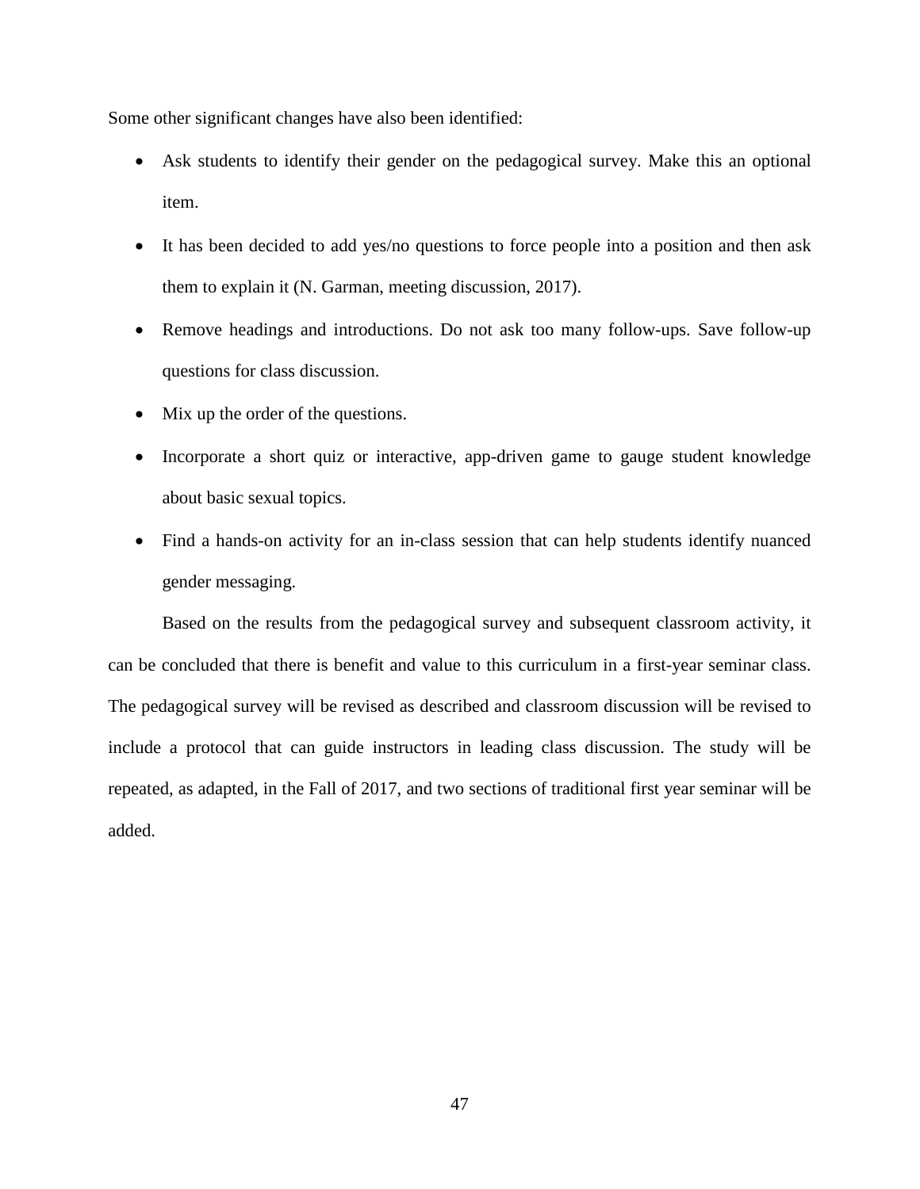Some other significant changes have also been identified:

- Ask students to identify their gender on the pedagogical survey. Make this an optional item.
- It has been decided to add yes/no questions to force people into a position and then ask them to explain it (N. Garman, meeting discussion, 2017).
- Remove headings and introductions. Do not ask too many follow-ups. Save follow-up questions for class discussion.
- Mix up the order of the questions.
- Incorporate a short quiz or interactive, app-driven game to gauge student knowledge about basic sexual topics.
- Find a hands-on activity for an in-class session that can help students identify nuanced gender messaging.

Based on the results from the pedagogical survey and subsequent classroom activity, it can be concluded that there is benefit and value to this curriculum in a first-year seminar class. The pedagogical survey will be revised as described and classroom discussion will be revised to include a protocol that can guide instructors in leading class discussion. The study will be repeated, as adapted, in the Fall of 2017, and two sections of traditional first year seminar will be added.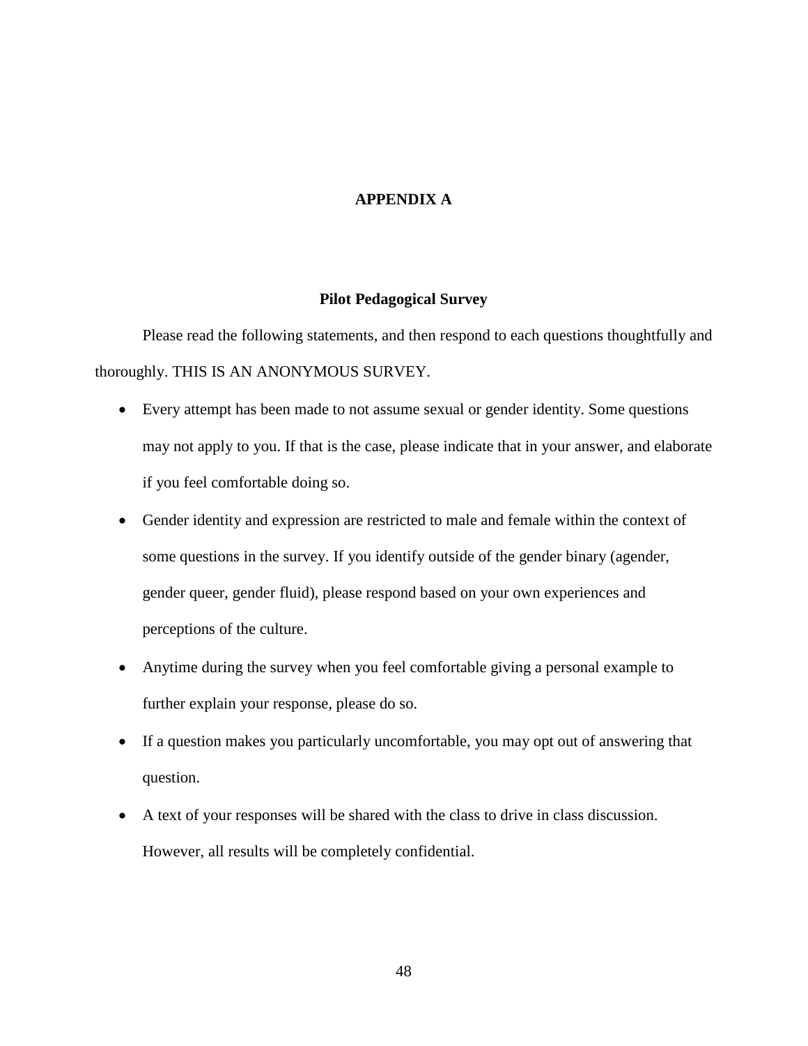# APPENDIX A

## Pilot Pedagogical Survey

Please read the following statements, and then respond to each questions thoughtfully and thoroughly. THIS IS AN ANONYMOUS SURVEY.

- Every attempt has been made to not assume sexual or gender identity. Some questions may not apply to you. If that is the case, please indicate that in your answer, and elaborate if you feel comfortable doing so.
- Gender identity and expression are restricted to male and female within the context of some questions in the survey. If you identify outside of the gender binary (agender, gender queer, gender fluid), please respond based on your own experiences and perceptions of the culture.
- Anytime during the survey when you feel comfortable giving a personal example to further explain your response, please do so.
- If a question makes you particularly uncomfortable, you may opt out of answering that question.
- A text of your responses will be shared with the class to drive in class discussion. However, all results will be completely confidential.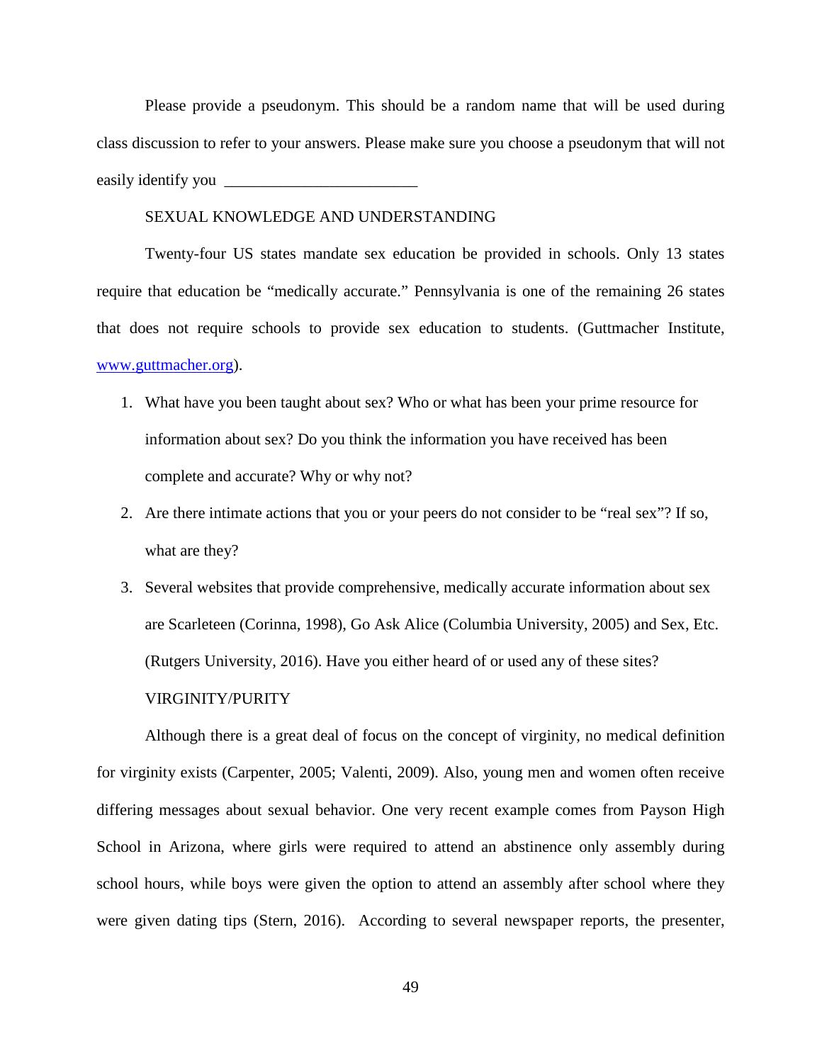Please provide a pseudonym. This should be a random name that will be used during class discussion to refer to your answers. Please make sure you choose a pseudonym that will not easily identify you ________________________

SEXUAL KNOWLEDGE AND UNDERSTANDING

Twenty-four US states mandate sex education be provided in schools. Only 13 states require that education be "medically accurate." Pennsylvania is one of the remaining 26 states that does not require schools to provide sex education to students. (Guttmacher Institute, [www.guttmacher.org](http://www.guttmacher.org)).

1. What have you been taught about sex? Who or what has been your prime resource for information about sex? Do you think the information you have received has been complete and accurate? Why or why not?
2. Are there intimate actions that you or your peers do not consider to be "real sex"? If so, what are they?
3. Several websites that provide comprehensive, medically accurate information about sex are Scarleteen (Corinna, 1998), Go Ask Alice (Columbia University, 2005) and Sex, Etc. (Rutgers University, 2016). Have you either heard of or used any of these sites?

VIRGINITY/PURITY

Although there is a great deal of focus on the concept of virginity, no medical definition for virginity exists (Carpenter, 2005; Valenti, 2009). Also, young men and women often receive differing messages about sexual behavior. One very recent example comes from Payson High School in Arizona, where girls were required to attend an abstinence only assembly during school hours, while boys were given the option to attend an assembly after school where they were given dating tips (Stern, 2016). According to several newspaper reports, the presenter,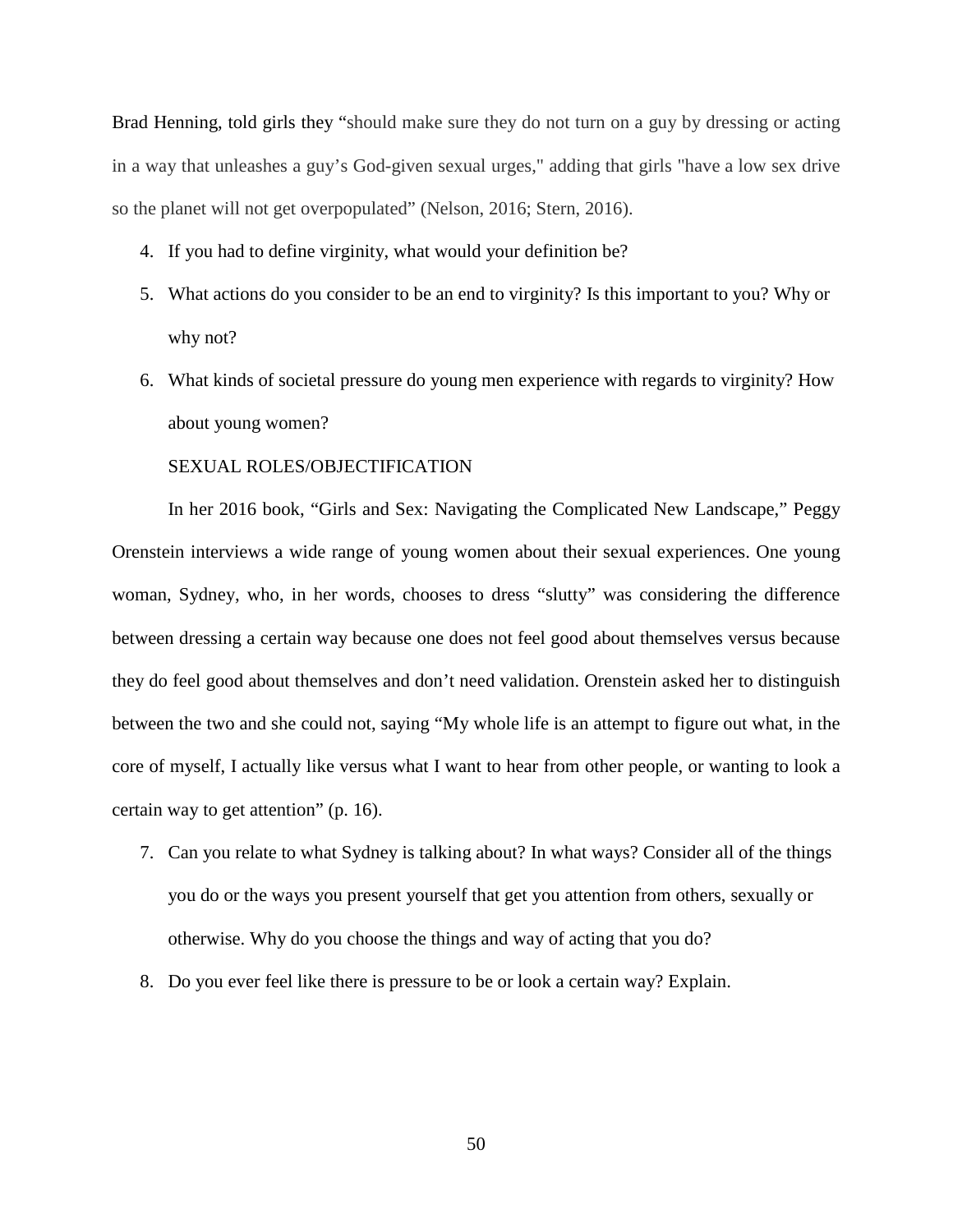Brad Henning, told girls they "should make sure they do not turn on a guy by dressing or acting in a way that unleashes a guy's God-given sexual urges," adding that girls "have a low sex drive so the planet will not get overpopulated" (Nelson, 2016; Stern, 2016).

4. If you had to define virginity, what would your definition be?
5. What actions do you consider to be an end to virginity? Is this important to you? Why or why not?
6. What kinds of societal pressure do young men experience with regards to virginity? How about young women?

SEXUAL ROLES/OBJECTIFICATION

In her 2016 book, "Girls and Sex: Navigating the Complicated New Landscape," Peggy Orenstein interviews a wide range of young women about their sexual experiences. One young woman, Sydney, who, in her words, chooses to dress "slutty" was considering the difference between dressing a certain way because one does not feel good about themselves versus because they do feel good about themselves and don't need validation. Orenstein asked her to distinguish between the two and she could not, saying "My whole life is an attempt to figure out what, in the core of myself, I actually like versus what I want to hear from other people, or wanting to look a certain way to get attention" (p. 16).

7. Can you relate to what Sydney is talking about? In what ways? Consider all of the things you do or the ways you present yourself that get you attention from others, sexually or otherwise. Why do you choose the things and way of acting that you do?
8. Do you ever feel like there is pressure to be or look a certain way? Explain.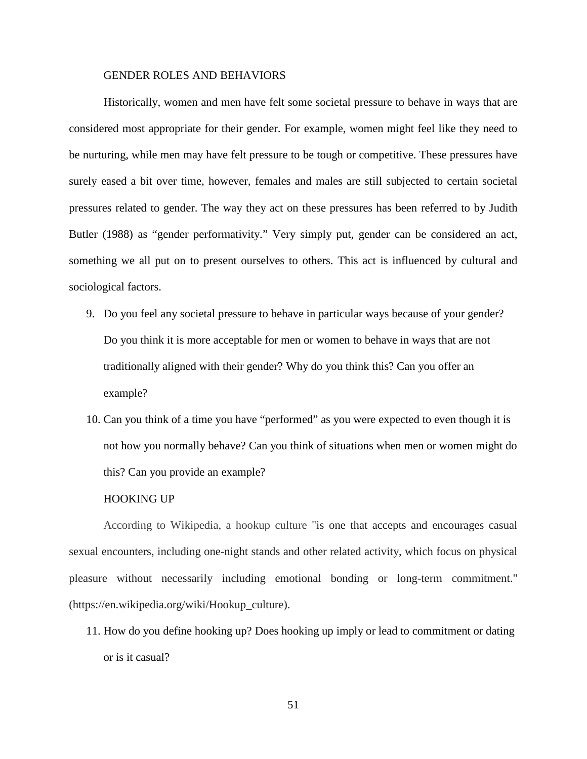## GENDER ROLES AND BEHAVIORS

Historically, women and men have felt some societal pressure to behave in ways that are considered most appropriate for their gender. For example, women might feel like they need to be nurturing, while men may have felt pressure to be tough or competitive. These pressures have surely eased a bit over time, however, females and males are still subjected to certain societal pressures related to gender. The way they act on these pressures has been referred to by Judith Butler (1988) as "gender performativity." Very simply put, gender can be considered an act, something we all put on to present ourselves to others. This act is influenced by cultural and sociological factors.

9. Do you feel any societal pressure to behave in particular ways because of your gender? Do you think it is more acceptable for men or women to behave in ways that are not traditionally aligned with their gender? Why do you think this? Can you offer an example?
10. Can you think of a time you have "performed" as you were expected to even though it is not how you normally behave? Can you think of situations when men or women might do this? Can you provide an example?

## HOOKING UP

According to Wikipedia, a hookup culture "is one that accepts and encourages casual sexual encounters, including one-night stands and other related activity, which focus on physical pleasure without necessarily including emotional bonding or long-term commitment." (https://en.wikipedia.org/wiki/Hookup_culture).

11. How do you define hooking up? Does hooking up imply or lead to commitment or dating or is it casual?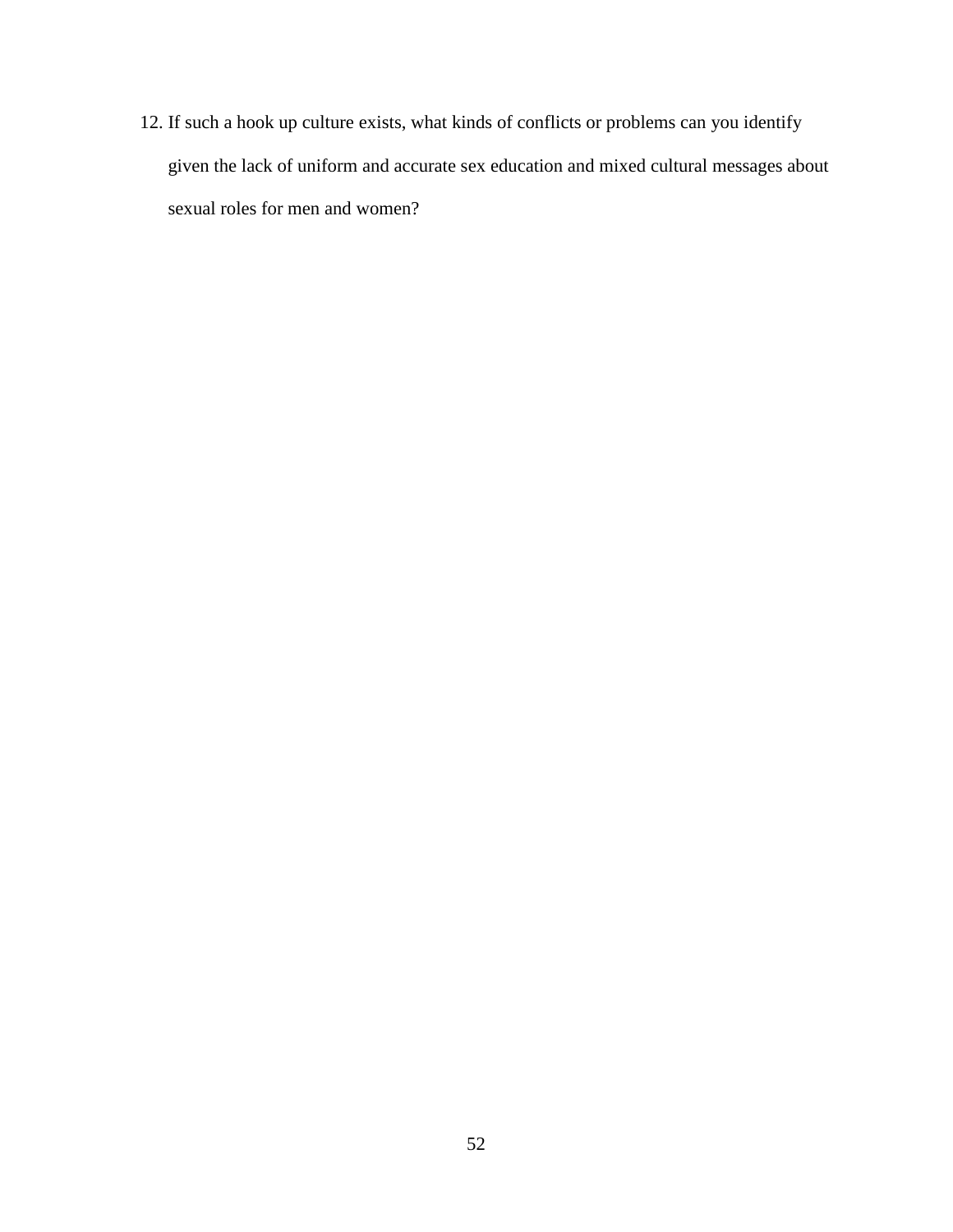12. If such a hook up culture exists, what kinds of conflicts or problems can you identify given the lack of uniform and accurate sex education and mixed cultural messages about sexual roles for men and women?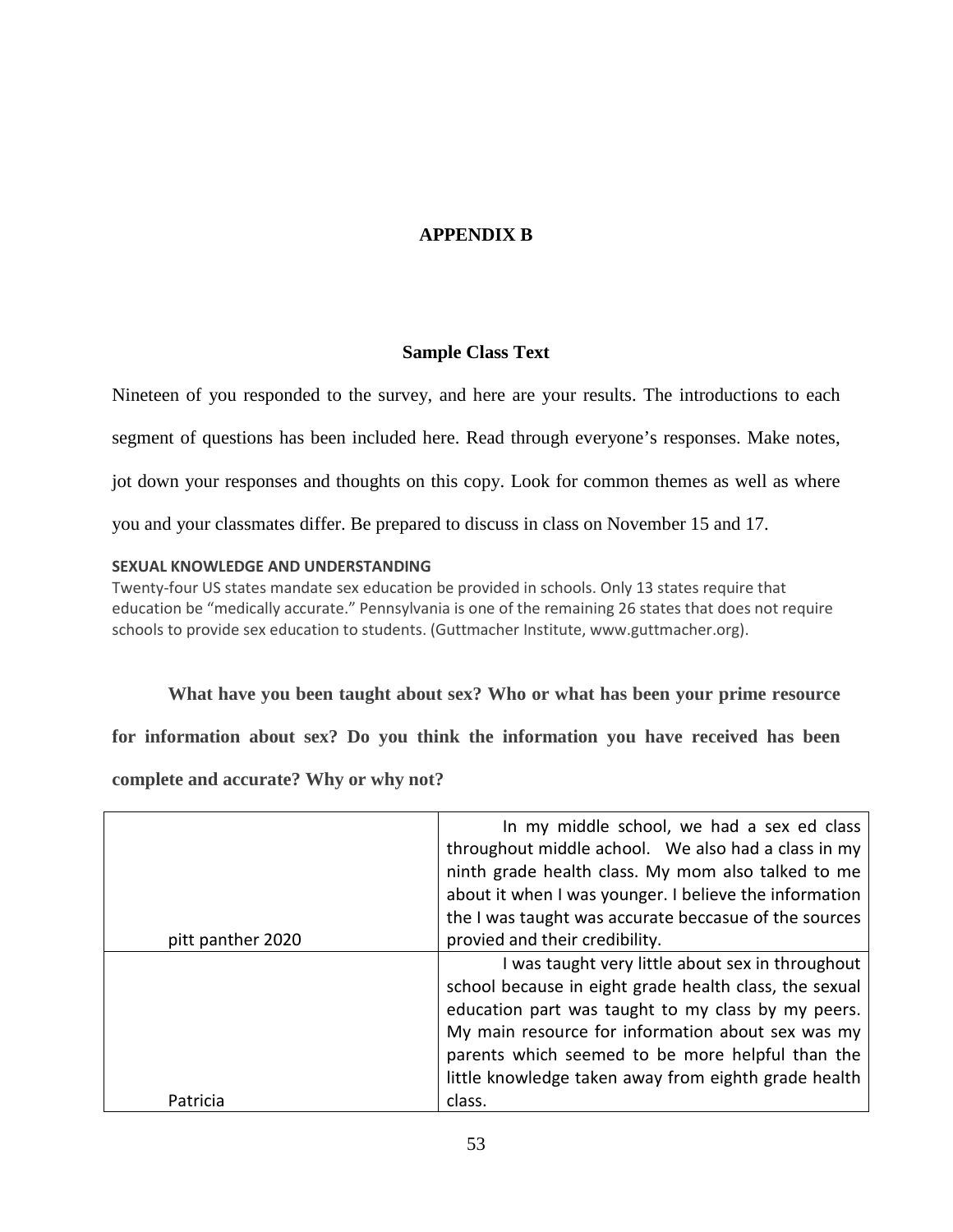# APPENDIX B

## Sample Class Text

Nineteen of you responded to the survey, and here are your results. The introductions to each segment of questions has been included here. Read through everyone's responses. Make notes, jot down your responses and thoughts on this copy. Look for common themes as well as where you and your classmates differ. Be prepared to discuss in class on November 15 and 17.

**SEXUAL KNOWLEDGE AND UNDERSTANDING**

Twenty-four US states mandate sex education be provided in schools. Only 13 states require that education be "medically accurate." Pennsylvania is one of the remaining 26 states that does not require schools to provide sex education to students. (Guttmacher Institute, www.guttmacher.org).

**What have you been taught about sex? Who or what has been your prime resource for information about sex? Do you think the information you have received has been complete and accurate? Why or why not?**

| | |
|---|---|
| pitt panther 2020 | In my middle school, we had a sex ed class throughout middle achool. We also had a class in my ninth grade health class. My mom also talked to me about it when I was younger. I believe the information the I was taught was accurate beccasue of the sources provied and their credibility. |
| Patricia | I was taught very little about sex in throughout school because in eight grade health class, the sexual education part was taught to my class by my peers. My main resource for information about sex was my parents which seemed to be more helpful than the little knowledge taken away from eighth grade health class. |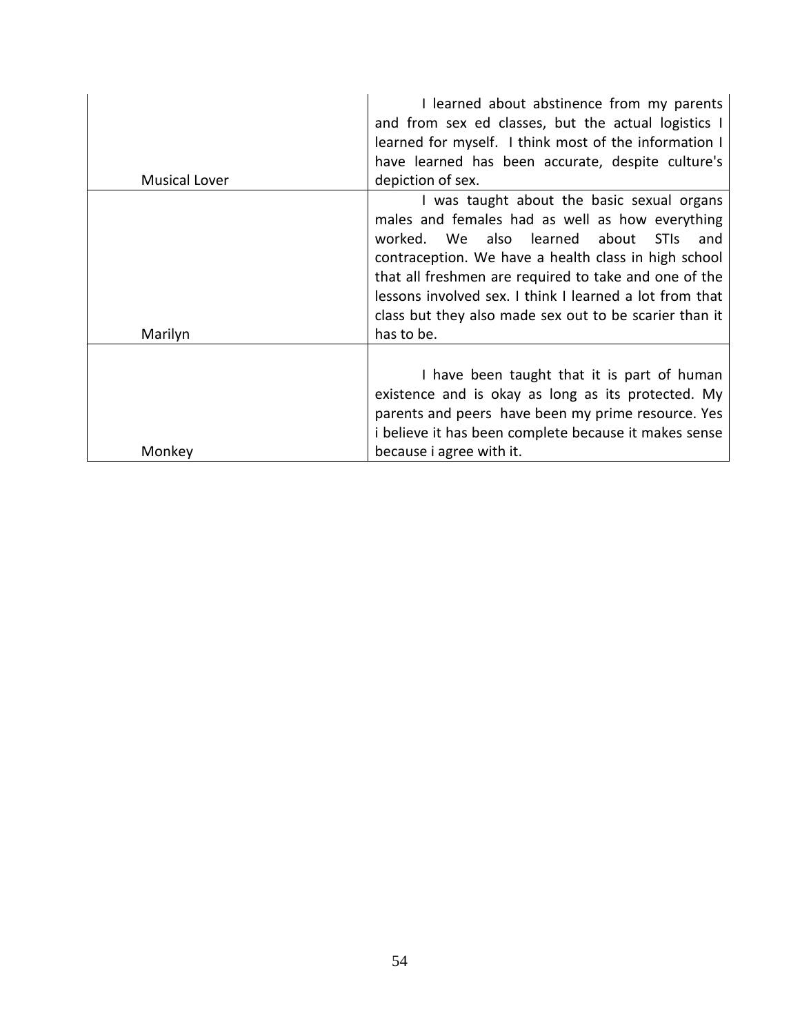| | |
|---|---|
| Musical Lover | I learned about abstinence from my parents and from sex ed classes, but the actual logistics I learned for myself. I think most of the information I have learned has been accurate, despite culture's depiction of sex. |
| Marilyn | I was taught about the basic sexual organs males and females had as well as how everything worked. We also learned about STIs and contraception. We have a health class in high school that all freshmen are required to take and one of the lessons involved sex. I think I learned a lot from that class but they also made sex out to be scarier than it has to be. |
| Monkey | I have been taught that it is part of human existence and is okay as long as its protected. My parents and peers have been my prime resource. Yes i believe it has been complete because it makes sense because i agree with it. |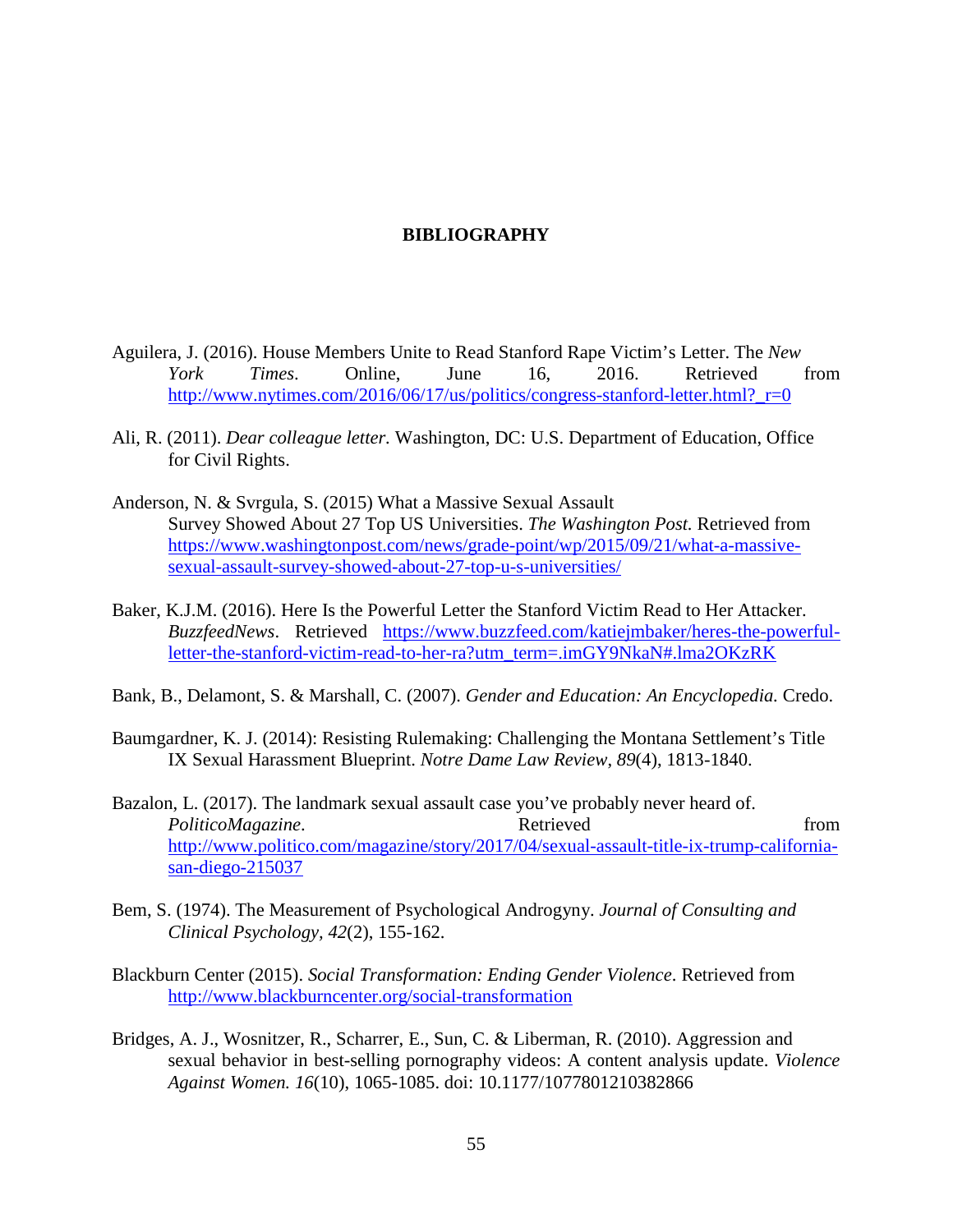# BIBLIOGRAPHY

Aguilera, J. (2016). House Members Unite to Read Stanford Rape Victim's Letter. The *New York Times*. Online, June 16, 2016. Retrieved from http://www.nytimes.com/2016/06/17/us/politics/congress-stanford-letter.html?_r=0

Ali, R. (2011). *Dear colleague letter.* Washington, DC: U.S. Department of Education, Office for Civil Rights.

Anderson, N. & Svrgula, S. (2015) What a Massive Sexual Assault Survey Showed About 27 Top US Universities. *The Washington Post.* Retrieved from https://www.washingtonpost.com/news/grade-point/wp/2015/09/21/what-a-massive-sexual-assault-survey-showed-about-27-top-u-s-universities/

Baker, K.J.M. (2016). Here Is the Powerful Letter the Stanford Victim Read to Her Attacker. *BuzzfeedNews*. Retrieved https://www.buzzfeed.com/katiejmbaker/heres-the-powerful-letter-the-stanford-victim-read-to-her-ra?utm_term=.imGY9NkaN#.lma2OKzRK

Bank, B., Delamont, S. & Marshall, C. (2007). *Gender and Education: An Encyclopedia.* Credo.

Baumgardner, K. J. (2014): Resisting Rulemaking: Challenging the Montana Settlement's Title IX Sexual Harassment Blueprint. *Notre Dame Law Review, 89*(4), 1813-1840.

Bazalon, L. (2017). The landmark sexual assault case you've probably never heard of. *PoliticoMagazine*. Retrieved from http://www.politico.com/magazine/story/2017/04/sexual-assault-title-ix-trump-california-san-diego-215037

Bem, S. (1974). The Measurement of Psychological Androgyny. *Journal of Consulting and Clinical Psychology, 42*(2), 155-162.

Blackburn Center (2015). *Social Transformation: Ending Gender Violence*. Retrieved from http://www.blackburncenter.org/social-transformation

Bridges, A. J., Wosnitzer, R., Scharrer, E., Sun, C. & Liberman, R. (2010). Aggression and sexual behavior in best-selling pornography videos: A content analysis update. *Violence Against Women. 16*(10), 1065-1085. doi: 10.1177/1077801210382866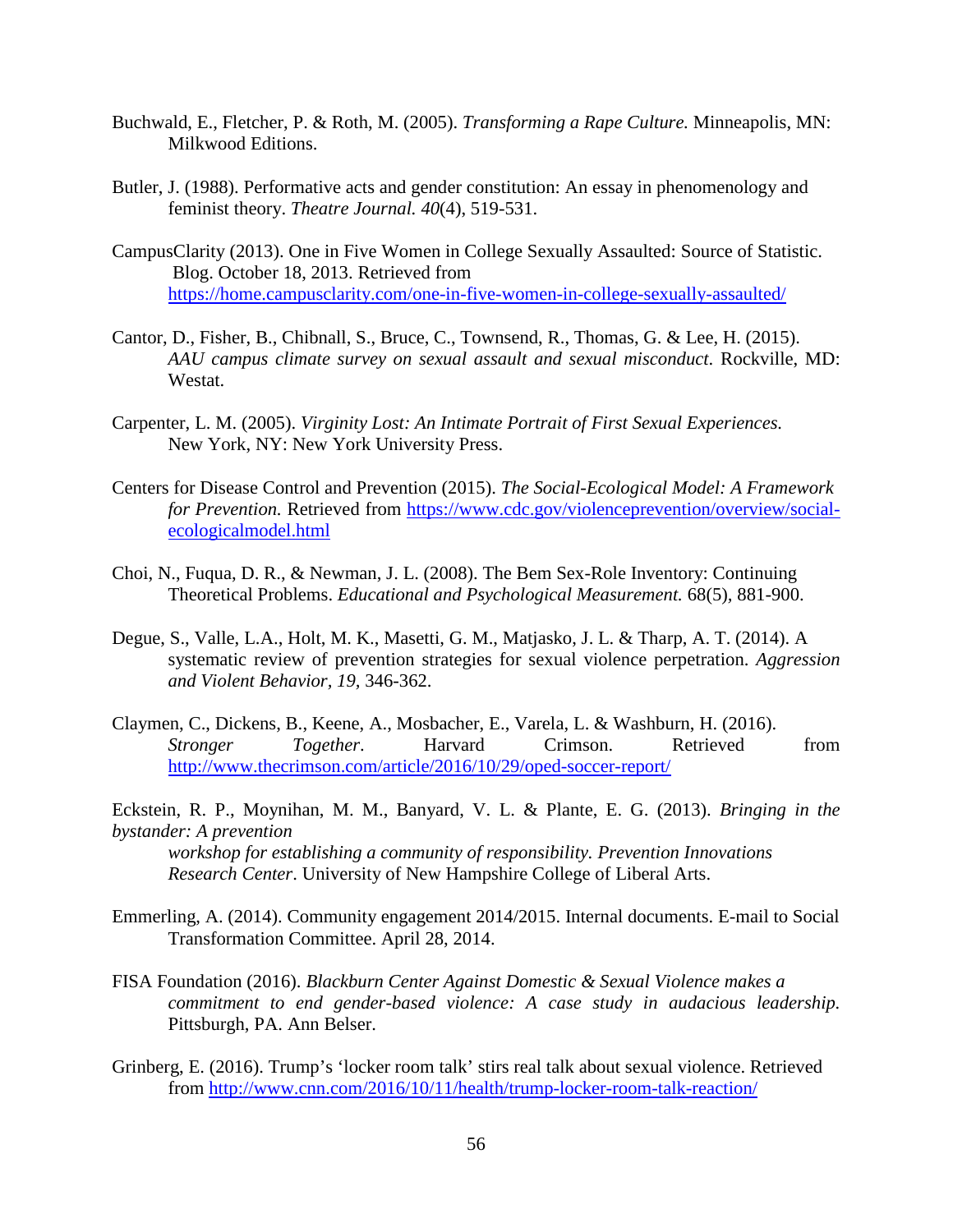Buchwald, E., Fletcher, P. & Roth, M. (2005). *Transforming a Rape Culture.* Minneapolis, MN: Milkwood Editions.

Butler, J. (1988). Performative acts and gender constitution: An essay in phenomenology and feminist theory. *Theatre Journal. 40*(4), 519-531.

CampusClarity (2013). One in Five Women in College Sexually Assaulted: Source of Statistic. Blog. October 18, 2013. Retrieved from https://home.campusclarity.com/one-in-five-women-in-college-sexually-assaulted/

Cantor, D., Fisher, B., Chibnall, S., Bruce, C., Townsend, R., Thomas, G. & Lee, H. (2015). *AAU campus climate survey on sexual assault and sexual misconduct*. Rockville, MD: Westat.

Carpenter, L. M. (2005). *Virginity Lost: An Intimate Portrait of First Sexual Experiences.* New York, NY: New York University Press.

Centers for Disease Control and Prevention (2015). *The Social-Ecological Model: A Framework for Prevention.* Retrieved from https://www.cdc.gov/violenceprevention/overview/social-ecologicalmodel.html

Choi, N., Fuqua, D. R., & Newman, J. L. (2008). The Bem Sex-Role Inventory: Continuing Theoretical Problems. *Educational and Psychological Measurement.* 68(5), 881-900.

Degue, S., Valle, L.A., Holt, M. K., Masetti, G. M., Matjasko, J. L. & Tharp, A. T. (2014). A systematic review of prevention strategies for sexual violence perpetration. *Aggression and Violent Behavior, 19,* 346-362.

Claymen, C., Dickens, B., Keene, A., Mosbacher, E., Varela, L. & Washburn, H. (2016). *Stronger Together.* Harvard Crimson. Retrieved from http://www.thecrimson.com/article/2016/10/29/oped-soccer-report/

Eckstein, R. P., Moynihan, M. M., Banyard, V. L. & Plante, E. G. (2013). *Bringing in the bystander: A prevention workshop for establishing a community of responsibility. Prevention Innovations Research Center*. University of New Hampshire College of Liberal Arts.

Emmerling, A. (2014). Community engagement 2014/2015. Internal documents. E-mail to Social Transformation Committee. April 28, 2014.

FISA Foundation (2016). *Blackburn Center Against Domestic & Sexual Violence makes a commitment to end gender-based violence: A case study in audacious leadership.* Pittsburgh, PA. Ann Belser.

Grinberg, E. (2016). Trump's 'locker room talk' stirs real talk about sexual violence. Retrieved from http://www.cnn.com/2016/10/11/health/trump-locker-room-talk-reaction/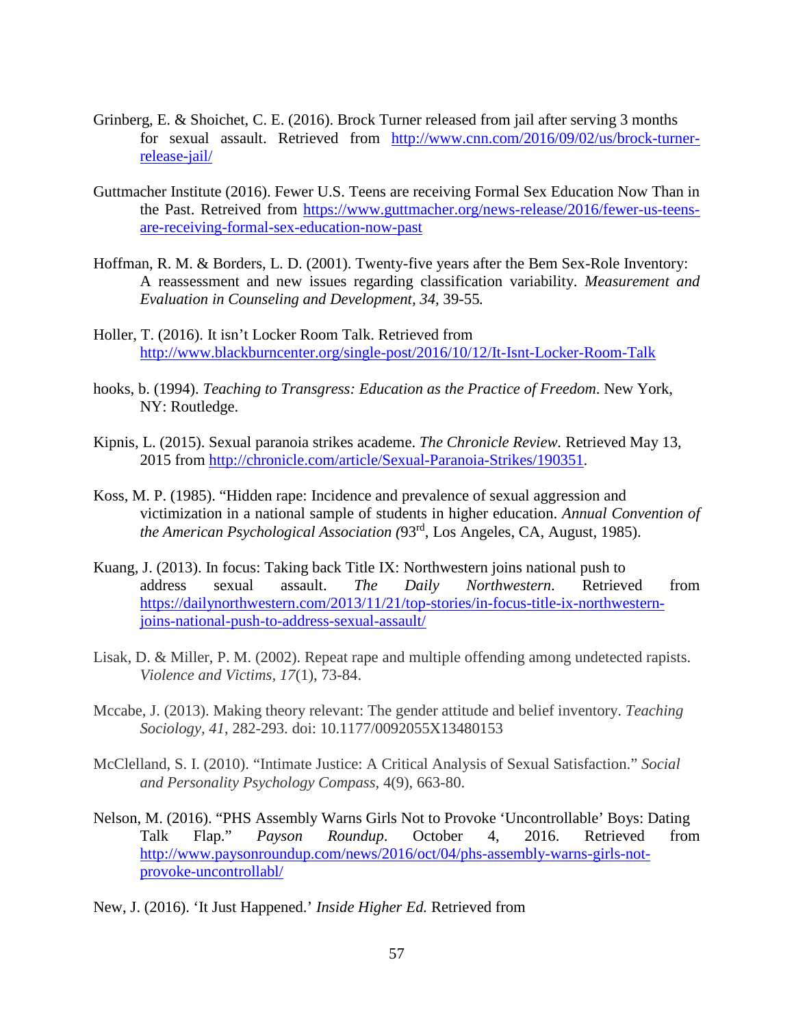Grinberg, E. & Shoichet, C. E. (2016). Brock Turner released from jail after serving 3 months for sexual assault. Retrieved from http://www.cnn.com/2016/09/02/us/brock-turner-release-jail/

Guttmacher Institute (2016). Fewer U.S. Teens are receiving Formal Sex Education Now Than in the Past. Retreived from https://www.guttmacher.org/news-release/2016/fewer-us-teens-are-receiving-formal-sex-education-now-past

Hoffman, R. M. & Borders, L. D. (2001). Twenty-five years after the Bem Sex-Role Inventory: A reassessment and new issues regarding classification variability. *Measurement and Evaluation in Counseling and Development, 34,* 39-55.

Holler, T. (2016). It isn't Locker Room Talk. Retrieved from http://www.blackburncenter.org/single-post/2016/10/12/It-Isnt-Locker-Room-Talk

hooks, b. (1994). *Teaching to Transgress: Education as the Practice of Freedom.* New York, NY: Routledge.

Kipnis, L. (2015). Sexual paranoia strikes academe. *The Chronicle Review.* Retrieved May 13, 2015 from http://chronicle.com/article/Sexual-Paranoia-Strikes/190351.

Koss, M. P. (1985). "Hidden rape: Incidence and prevalence of sexual aggression and victimization in a national sample of students in higher education. *Annual Convention of the American Psychological Association (*93rd, Los Angeles, CA, August, 1985).

Kuang, J. (2013). In focus: Taking back Title IX: Northwestern joins national push to address sexual assault. *The Daily Northwestern*. Retrieved from https://dailynorthwestern.com/2013/11/21/top-stories/in-focus-title-ix-northwestern-joins-national-push-to-address-sexual-assault/

Lisak, D. & Miller, P. M. (2002). Repeat rape and multiple offending among undetected rapists. *Violence and Victims, 17*(1), 73-84.

Mccabe, J. (2013). Making theory relevant: The gender attitude and belief inventory. *Teaching Sociology, 41*, 282-293. doi: 10.1177/0092055X13480153

McClelland, S. I. (2010). "Intimate Justice: A Critical Analysis of Sexual Satisfaction." *Social and Personality Psychology Compass,* 4(9), 663-80.

Nelson, M. (2016). "PHS Assembly Warns Girls Not to Provoke 'Uncontrollable' Boys: Dating Talk Flap." *Payson Roundup*. October 4, 2016. Retrieved from http://www.paysonroundup.com/news/2016/oct/04/phs-assembly-warns-girls-not-provoke-uncontrollabl/

New, J. (2016). 'It Just Happened.' *Inside Higher Ed.* Retrieved from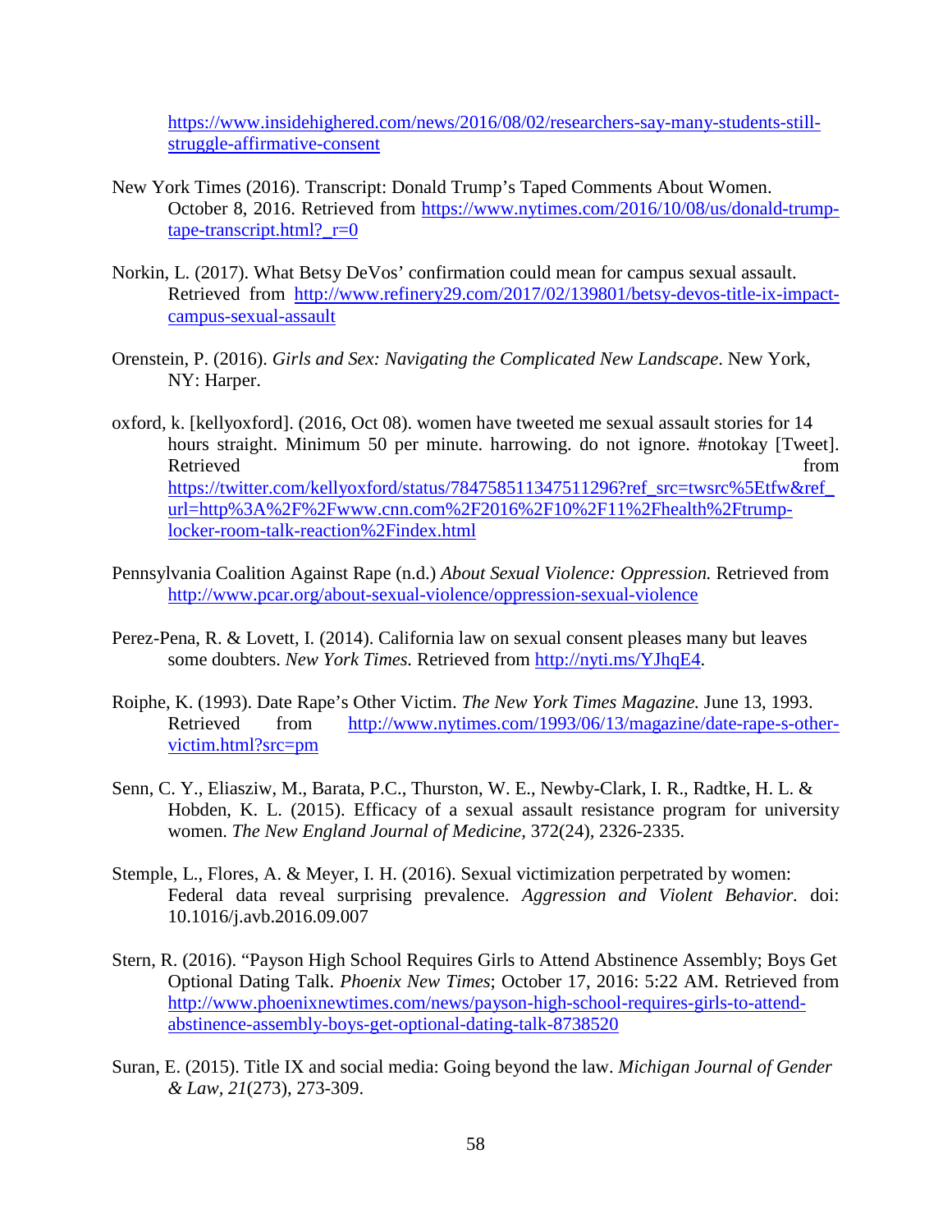https://www.insidehighered.com/news/2016/08/02/researchers-say-many-students-still-struggle-affirmative-consent

New York Times (2016). Transcript: Donald Trump's Taped Comments About Women. October 8, 2016. Retrieved from https://www.nytimes.com/2016/10/08/us/donald-trump-tape-transcript.html?_r=0

Norkin, L. (2017). What Betsy DeVos' confirmation could mean for campus sexual assault. Retrieved from http://www.refinery29.com/2017/02/139801/betsy-devos-title-ix-impact-campus-sexual-assault

Orenstein, P. (2016). *Girls and Sex: Navigating the Complicated New Landscape*. New York, NY: Harper.

oxford, k. [kellyoxford]. (2016, Oct 08). women have tweeted me sexual assault stories for 14 hours straight. Minimum 50 per minute. harrowing. do not ignore. #notokay [Tweet]. Retrieved from https://twitter.com/kellyoxford/status/784758511347511296?ref_src=twsrc%5Etfw&ref_url=http%3A%2F%2Fwww.cnn.com%2F2016%2F10%2F11%2Fhealth%2Ftrump-locker-room-talk-reaction%2Findex.html

Pennsylvania Coalition Against Rape (n.d.) *About Sexual Violence: Oppression.* Retrieved from http://www.pcar.org/about-sexual-violence/oppression-sexual-violence

Perez-Pena, R. & Lovett, I. (2014). California law on sexual consent pleases many but leaves some doubters. *New York Times.* Retrieved from http://nyti.ms/YJhqE4.

Roiphe, K. (1993). Date Rape's Other Victim. *The New York Times Magazine.* June 13, 1993. Retrieved from http://www.nytimes.com/1993/06/13/magazine/date-rape-s-other-victim.html?src=pm

Senn, C. Y., Eliasziw, M., Barata, P.C., Thurston, W. E., Newby-Clark, I. R., Radtke, H. L. & Hobden, K. L. (2015). Efficacy of a sexual assault resistance program for university women. *The New England Journal of Medicine,* 372(24), 2326-2335.

Stemple, L., Flores, A. & Meyer, I. H. (2016). Sexual victimization perpetrated by women: Federal data reveal surprising prevalence. *Aggression and Violent Behavior.* doi: 10.1016/j.avb.2016.09.007

Stern, R. (2016). "Payson High School Requires Girls to Attend Abstinence Assembly; Boys Get Optional Dating Talk. *Phoenix New Times*; October 17, 2016: 5:22 AM. Retrieved from http://www.phoenixnewtimes.com/news/payson-high-school-requires-girls-to-attend-abstinence-assembly-boys-get-optional-dating-talk-8738520

Suran, E. (2015). Title IX and social media: Going beyond the law. *Michigan Journal of Gender & Law, 21*(273), 273-309.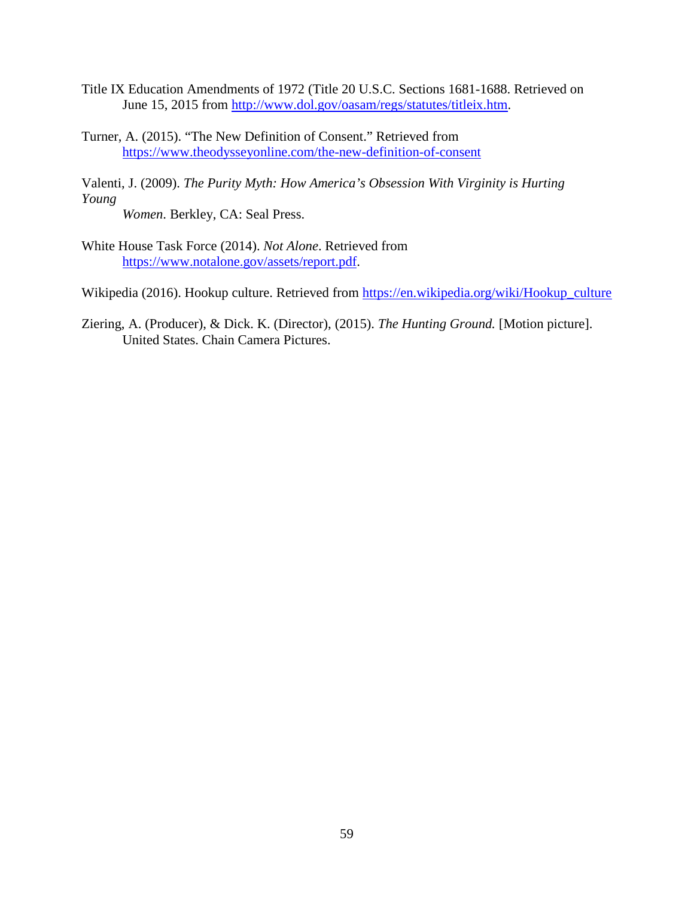Title IX Education Amendments of 1972 (Title 20 U.S.C. Sections 1681-1688. Retrieved on June 15, 2015 from http://www.dol.gov/oasam/regs/statutes/titleix.htm.

Turner, A. (2015). "The New Definition of Consent." Retrieved from https://www.theodysseyonline.com/the-new-definition-of-consent

Valenti, J. (2009). *The Purity Myth: How America's Obsession With Virginity is Hurting Young Women*. Berkley, CA: Seal Press.

White House Task Force (2014). *Not Alone*. Retrieved from https://www.notalone.gov/assets/report.pdf.

Wikipedia (2016). Hookup culture. Retrieved from https://en.wikipedia.org/wiki/Hookup_culture

Ziering, A. (Producer), & Dick. K. (Director), (2015). *The Hunting Ground.* [Motion picture]. United States. Chain Camera Pictures.